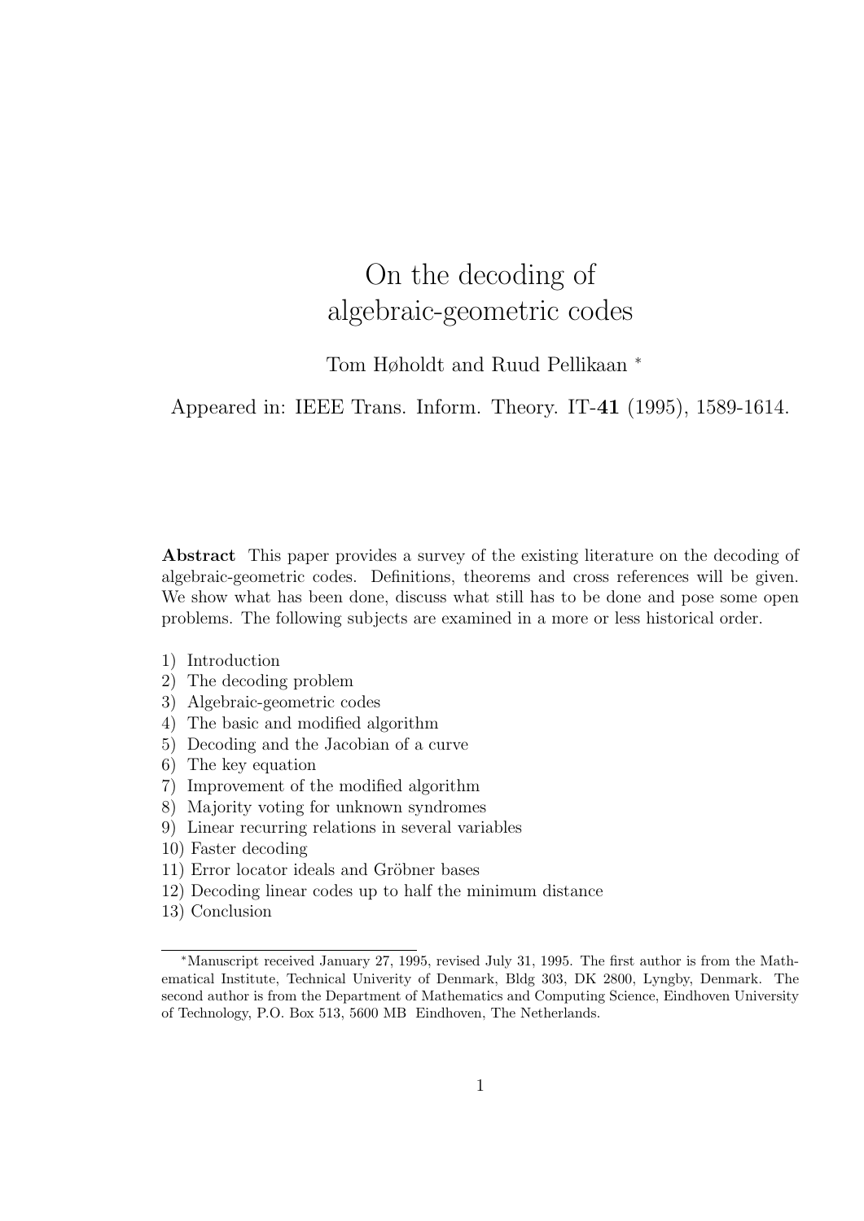# On the decoding of algebraic-geometric codes

Tom Høholdt and Ruud Pellikaan [*]

Appeared in: IEEE Trans. Inform. Theory. IT-**41** (1995), 1589-1614.

**Abstract** This paper provides a survey of the existing literature on the decoding of algebraic-geometric codes. Definitions, theorems and cross references will be given. We show what has been done, discuss what still has to be done and pose some open problems. The following subjects are examined in a more or less historical order.

1) Introduction
2) The decoding problem
3) Algebraic-geometric codes
4) The basic and modified algorithm
5) Decoding and the Jacobian of a curve
6) The key equation
7) Improvement of the modified algorithm
8) Majority voting for unknown syndromes
9) Linear recurring relations in several variables
10) Faster decoding
11) Error locator ideals and Gröbner bases
12) Decoding linear codes up to half the minimum distance
13) Conclusion

---

[*] Manuscript received January 27, 1995, revised July 31, 1995. The first author is from the Mathematical Institute, Technical Univerity of Denmark, Bldg 303, DK 2800, Lyngby, Denmark. The second author is from the Department of Mathematics and Computing Science, Eindhoven University of Technology, P.O. Box 513, 5600 MB Eindhoven, The Netherlands.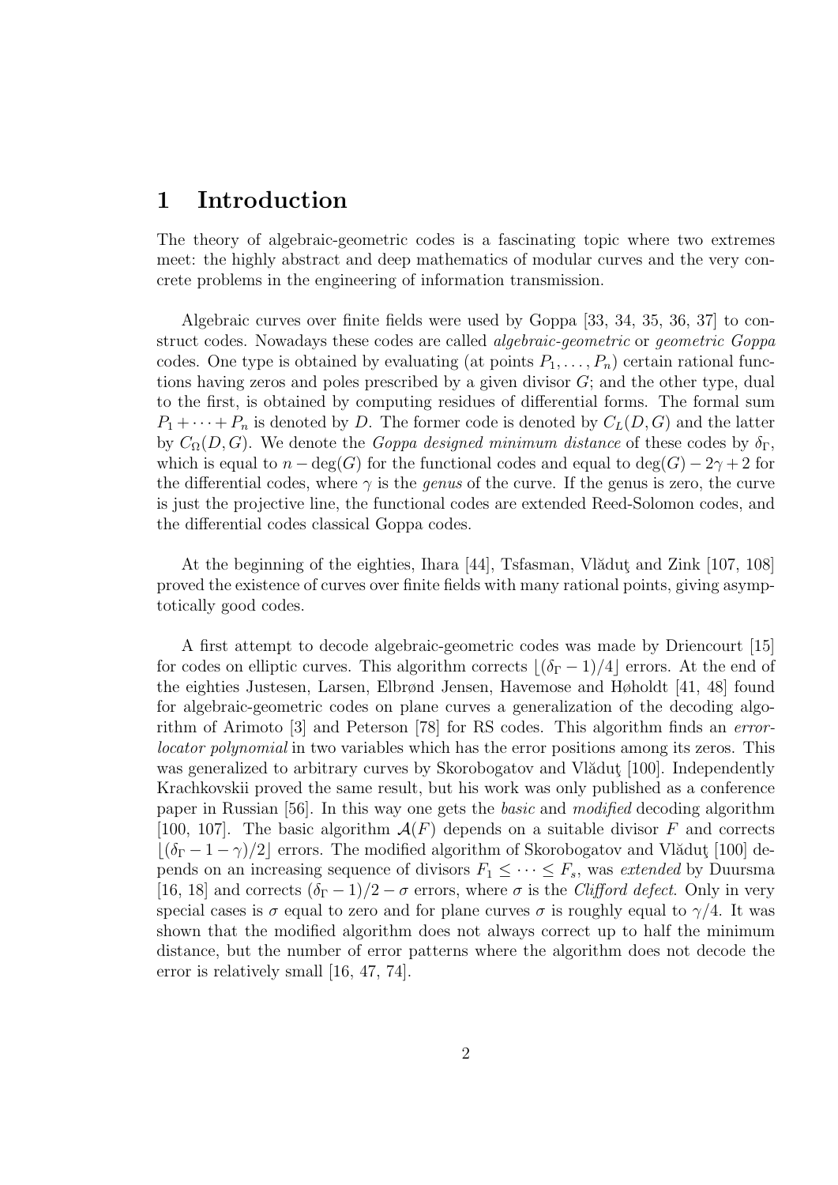# 1 Introduction

The theory of algebraic-geometric codes is a fascinating topic where two extremes meet: the highly abstract and deep mathematics of modular curves and the very concrete problems in the engineering of information transmission.

Algebraic curves over finite fields were used by Goppa [33, 34, 35, 36, 37] to construct codes. Nowadays these codes are called *algebraic-geometric* or *geometric Goppa* codes. One type is obtained by evaluating (at points $P_1, \ldots, P_n$) certain rational functions having zeros and poles prescribed by a given divisor $G$; and the other type, dual to the first, is obtained by computing residues of differential forms. The formal sum $P_1 + \cdots + P_n$ is denoted by $D$. The former code is denoted by $C_L(D, G)$ and the latter by $C_\Omega(D, G)$. We denote the *Goppa designed minimum distance* of these codes by $\delta_\Gamma$, which is equal to $n - \deg(G)$ for the functional codes and equal to $\deg(G) - 2\gamma + 2$ for the differential codes, where $\gamma$ is the *genus* of the curve. If the genus is zero, the curve is just the projective line, the functional codes are extended Reed-Solomon codes, and the differential codes classical Goppa codes.

At the beginning of the eighties, Ihara [44], Tsfasman, Vlăduţ and Zink [107, 108] proved the existence of curves over finite fields with many rational points, giving asymptotically good codes.

A first attempt to decode algebraic-geometric codes was made by Driencourt [15] for codes on elliptic curves. This algorithm corrects $\lfloor (\delta_\Gamma - 1)/4 \rfloor$ errors. At the end of the eighties Justesen, Larsen, Elbrønd Jensen, Havemose and Høholdt [41, 48] found for algebraic-geometric codes on plane curves a generalization of the decoding algorithm of Arimoto [3] and Peterson [78] for RS codes. This algorithm finds an *error-locator polynomial* in two variables which has the error positions among its zeros. This was generalized to arbitrary curves by Skorobogatov and Vlăduţ [100]. Independently Krachkovskii proved the same result, but his work was only published as a conference paper in Russian [56]. In this way one gets the *basic* and *modified* decoding algorithm [100, 107]. The basic algorithm $\mathcal{A}(F)$ depends on a suitable divisor $F$ and corrects $\lfloor (\delta_\Gamma - 1 - \gamma)/2 \rfloor$ errors. The modified algorithm of Skorobogatov and Vlăduţ [100] depends on an increasing sequence of divisors $F_1 \leq \cdots \leq F_s$, was *extended* by Duursma [16, 18] and corrects $(\delta_\Gamma - 1)/2 - \sigma$ errors, where $\sigma$ is the *Clifford defect*. Only in very special cases is $\sigma$ equal to zero and for plane curves $\sigma$ is roughly equal to $\gamma/4$. It was shown that the modified algorithm does not always correct up to half the minimum distance, but the number of error patterns where the algorithm does not decode the error is relatively small [16, 47, 74].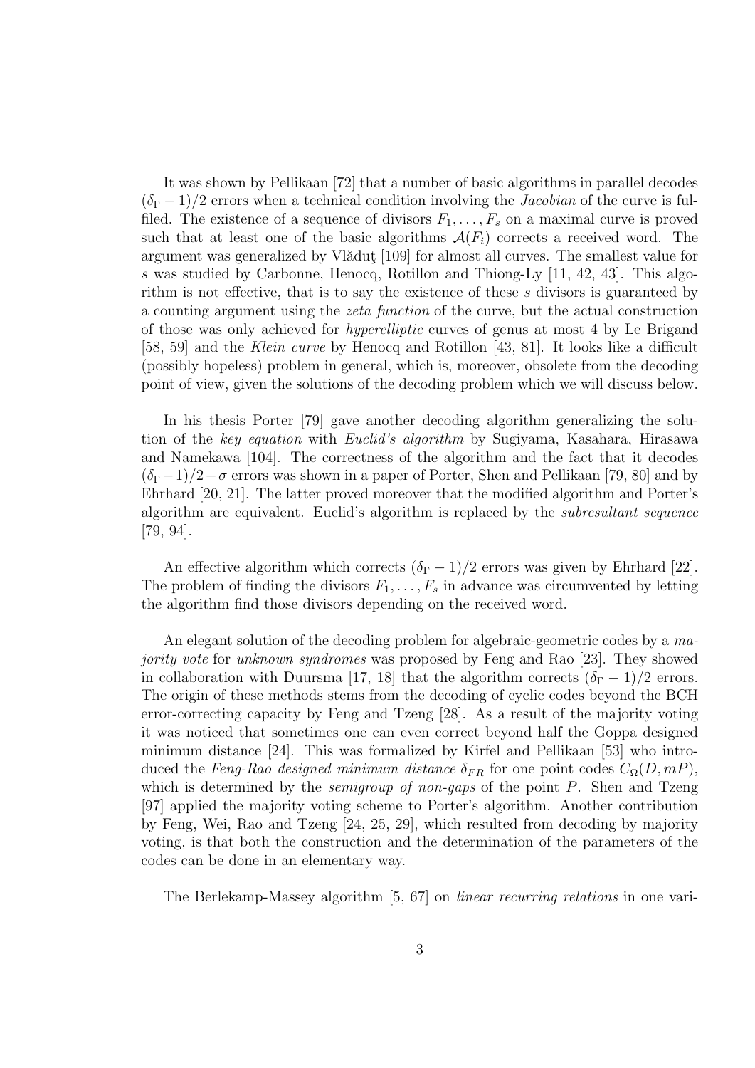It was shown by Pellikaan [72] that a number of basic algorithms in parallel decodes $(\delta_\Gamma - 1)/2$ errors when a technical condition involving the *Jacobian* of the curve is fulfiled. The existence of a sequence of divisors $F_1, \ldots, F_s$ on a maximal curve is proved such that at least one of the basic algorithms $\mathcal{A}(F_i)$ corrects a received word. The argument was generalized by Vlăduţ [109] for almost all curves. The smallest value for $s$ was studied by Carbonne, Henocq, Rotillon and Thiong-Ly [11, 42, 43]. This algorithm is not effective, that is to say the existence of these $s$ divisors is guaranteed by a counting argument using the *zeta function* of the curve, but the actual construction of those was only achieved for *hyperelliptic* curves of genus at most 4 by Le Brigand [58, 59] and the *Klein curve* by Henocq and Rotillon [43, 81]. It looks like a difficult (possibly hopeless) problem in general, which is, moreover, obsolete from the decoding point of view, given the solutions of the decoding problem which we will discuss below.

In his thesis Porter [79] gave another decoding algorithm generalizing the solution of the *key equation* with *Euclid's algorithm* by Sugiyama, Kasahara, Hirasawa and Namekawa [104]. The correctness of the algorithm and the fact that it decodes $(\delta_\Gamma - 1)/2 - \sigma$ errors was shown in a paper of Porter, Shen and Pellikaan [79, 80] and by Ehrhard [20, 21]. The latter proved moreover that the modified algorithm and Porter's algorithm are equivalent. Euclid's algorithm is replaced by the *subresultant sequence* [79, 94].

An effective algorithm which corrects $(\delta_\Gamma - 1)/2$ errors was given by Ehrhard [22]. The problem of finding the divisors $F_1, \ldots, F_s$ in advance was circumvented by letting the algorithm find those divisors depending on the received word.

An elegant solution of the decoding problem for algebraic-geometric codes by a *majority vote* for *unknown syndromes* was proposed by Feng and Rao [23]. They showed in collaboration with Duursma [17, 18] that the algorithm corrects $(\delta_\Gamma - 1)/2$ errors. The origin of these methods stems from the decoding of cyclic codes beyond the BCH error-correcting capacity by Feng and Tzeng [28]. As a result of the majority voting it was noticed that sometimes one can even correct beyond half the Goppa designed minimum distance [24]. This was formalized by Kirfel and Pellikaan [53] who introduced the *Feng-Rao designed minimum distance* $\delta_{FR}$ for one point codes $C_\Omega(D, mP)$, which is determined by the *semigroup of non-gaps* of the point $P$. Shen and Tzeng [97] applied the majority voting scheme to Porter's algorithm. Another contribution by Feng, Wei, Rao and Tzeng [24, 25, 29], which resulted from decoding by majority voting, is that both the construction and the determination of the parameters of the codes can be done in an elementary way.

The Berlekamp-Massey algorithm [5, 67] on *linear recurring relations* in one vari-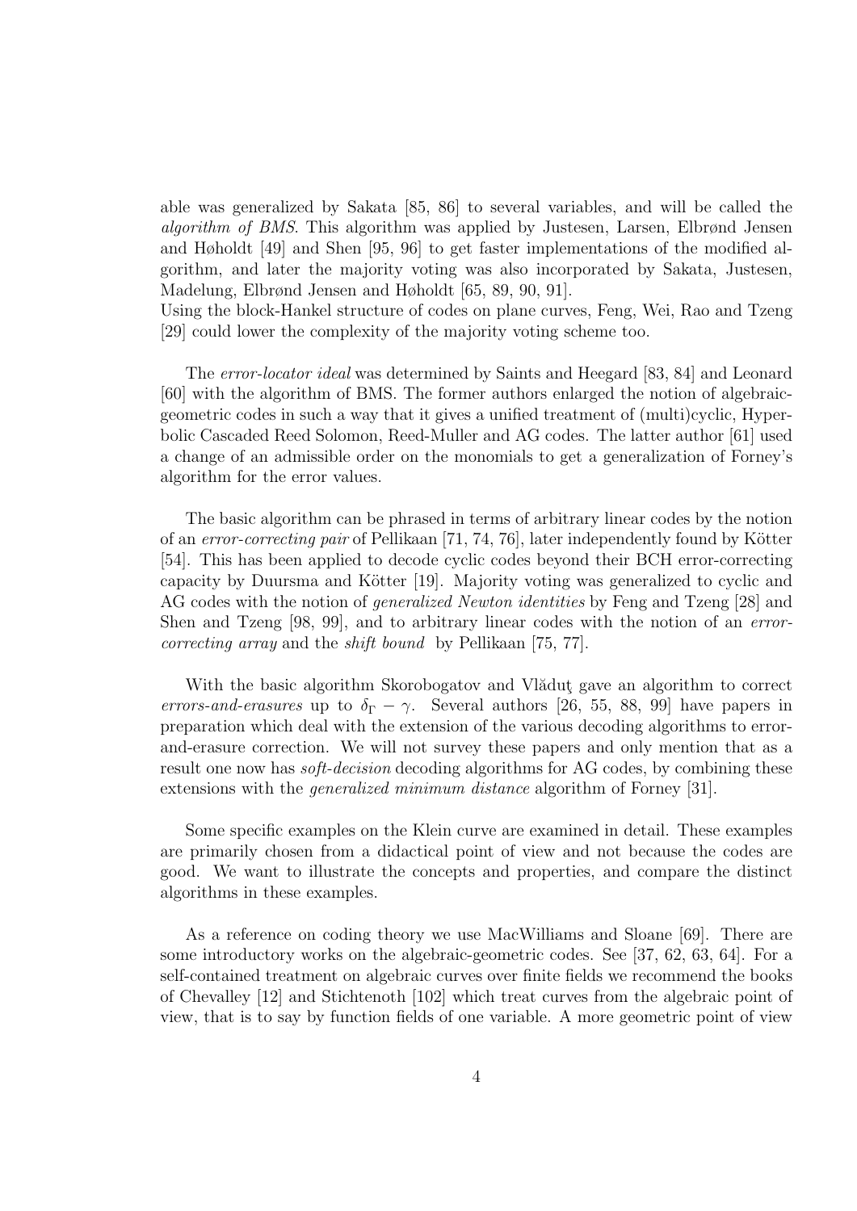able was generalized by Sakata [85, 86] to several variables, and will be called the *algorithm of BMS*. This algorithm was applied by Justesen, Larsen, Elbrønd Jensen and Høholdt [49] and Shen [95, 96] to get faster implementations of the modified algorithm, and later the majority voting was also incorporated by Sakata, Justesen, Madelung, Elbrønd Jensen and Høholdt [65, 89, 90, 91].
Using the block-Hankel structure of codes on plane curves, Feng, Wei, Rao and Tzeng [29] could lower the complexity of the majority voting scheme too.

The *error-locator ideal* was determined by Saints and Heegard [83, 84] and Leonard [60] with the algorithm of BMS. The former authors enlarged the notion of algebraic-geometric codes in such a way that it gives a unified treatment of (multi)cyclic, Hyperbolic Cascaded Reed Solomon, Reed-Muller and AG codes. The latter author [61] used a change of an admissible order on the monomials to get a generalization of Forney's algorithm for the error values.

The basic algorithm can be phrased in terms of arbitrary linear codes by the notion of an *error-correcting pair* of Pellikaan [71, 74, 76], later independently found by Kötter [54]. This has been applied to decode cyclic codes beyond their BCH error-correcting capacity by Duursma and Kötter [19]. Majority voting was generalized to cyclic and AG codes with the notion of *generalized Newton identities* by Feng and Tzeng [28] and Shen and Tzeng [98, 99], and to arbitrary linear codes with the notion of an *error-correcting array* and the *shift bound* by Pellikaan [75, 77].

With the basic algorithm Skorobogatov and Vlăduţ gave an algorithm to correct *errors-and-erasures* up to $\delta_\Gamma - \gamma$. Several authors [26, 55, 88, 99] have papers in preparation which deal with the extension of the various decoding algorithms to error-and-erasure correction. We will not survey these papers and only mention that as a result one now has *soft-decision* decoding algorithms for AG codes, by combining these extensions with the *generalized minimum distance* algorithm of Forney [31].

Some specific examples on the Klein curve are examined in detail. These examples are primarily chosen from a didactical point of view and not because the codes are good. We want to illustrate the concepts and properties, and compare the distinct algorithms in these examples.

As a reference on coding theory we use MacWilliams and Sloane [69]. There are some introductory works on the algebraic-geometric codes. See [37, 62, 63, 64]. For a self-contained treatment on algebraic curves over finite fields we recommend the books of Chevalley [12] and Stichtenoth [102] which treat curves from the algebraic point of view, that is to say by function fields of one variable. A more geometric point of view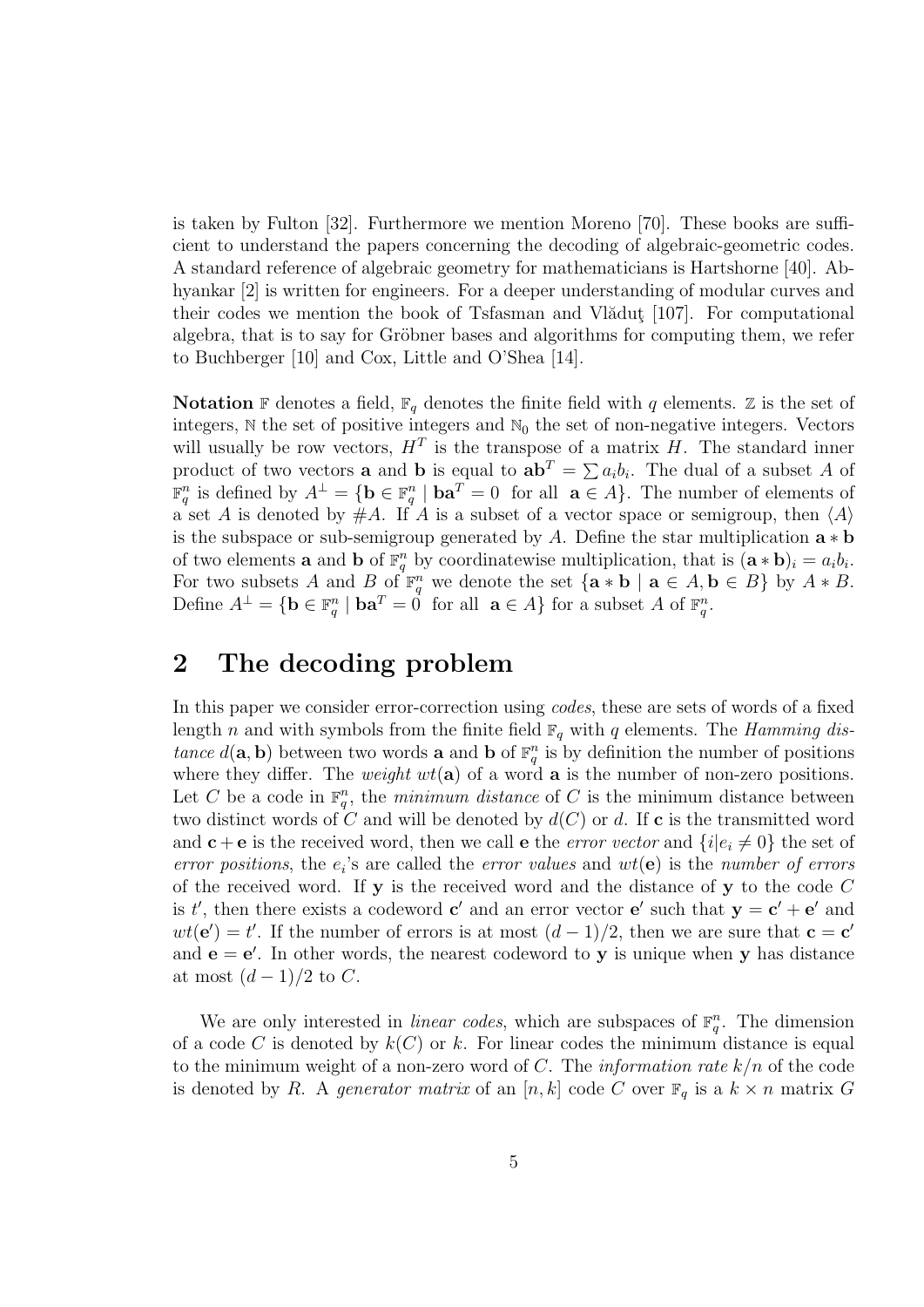is taken by Fulton [32]. Furthermore we mention Moreno [70]. These books are sufficient to understand the papers concerning the decoding of algebraic-geometric codes. A standard reference of algebraic geometry for mathematicians is Hartshorne [40]. Abhyankar [2] is written for engineers. For a deeper understanding of modular curves and their codes we mention the book of Tsfasman and Vlăduţ [107]. For computational algebra, that is to say for Gröbner bases and algorithms for computing them, we refer to Buchberger [10] and Cox, Little and O'Shea [14].

**Notation** $\mathbb{F}$ denotes a field, $\mathbb{F}_q$ denotes the finite field with $q$ elements. $\mathbb{Z}$ is the set of integers, $\mathbb{N}$ the set of positive integers and $\mathbb{N}_0$ the set of non-negative integers. Vectors will usually be row vectors, $H^T$ is the transpose of a matrix $H$. The standard inner product of two vectors $\mathbf{a}$ and $\mathbf{b}$ is equal to $\mathbf{a}\mathbf{b}^T = \sum a_i b_i$. The dual of a subset $A$ of $\mathbb{F}_q^n$ is defined by $A^\perp = \{\mathbf{b} \in \mathbb{F}_q^n \mid \mathbf{b}\mathbf{a}^T = 0 \text{ for all } \mathbf{a} \in A\}$. The number of elements of a set $A$ is denoted by $\#A$. If $A$ is a subset of a vector space or semigroup, then $\langle A \rangle$ is the subspace or sub-semigroup generated by $A$. Define the star multiplication $\mathbf{a} * \mathbf{b}$ of two elements $\mathbf{a}$ and $\mathbf{b}$ of $\mathbb{F}_q^n$ by coordinatewise multiplication, that is $(\mathbf{a} * \mathbf{b})_i = a_i b_i$. For two subsets $A$ and $B$ of $\mathbb{F}_q^n$ we denote the set $\{\mathbf{a} * \mathbf{b} \mid \mathbf{a} \in A, \mathbf{b} \in B\}$ by $A * B$. Define $A^\perp = \{\mathbf{b} \in \mathbb{F}_q^n \mid \mathbf{b}\mathbf{a}^T = 0 \text{ for all } \mathbf{a} \in A\}$ for a subset $A$ of $\mathbb{F}_q^n$.

## 2 The decoding problem

In this paper we consider error-correction using *codes*, these are sets of words of a fixed length $n$ and with symbols from the finite field $\mathbb{F}_q$ with $q$ elements. The *Hamming distance* $d(\mathbf{a}, \mathbf{b})$ between two words $\mathbf{a}$ and $\mathbf{b}$ of $\mathbb{F}_q^n$ is by definition the number of positions where they differ. The *weight* $wt(\mathbf{a})$ of a word $\mathbf{a}$ is the number of non-zero positions. Let $C$ be a code in $\mathbb{F}_q^n$, the *minimum distance* of $C$ is the minimum distance between two distinct words of $C$ and will be denoted by $d(C)$ or $d$. If $\mathbf{c}$ is the transmitted word and $\mathbf{c} + \mathbf{e}$ is the received word, then we call $\mathbf{e}$ the *error vector* and $\{i | e_i \neq 0\}$ the set of *error positions*, the $e_i$'s are called the *error values* and $wt(\mathbf{e})$ is the *number of errors* of the received word. If $\mathbf{y}$ is the received word and the distance of $\mathbf{y}$ to the code $C$ is $t'$, then there exists a codeword $\mathbf{c}'$ and an error vector $\mathbf{e}'$ such that $\mathbf{y} = \mathbf{c}' + \mathbf{e}'$ and $wt(\mathbf{e}') = t'$. If the number of errors is at most $(d-1)/2$, then we are sure that $\mathbf{c} = \mathbf{c}'$ and $\mathbf{e} = \mathbf{e}'$. In other words, the nearest codeword to $\mathbf{y}$ is unique when $\mathbf{y}$ has distance at most $(d-1)/2$ to $C$.

We are only interested in *linear codes*, which are subspaces of $\mathbb{F}_q^n$. The dimension of a code $C$ is denoted by $k(C)$ or $k$. For linear codes the minimum distance is equal to the minimum weight of a non-zero word of $C$. The *information rate* $k/n$ of the code is denoted by $R$. A *generator matrix* of an $[n, k]$ code $C$ over $\mathbb{F}_q$ is a $k \times n$ matrix $G$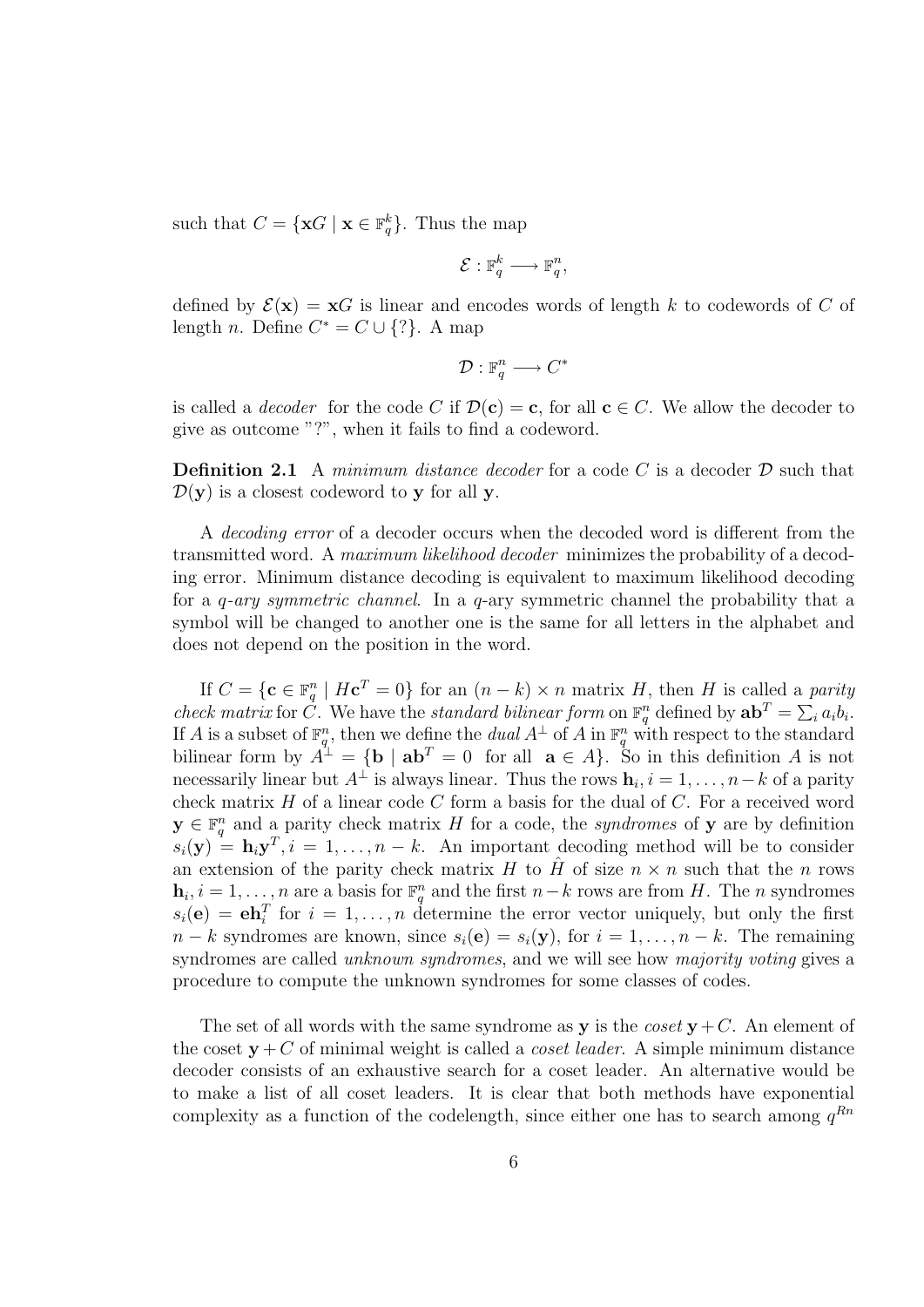such that $C = \{\mathbf{x}G \mid \mathbf{x} \in \mathbb{F}_q^k\}$. Thus the map

$$\mathcal{E} : \mathbb{F}_q^k \longrightarrow \mathbb{F}_q^n,$$

defined by $\mathcal{E}(\mathbf{x}) = \mathbf{x}G$ is linear and encodes words of length $k$ to codewords of $C$ of length $n$. Define $C^* = C \cup \{?\}$. A map

$$\mathcal{D} : \mathbb{F}_q^n \longrightarrow C^*$$

is called a *decoder* for the code $C$ if $\mathcal{D}(\mathbf{c}) = \mathbf{c}$, for all $\mathbf{c} \in C$. We allow the decoder to give as outcome "?", when it fails to find a codeword.

**Definition 2.1** A *minimum distance decoder* for a code $C$ is a decoder $\mathcal{D}$ such that $\mathcal{D}(\mathbf{y})$ is a closest codeword to $\mathbf{y}$ for all $\mathbf{y}$.

A *decoding error* of a decoder occurs when the decoded word is different from the transmitted word. A *maximum likelihood decoder* minimizes the probability of a decoding error. Minimum distance decoding is equivalent to maximum likelihood decoding for a *q-ary symmetric channel*. In a $q$-ary symmetric channel the probability that a symbol will be changed to another one is the same for all letters in the alphabet and does not depend on the position in the word.

If $C = \{\mathbf{c} \in \mathbb{F}_q^n \mid H\mathbf{c}^T = 0\}$ for an $(n-k) \times n$ matrix $H$, then $H$ is called a *parity check matrix* for $C$. We have the *standard bilinear form* on $\mathbb{F}_q^n$ defined by $\mathbf{a}\mathbf{b}^T = \sum_i a_i b_i$. If $A$ is a subset of $\mathbb{F}_q^n$, then we define the *dual* $A^\perp$ of $A$ in $\mathbb{F}_q^n$ with respect to the standard bilinear form by $A^\perp = \{\mathbf{b} \mid \mathbf{a}\mathbf{b}^T = 0 \text{ for all } \mathbf{a} \in A\}$. So in this definition $A$ is not necessarily linear but $A^\perp$ is always linear. Thus the rows $\mathbf{h}_i, i = 1, \ldots, n-k$ of a parity check matrix $H$ of a linear code $C$ form a basis for the dual of $C$. For a received word $\mathbf{y} \in \mathbb{F}_q^n$ and a parity check matrix $H$ for a code, the *syndromes* of $\mathbf{y}$ are by definition $s_i(\mathbf{y}) = \mathbf{h}_i \mathbf{y}^T, i = 1, \ldots, n-k$. An important decoding method will be to consider an extension of the parity check matrix $H$ to $\hat{H}$ of size $n \times n$ such that the $n$ rows $\mathbf{h}_i, i = 1, \ldots, n$ are a basis for $\mathbb{F}_q^n$ and the first $n-k$ rows are from $H$. The $n$ syndromes $s_i(\mathbf{e}) = \mathbf{e}\mathbf{h}_i^T$ for $i = 1, \ldots, n$ determine the error vector uniquely, but only the first $n-k$ syndromes are known, since $s_i(\mathbf{e}) = s_i(\mathbf{y})$, for $i = 1, \ldots, n-k$. The remaining syndromes are called *unknown syndromes*, and we will see how *majority voting* gives a procedure to compute the unknown syndromes for some classes of codes.

The set of all words with the same syndrome as $\mathbf{y}$ is the *coset* $\mathbf{y} + C$. An element of the coset $\mathbf{y} + C$ of minimal weight is called a *coset leader*. A simple minimum distance decoder consists of an exhaustive search for a coset leader. An alternative would be to make a list of all coset leaders. It is clear that both methods have exponential complexity as a function of the codelength, since either one has to search among $q^{Rn}$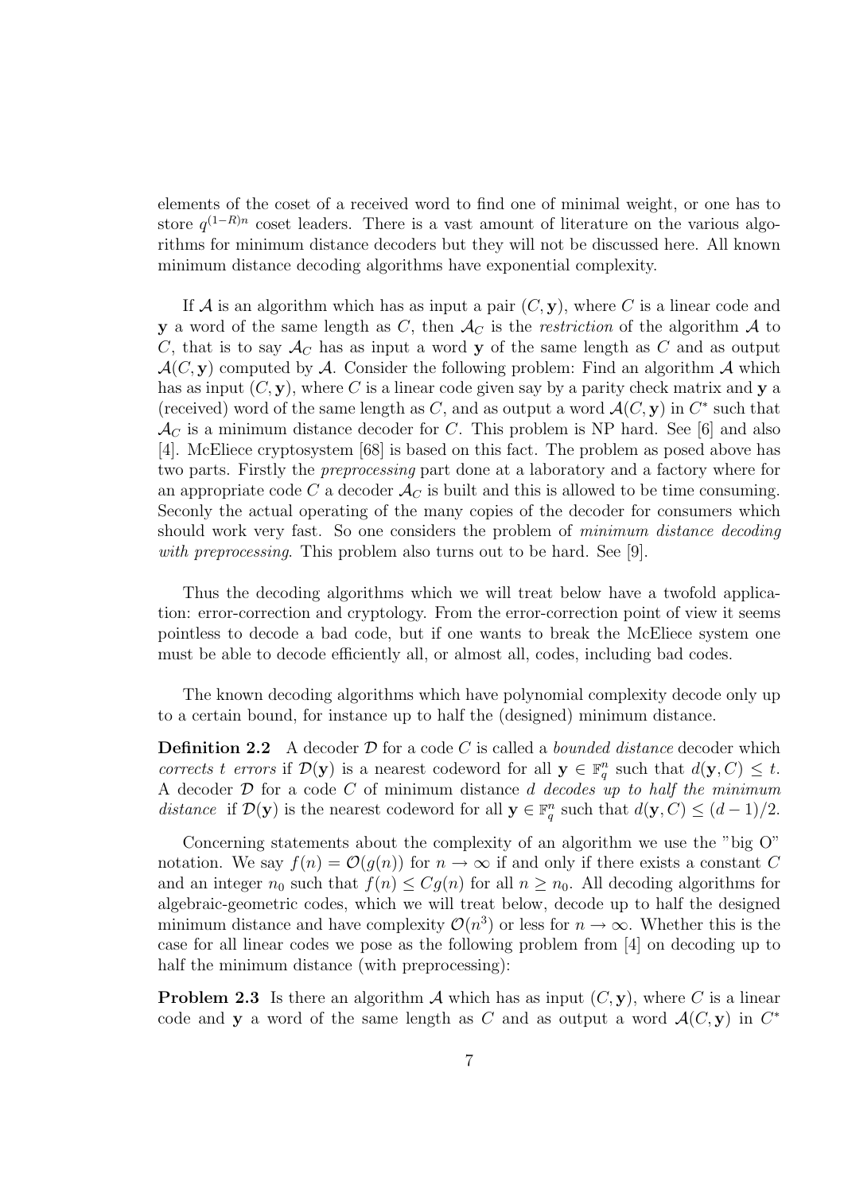elements of the coset of a received word to find one of minimal weight, or one has to store $q^{(1-R)n}$ coset leaders. There is a vast amount of literature on the various algorithms for minimum distance decoders but they will not be discussed here. All known minimum distance decoding algorithms have exponential complexity.

If $\mathcal{A}$ is an algorithm which has as input a pair $(C, \mathbf{y})$, where $C$ is a linear code and $\mathbf{y}$ a word of the same length as $C$, then $\mathcal{A}_C$ is the *restriction* of the algorithm $\mathcal{A}$ to $C$, that is to say $\mathcal{A}_C$ has as input a word $\mathbf{y}$ of the same length as $C$ and as output $\mathcal{A}(C, \mathbf{y})$ computed by $\mathcal{A}$. Consider the following problem: Find an algorithm $\mathcal{A}$ which has as input $(C, \mathbf{y})$, where $C$ is a linear code given say by a parity check matrix and $\mathbf{y}$ a (received) word of the same length as $C$, and as output a word $\mathcal{A}(C, \mathbf{y})$ in $C^*$ such that $\mathcal{A}_C$ is a minimum distance decoder for $C$. This problem is NP hard. See [6] and also [4]. McEliece cryptosystem [68] is based on this fact. The problem as posed above has two parts. Firstly the *preprocessing* part done at a laboratory and a factory where for an appropriate code $C$ a decoder $\mathcal{A}_C$ is built and this is allowed to be time consuming. Seconly the actual operating of the many copies of the decoder for consumers which should work very fast. So one considers the problem of *minimum distance decoding with preprocessing*. This problem also turns out to be hard. See [9].

Thus the decoding algorithms which we will treat below have a twofold application: error-correction and cryptology. From the error-correction point of view it seems pointless to decode a bad code, but if one wants to break the McEliece system one must be able to decode efficiently all, or almost all, codes, including bad codes.

The known decoding algorithms which have polynomial complexity decode only up to a certain bound, for instance up to half the (designed) minimum distance.

**Definition 2.2** A decoder $\mathcal{D}$ for a code $C$ is called a *bounded distance* decoder which *corrects $t$ errors* if $\mathcal{D}(\mathbf{y})$ is a nearest codeword for all $\mathbf{y} \in \mathbb{F}_q^n$ such that $d(\mathbf{y}, C) \leq t$. A decoder $\mathcal{D}$ for a code $C$ of minimum distance $d$ *decodes up to half the minimum distance* if $\mathcal{D}(\mathbf{y})$ is the nearest codeword for all $\mathbf{y} \in \mathbb{F}_q^n$ such that $d(\mathbf{y}, C) \leq (d-1)/2$.

Concerning statements about the complexity of an algorithm we use the "big O" notation. We say $f(n) = \mathcal{O}(g(n))$ for $n \to \infty$ if and only if there exists a constant $C$ and an integer $n_0$ such that $f(n) \leq Cg(n)$ for all $n \geq n_0$. All decoding algorithms for algebraic-geometric codes, which we will treat below, decode up to half the designed minimum distance and have complexity $\mathcal{O}(n^3)$ or less for $n \to \infty$. Whether this is the case for all linear codes we pose as the following problem from [4] on decoding up to half the minimum distance (with preprocessing):

**Problem 2.3** Is there an algorithm $\mathcal{A}$ which has as input $(C, \mathbf{y})$, where $C$ is a linear code and $\mathbf{y}$ a word of the same length as $C$ and as output a word $\mathcal{A}(C, \mathbf{y})$ in $C^*$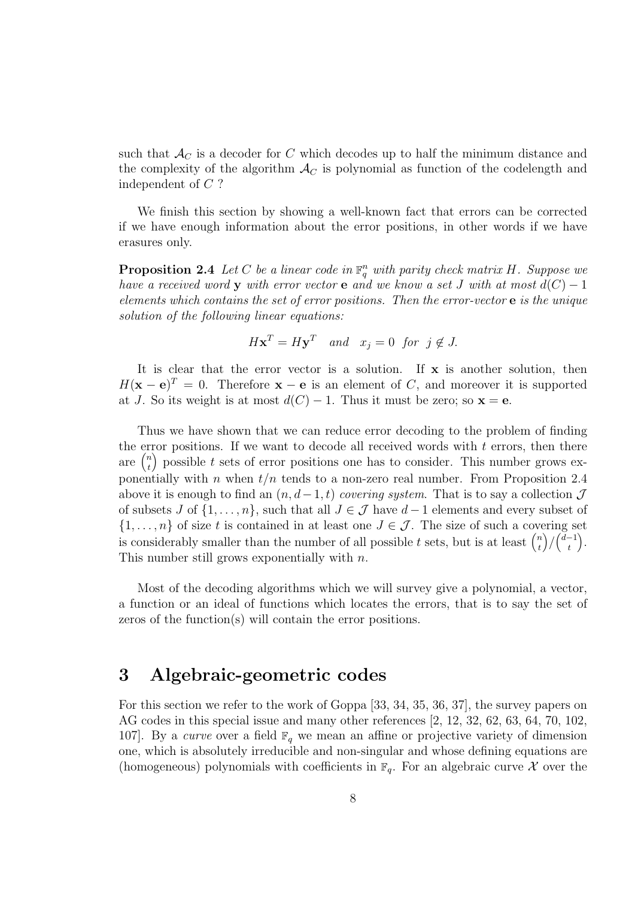such that $\mathcal{A}_C$ is a decoder for $C$ which decodes up to half the minimum distance and the complexity of the algorithm $\mathcal{A}_C$ is polynomial as function of the codelength and independent of $C$ ?

We finish this section by showing a well-known fact that errors can be corrected if we have enough information about the error positions, in other words if we have erasures only.

**Proposition 2.4** *Let $C$ be a linear code in $\mathbb{F}_q^n$ with parity check matrix $H$. Suppose we have a received word $\mathbf{y}$ with error vector $\mathbf{e}$ and we know a set $J$ with at most $d(C)-1$ elements which contains the set of error positions. Then the error-vector $\mathbf{e}$ is the unique solution of the following linear equations:*

$$H\mathbf{x}^T = H\mathbf{y}^T \quad and \quad x_j = 0 \ \ for \ \ j \notin J.$$

It is clear that the error vector is a solution. If $\mathbf{x}$ is another solution, then $H(\mathbf{x}-\mathbf{e})^T = 0$. Therefore $\mathbf{x}-\mathbf{e}$ is an element of $C$, and moreover it is supported at $J$. So its weight is at most $d(C)-1$. Thus it must be zero; so $\mathbf{x} = \mathbf{e}$.

Thus we have shown that we can reduce error decoding to the problem of finding the error positions. If we want to decode all received words with $t$ errors, then there are $\binom{n}{t}$ possible $t$ sets of error positions one has to consider. This number grows exponentially with $n$ when $t/n$ tends to a non-zero real number. From Proposition 2.4 above it is enough to find an $(n, d-1, t)$ *covering system*. That is to say a collection $\mathcal{J}$ of subsets $J$ of $\{1, \ldots, n\}$, such that all $J \in \mathcal{J}$ have $d-1$ elements and every subset of $\{1, \ldots, n\}$ of size $t$ is contained in at least one $J \in \mathcal{J}$. The size of such a covering set is considerably smaller than the number of all possible $t$ sets, but is at least $\binom{n}{t}/\binom{d-1}{t}$. This number still grows exponentially with $n$.

Most of the decoding algorithms which we will survey give a polynomial, a vector, a function or an ideal of functions which locates the errors, that is to say the set of zeros of the function(s) will contain the error positions.

# 3 Algebraic-geometric codes

For this section we refer to the work of Goppa [33, 34, 35, 36, 37], the survey papers on AG codes in this special issue and many other references [2, 12, 32, 62, 63, 64, 70, 102, 107]. By a *curve* over a field $\mathbb{F}_q$ we mean an affine or projective variety of dimension one, which is absolutely irreducible and non-singular and whose defining equations are (homogeneous) polynomials with coefficients in $\mathbb{F}_q$. For an algebraic curve $\mathcal{X}$ over the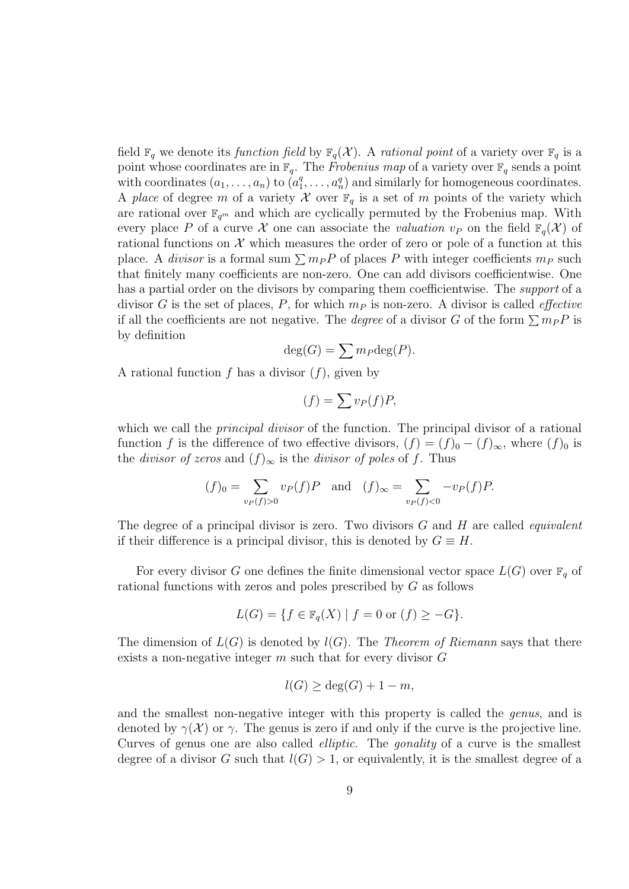field $\mathbb{F}_q$ we denote its *function field* by $\mathbb{F}_q(\mathcal{X})$. A *rational point* of a variety over $\mathbb{F}_q$ is a point whose coordinates are in $\mathbb{F}_q$. The *Frobenius map* of a variety over $\mathbb{F}_q$ sends a point with coordinates $(a_1, \dots, a_n)$ to $(a_1^q, \dots, a_n^q)$ and similarly for homogeneous coordinates. A *place* of degree $m$ of a variety $\mathcal{X}$ over $\mathbb{F}_q$ is a set of $m$ points of the variety which are rational over $\mathbb{F}_{q^m}$ and which are cyclically permuted by the Frobenius map. With every place $P$ of a curve $\mathcal{X}$ one can associate the *valuation* $v_P$ on the field $\mathbb{F}_q(\mathcal{X})$ of rational functions on $\mathcal{X}$ which measures the order of zero or pole of a function at this place. A *divisor* is a formal sum $\sum m_P P$ of places $P$ with integer coefficients $m_P$ such that finitely many coefficients are non-zero. One can add divisors coefficientwise. One has a partial order on the divisors by comparing them coefficientwise. The *support* of a divisor $G$ is the set of places, $P$, for which $m_P$ is non-zero. A divisor is called *effective* if all the coefficients are not negative. The *degree* of a divisor $G$ of the form $\sum m_P P$ is by definition

$$\deg(G) = \sum m_P \deg(P).$$

A rational function $f$ has a divisor $(f)$, given by

$$(f) = \sum v_P(f) P,$$

which we call the *principal divisor* of the function. The principal divisor of a rational function $f$ is the difference of two effective divisors, $(f) = (f)_0 - (f)_\infty$, where $(f)_0$ is the *divisor of zeros* and $(f)_\infty$ is the *divisor of poles* of $f$. Thus

$$(f)_0 = \sum_{v_P(f)>0} v_P(f) P \quad \text{and} \quad (f)_\infty = \sum_{v_P(f)<0} -v_P(f) P.$$

The degree of a principal divisor is zero. Two divisors $G$ and $H$ are called *equivalent* if their difference is a principal divisor, this is denoted by $G \equiv H$.

For every divisor $G$ one defines the finite dimensional vector space $L(G)$ over $\mathbb{F}_q$ of rational functions with zeros and poles prescribed by $G$ as follows

$$L(G) = \{ f \in \mathbb{F}_q(X) \mid f = 0 \text{ or } (f) \geq -G \}.$$

The dimension of $L(G)$ is denoted by $l(G)$. The *Theorem of Riemann* says that there exists a non-negative integer $m$ such that for every divisor $G$

$$l(G) \geq \deg(G) + 1 - m,$$

and the smallest non-negative integer with this property is called the *genus*, and is denoted by $\gamma(\mathcal{X})$ or $\gamma$. The genus is zero if and only if the curve is the projective line. Curves of genus one are also called *elliptic*. The *gonality* of a curve is the smallest degree of a divisor $G$ such that $l(G) > 1$, or equivalently, it is the smallest degree of a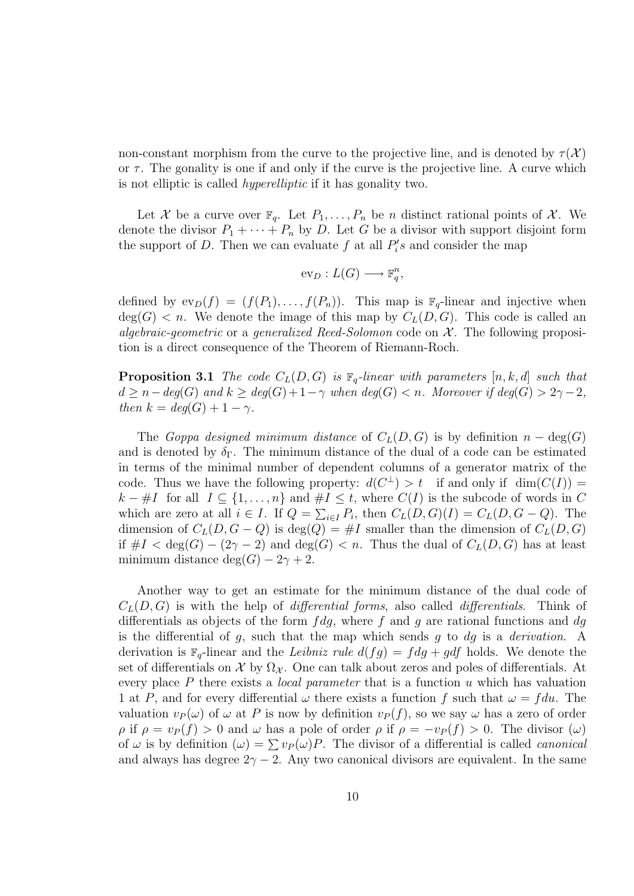non-constant morphism from the curve to the projective line, and is denoted by $\tau(\mathcal{X})$ or $\tau$. The gonality is one if and only if the curve is the projective line. A curve which is not elliptic is called *hyperelliptic* if it has gonality two.

Let $\mathcal{X}$ be a curve over $\mathbb{F}_q$. Let $P_1, \ldots, P_n$ be $n$ distinct rational points of $\mathcal{X}$. We denote the divisor $P_1 + \cdots + P_n$ by $D$. Let $G$ be a divisor with support disjoint form the support of $D$. Then we can evaluate $f$ at all $P_i's$ and consider the map

$$\mathrm{ev}_D : L(G) \longrightarrow \mathbb{F}_q^n,$$

defined by $\mathrm{ev}_D(f) = (f(P_1), \ldots, f(P_n))$. This map is $\mathbb{F}_q$-linear and injective when $\deg(G) < n$. We denote the image of this map by $C_L(D, G)$. This code is called an *algebraic-geometric* or a *generalized Reed-Solomon* code on $\mathcal{X}$. The following proposition is a direct consequence of the Theorem of Riemann-Roch.

**Proposition 3.1** *The code $C_L(D, G)$ is $\mathbb{F}_q$-linear with parameters $[n, k, d]$ such that $d \geq n - deg(G)$ and $k \geq deg(G) + 1 - \gamma$ when $deg(G) < n$. Moreover if $deg(G) > 2\gamma - 2$, then $k = deg(G) + 1 - \gamma$.*

The *Goppa designed minimum distance* of $C_L(D, G)$ is by definition $n - \deg(G)$ and is denoted by $\delta_\Gamma$. The minimum distance of the dual of a code can be estimated in terms of the minimal number of dependent columns of a generator matrix of the code. Thus we have the following property: $d(C^\perp) > t$ if and only if $\dim(C(I)) = k - \#I$ for all $I \subseteq \{1, \ldots, n\}$ and $\#I \leq t$, where $C(I)$ is the subcode of words in $C$ which are zero at all $i \in I$. If $Q = \sum_{i \in I} P_i$, then $C_L(D, G)(I) = C_L(D, G - Q)$. The dimension of $C_L(D, G - Q)$ is $\deg(Q) = \#I$ smaller than the dimension of $C_L(D, G)$ if $\#I < \deg(G) - (2\gamma - 2)$ and $\deg(G) < n$. Thus the dual of $C_L(D, G)$ has at least minimum distance $\deg(G) - 2\gamma + 2$.

Another way to get an estimate for the minimum distance of the dual code of $C_L(D, G)$ is with the help of *differential forms*, also called *differentials*. Think of differentials as objects of the form $f dg$, where $f$ and $g$ are rational functions and $dg$ is the differential of $g$, such that the map which sends $g$ to $dg$ is a *derivation*. A derivation is $\mathbb{F}_q$-linear and the *Leibniz rule* $d(fg) = f dg + g df$ holds. We denote the set of differentials on $\mathcal{X}$ by $\Omega_{\mathcal{X}}$. One can talk about zeros and poles of differentials. At every place $P$ there exists a *local parameter* that is a function $u$ which has valuation 1 at $P$, and for every differential $\omega$ there exists a function $f$ such that $\omega = f du$. The valuation $v_P(\omega)$ of $\omega$ at $P$ is now by definition $v_P(f)$, so we say $\omega$ has a zero of order $\rho$ if $\rho = v_P(f) > 0$ and $\omega$ has a pole of order $\rho$ if $\rho = -v_P(f) > 0$. The divisor $(\omega)$ of $\omega$ is by definition $(\omega) = \sum v_P(\omega) P$. The divisor of a differential is called *canonical* and always has degree $2\gamma - 2$. Any two canonical divisors are equivalent. In the same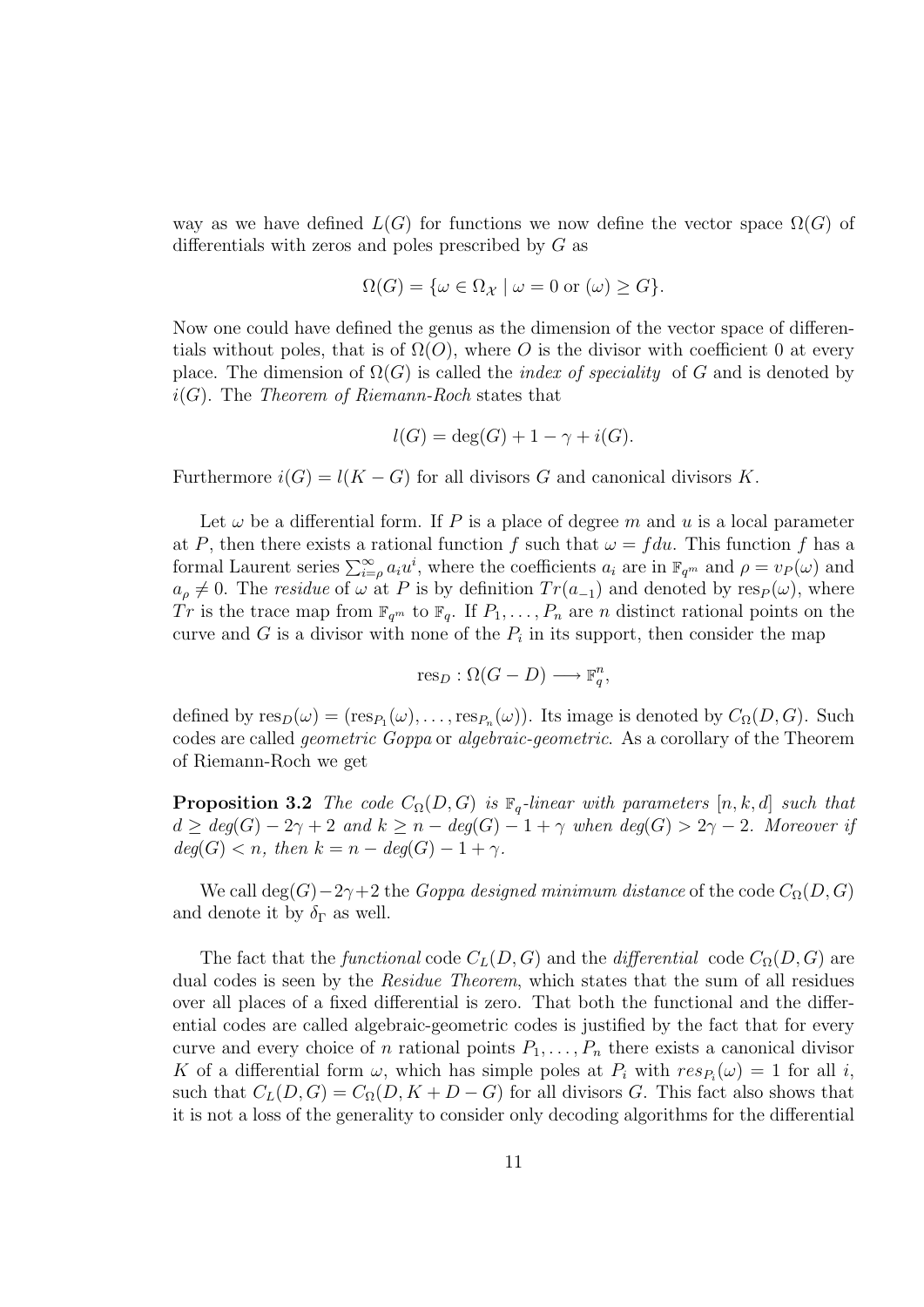way as we have defined $L(G)$ for functions we now define the vector space $\Omega(G)$ of differentials with zeros and poles prescribed by $G$ as

$$\Omega(G) = \{\omega \in \Omega_{\mathcal{X}} \mid \omega = 0 \text{ or } (\omega) \geq G\}.$$

Now one could have defined the genus as the dimension of the vector space of differentials without poles, that is of $\Omega(O)$, where $O$ is the divisor with coefficient 0 at every place. The dimension of $\Omega(G)$ is called the *index of speciality* of $G$ and is denoted by $i(G)$. The *Theorem of Riemann-Roch* states that

$$l(G) = \deg(G) + 1 - \gamma + i(G).$$

Furthermore $i(G) = l(K - G)$ for all divisors $G$ and canonical divisors $K$.

Let $\omega$ be a differential form. If $P$ is a place of degree $m$ and $u$ is a local parameter at $P$, then there exists a rational function $f$ such that $\omega = f du$. This function $f$ has a formal Laurent series $\sum_{i=\rho}^{\infty} a_i u^i$, where the coefficients $a_i$ are in $\mathbb{F}_{q^m}$ and $\rho = v_P(\omega)$ and $a_\rho \neq 0$. The *residue* of $\omega$ at $P$ is by definition $Tr(a_{-1})$ and denoted by $\mathrm{res}_P(\omega)$, where $Tr$ is the trace map from $\mathbb{F}_{q^m}$ to $\mathbb{F}_q$. If $P_1, \ldots, P_n$ are $n$ distinct rational points on the curve and $G$ is a divisor with none of the $P_i$ in its support, then consider the map

$$\mathrm{res}_D : \Omega(G - D) \longrightarrow \mathbb{F}_q^n,$$

defined by $\mathrm{res}_D(\omega) = (\mathrm{res}_{P_1}(\omega), \ldots, \mathrm{res}_{P_n}(\omega))$. Its image is denoted by $C_\Omega(D, G)$. Such codes are called *geometric Goppa* or *algebraic-geometric*. As a corollary of the Theorem of Riemann-Roch we get

**Proposition 3.2** *The code $C_\Omega(D, G)$ is $\mathbb{F}_q$-linear with parameters $[n, k, d]$ such that $d \geq deg(G) - 2\gamma + 2$ and $k \geq n - deg(G) - 1 + \gamma$ when $deg(G) > 2\gamma - 2$. Moreover if $deg(G) < n$, then $k = n - deg(G) - 1 + \gamma$.*

We call $\deg(G) - 2\gamma + 2$ the *Goppa designed minimum distance* of the code $C_\Omega(D, G)$ and denote it by $\delta_\Gamma$ as well.

The fact that the *functional* code $C_L(D, G)$ and the *differential* code $C_\Omega(D, G)$ are dual codes is seen by the *Residue Theorem*, which states that the sum of all residues over all places of a fixed differential is zero. That both the functional and the differential codes are called algebraic-geometric codes is justified by the fact that for every curve and every choice of $n$ rational points $P_1, \ldots, P_n$ there exists a canonical divisor $K$ of a differential form $\omega$, which has simple poles at $P_i$ with $res_{P_i}(\omega) = 1$ for all $i$, such that $C_L(D, G) = C_\Omega(D, K + D - G)$ for all divisors $G$. This fact also shows that it is not a loss of the generality to consider only decoding algorithms for the differential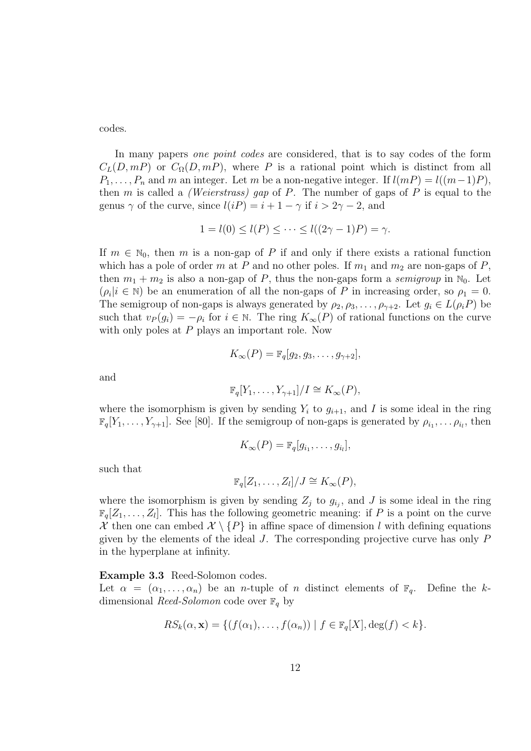codes.

In many papers *one point codes* are considered, that is to say codes of the form $C_L(D, mP)$ or $C_\Omega(D, mP)$, where $P$ is a rational point which is distinct from all $P_1, \ldots, P_n$ and $m$ an integer. Let $m$ be a non-negative integer. If $l(mP) = l((m-1)P)$, then $m$ is called a *(Weierstrass) gap* of $P$. The number of gaps of $P$ is equal to the genus $\gamma$ of the curve, since $l(iP) = i + 1 - \gamma$ if $i > 2\gamma - 2$, and

$$1 = l(0) \leq l(P) \leq \cdots \leq l((2\gamma - 1)P) = \gamma.$$

If $m \in \mathbb{N}_0$, then $m$ is a non-gap of $P$ if and only if there exists a rational function which has a pole of order $m$ at $P$ and no other poles. If $m_1$ and $m_2$ are non-gaps of $P$, then $m_1 + m_2$ is also a non-gap of $P$, thus the non-gaps form a *semigroup* in $\mathbb{N}_0$. Let $(\rho_i | i \in \mathbb{N})$ be an enumeration of all the non-gaps of $P$ in increasing order, so $\rho_1 = 0$. The semigroup of non-gaps is always generated by $\rho_2, \rho_3, \ldots, \rho_{\gamma+2}$. Let $g_i \in L(\rho_i P)$ be such that $v_P(g_i) = -\rho_i$ for $i \in \mathbb{N}$. The ring $K_\infty(P)$ of rational functions on the curve with only poles at $P$ plays an important role. Now

$$K_\infty(P) = \mathbb{F}_q[g_2, g_3, \ldots, g_{\gamma+2}],$$

and

$$\mathbb{F}_q[Y_1, \ldots, Y_{\gamma+1}]/I \cong K_\infty(P),$$

where the isomorphism is given by sending $Y_i$ to $g_{i+1}$, and $I$ is some ideal in the ring $\mathbb{F}_q[Y_1, \ldots, Y_{\gamma+1}]$. See [80]. If the semigroup of non-gaps is generated by $\rho_{i_1}, \ldots \rho_{i_l}$, then

$$K_\infty(P) = \mathbb{F}_q[g_{i_1}, \ldots, g_{i_l}],$$

such that

$$\mathbb{F}_q[Z_1, \ldots, Z_l]/J \cong K_\infty(P),$$

where the isomorphism is given by sending $Z_j$ to $g_{i_j}$, and $J$ is some ideal in the ring $\mathbb{F}_q[Z_1, \ldots, Z_l]$. This has the following geometric meaning: if $P$ is a point on the curve $\mathcal{X}$ then one can embed $\mathcal{X} \setminus \{P\}$ in affine space of dimension $l$ with defining equations given by the elements of the ideal $J$. The corresponding projective curve has only $P$ in the hyperplane at infinity.

**Example 3.3** Reed-Solomon codes.
Let $\alpha = (\alpha_1, \ldots, \alpha_n)$ be an $n$-tuple of $n$ distinct elements of $\mathbb{F}_q$. Define the $k$-dimensional *Reed-Solomon* code over $\mathbb{F}_q$ by

$$RS_k(\alpha, \mathbf{x}) = \{(f(\alpha_1), \ldots, f(\alpha_n)) \mid f \in \mathbb{F}_q[X], \deg(f) < k\}.$$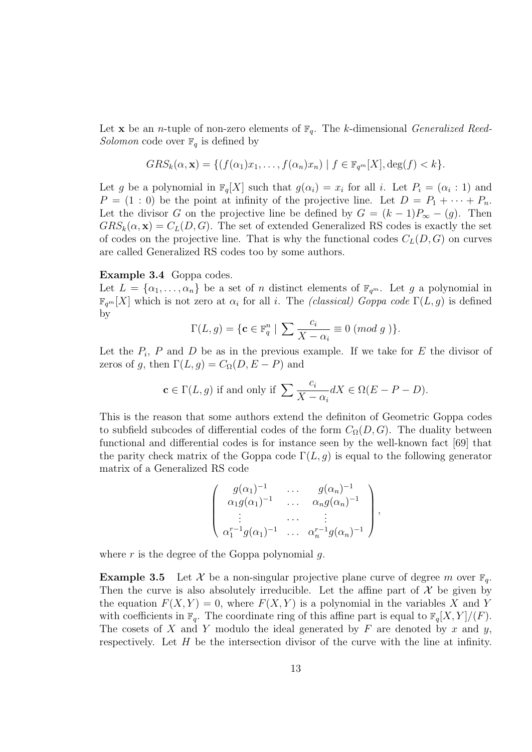Let $\mathbf{x}$ be an $n$-tuple of non-zero elements of $\mathbb{F}_q$. The $k$-dimensional *Generalized Reed-Solomon* code over $\mathbb{F}_q$ is defined by

$$GRS_k(\alpha, \mathbf{x}) = \{(f(\alpha_1)x_1, \ldots, f(\alpha_n)x_n) \mid f \in \mathbb{F}_{q^m}[X], \deg(f) < k\}.$$

Let $g$ be a polynomial in $\mathbb{F}_q[X]$ such that $g(\alpha_i) = x_i$ for all $i$. Let $P_i = (\alpha_i : 1)$ and $P = (1 : 0)$ be the point at infinity of the projective line. Let $D = P_1 + \cdots + P_n$. Let the divisor $G$ on the projective line be defined by $G = (k-1)P_\infty - (g)$. Then $GRS_k(\alpha, \mathbf{x}) = C_L(D, G)$. The set of extended Generalized RS codes is exactly the set of codes on the projective line. That is why the functional codes $C_L(D, G)$ on curves are called Generalized RS codes too by some authors.

**Example 3.4** Goppa codes.
Let $L = \{\alpha_1, \ldots, \alpha_n\}$ be a set of $n$ distinct elements of $\mathbb{F}_{q^m}$. Let $g$ a polynomial in $\mathbb{F}_{q^m}[X]$ which is not zero at $\alpha_i$ for all $i$. The *(classical) Goppa code* $\Gamma(L, g)$ is defined by

$$\Gamma(L, g) = \{\mathbf{c} \in \mathbb{F}_q^n \mid \sum \frac{c_i}{X - \alpha_i} \equiv 0 \ (mod \ g \ )\}.$$

Let the $P_i$, $P$ and $D$ be as in the previous example. If we take for $E$ the divisor of zeros of $g$, then $\Gamma(L, g) = C_\Omega(D, E - P)$ and

$$\mathbf{c} \in \Gamma(L, g) \text{ if and only if } \sum \frac{c_i}{X - \alpha_i} dX \in \Omega(E - P - D).$$

This is the reason that some authors extend the definiton of Geometric Goppa codes to subfield subcodes of differential codes of the form $C_\Omega(D, G)$. The duality between functional and differential codes is for instance seen by the well-known fact [69] that the parity check matrix of the Goppa code $\Gamma(L, g)$ is equal to the following generator matrix of a Generalized RS code

$$\begin{pmatrix} g(\alpha_1)^{-1} & \ldots & g(\alpha_n)^{-1} \\ \alpha_1 g(\alpha_1)^{-1} & \ldots & \alpha_n g(\alpha_n)^{-1} \\ \vdots & \ldots & \vdots \\ \alpha_1^{r-1} g(\alpha_1)^{-1} & \ldots & \alpha_n^{r-1} g(\alpha_n)^{-1} \end{pmatrix},$$

where $r$ is the degree of the Goppa polynomial $g$.

**Example 3.5** Let $\mathcal{X}$ be a non-singular projective plane curve of degree $m$ over $\mathbb{F}_q$. Then the curve is also absolutely irreducible. Let the affine part of $\mathcal{X}$ be given by the equation $F(X, Y) = 0$, where $F(X, Y)$ is a polynomial in the variables $X$ and $Y$ with coefficients in $\mathbb{F}_q$. The coordinate ring of this affine part is equal to $\mathbb{F}_q[X, Y]/(F)$. The cosets of $X$ and $Y$ modulo the ideal generated by $F$ are denoted by $x$ and $y$, respectively. Let $H$ be the intersection divisor of the curve with the line at infinity.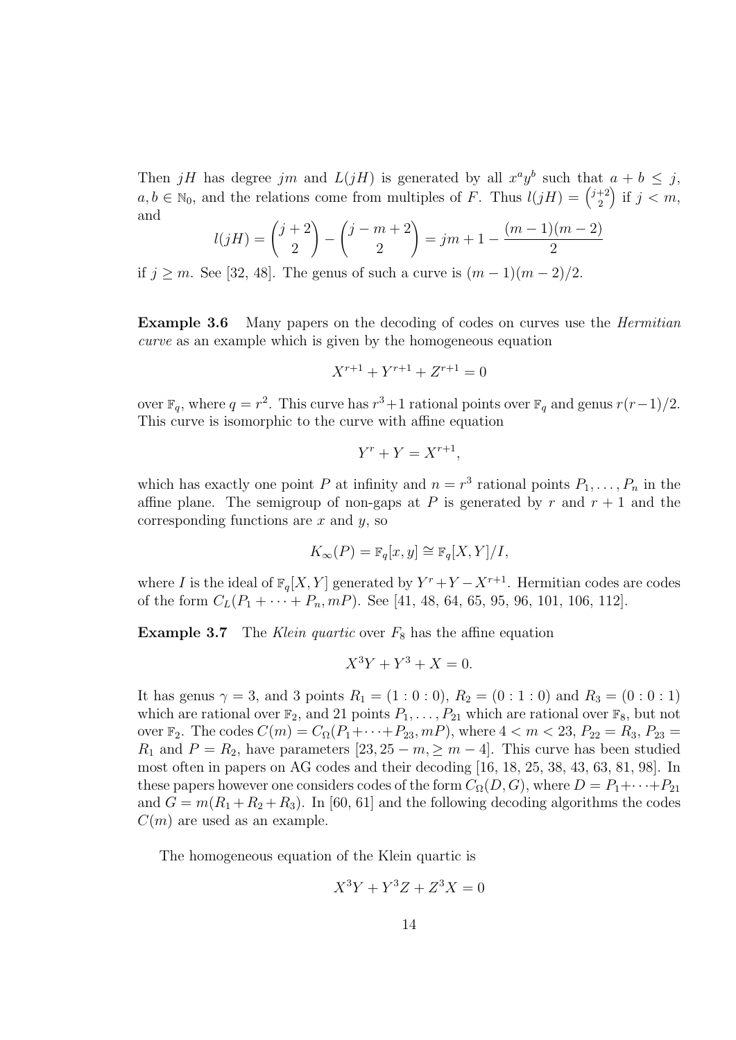Then $jH$ has degree $jm$ and $L(jH)$ is generated by all $x^a y^b$ such that $a+b \leq j$, $a,b \in \mathbb{N}_0$, and the relations come from multiples of $F$. Thus $l(jH) = \binom{j+2}{2}$ if $j < m$, and

$$l(jH) = \binom{j+2}{2} - \binom{j-m+2}{2} = jm + 1 - \frac{(m-1)(m-2)}{2}$$

if $j \geq m$. See [32, 48]. The genus of such a curve is $(m-1)(m-2)/2$.

**Example 3.6** Many papers on the decoding of codes on curves use the *Hermitian curve* as an example which is given by the homogeneous equation

$$X^{r+1} + Y^{r+1} + Z^{r+1} = 0$$

over $\mathbb{F}_q$, where $q = r^2$. This curve has $r^3+1$ rational points over $\mathbb{F}_q$ and genus $r(r-1)/2$. This curve is isomorphic to the curve with affine equation

$$Y^r + Y = X^{r+1},$$

which has exactly one point $P$ at infinity and $n = r^3$ rational points $P_1, \ldots, P_n$ in the affine plane. The semigroup of non-gaps at $P$ is generated by $r$ and $r+1$ and the corresponding functions are $x$ and $y$, so

$$K_\infty(P) = \mathbb{F}_q[x,y] \cong \mathbb{F}_q[X,Y]/I,$$

where $I$ is the ideal of $\mathbb{F}_q[X,Y]$ generated by $Y^r + Y - X^{r+1}$. Hermitian codes are codes of the form $C_L(P_1 + \cdots + P_n, mP)$. See [41, 48, 64, 65, 95, 96, 101, 106, 112].

**Example 3.7** The *Klein quartic* over $F_8$ has the affine equation

$$X^3Y + Y^3 + X = 0.$$

It has genus $\gamma = 3$, and 3 points $R_1 = (1:0:0)$, $R_2 = (0:1:0)$ and $R_3 = (0:0:1)$ which are rational over $\mathbb{F}_2$, and 21 points $P_1, \ldots, P_{21}$ which are rational over $\mathbb{F}_8$, but not over $\mathbb{F}_2$. The codes $C(m) = C_\Omega(P_1 + \cdots + P_{23}, mP)$, where $4 < m < 23$, $P_{22} = R_3$, $P_{23} = R_1$ and $P = R_2$, have parameters $[23, 25-m, \geq m-4]$. This curve has been studied most often in papers on AG codes and their decoding [16, 18, 25, 38, 43, 63, 81, 98]. In these papers however one considers codes of the form $C_\Omega(D,G)$, where $D = P_1 + \cdots + P_{21}$ and $G = m(R_1 + R_2 + R_3)$. In [60, 61] and the following decoding algorithms the codes $C(m)$ are used as an example.

The homogeneous equation of the Klein quartic is

$$X^3Y + Y^3Z + Z^3X = 0$$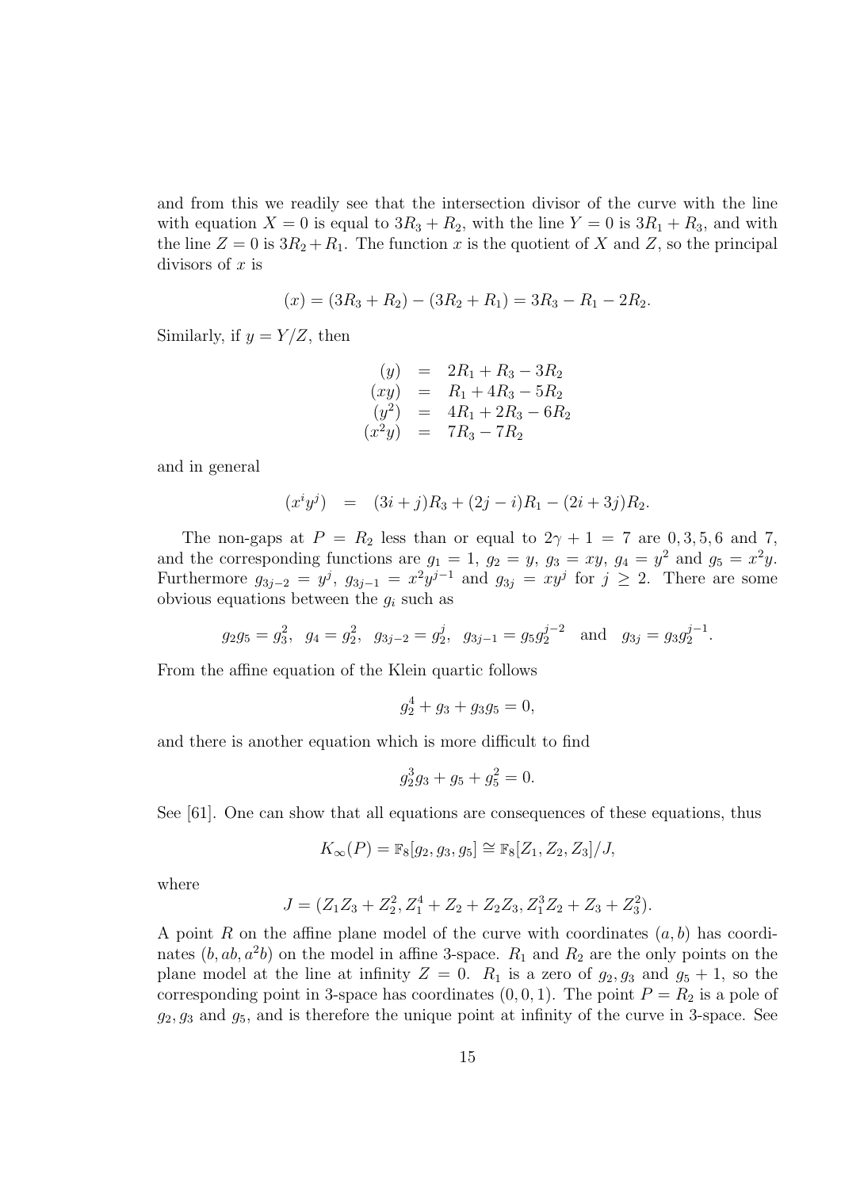and from this we readily see that the intersection divisor of the curve with the line with equation $X = 0$ is equal to $3R_3 + R_2$, with the line $Y = 0$ is $3R_1 + R_3$, and with the line $Z = 0$ is $3R_2 + R_1$. The function $x$ is the quotient of $X$ and $Z$, so the principal divisors of $x$ is

$$(x) = (3R_3 + R_2) - (3R_2 + R_1) = 3R_3 - R_1 - 2R_2.$$

Similarly, if $y = Y/Z$, then

$$\begin{aligned}
(y) &= 2R_1 + R_3 - 3R_2 \\
(xy) &= R_1 + 4R_3 - 5R_2 \\
(y^2) &= 4R_1 + 2R_3 - 6R_2 \\
(x^2y) &= 7R_3 - 7R_2
\end{aligned}$$

and in general

$$(x^iy^j) \quad = \quad (3i + j)R_3 + (2j - i)R_1 - (2i + 3j)R_2.$$

The non-gaps at $P = R_2$ less than or equal to $2\gamma + 1 = 7$ are $0, 3, 5, 6$ and $7$, and the corresponding functions are $g_1 = 1$, $g_2 = y$, $g_3 = xy$, $g_4 = y^2$ and $g_5 = x^2y$. Furthermore $g_{3j-2} = y^j$, $g_{3j-1} = x^2y^{j-1}$ and $g_{3j} = xy^j$ for $j \geq 2$. There are some obvious equations between the $g_i$ such as

$$g_2g_5 = g_3^2, \;\; g_4 = g_2^2, \;\; g_{3j-2} = g_2^j, \;\; g_{3j-1} = g_5g_2^{j-2} \quad \text{and} \quad g_{3j} = g_3g_2^{j-1}.$$

From the affine equation of the Klein quartic follows

$$g_2^4 + g_3 + g_3g_5 = 0,$$

and there is another equation which is more difficult to find

$$g_2^3g_3 + g_5 + g_5^2 = 0.$$

See [61]. One can show that all equations are consequences of these equations, thus

$$K_\infty(P) = \mathbb{F}_8[g_2, g_3, g_5] \cong \mathbb{F}_8[Z_1, Z_2, Z_3]/J,$$

where

$$J = (Z_1Z_3 + Z_2^2, Z_1^4 + Z_2 + Z_2Z_3, Z_1^3Z_2 + Z_3 + Z_3^2).$$

A point $R$ on the affine plane model of the curve with coordinates $(a, b)$ has coordinates $(b, ab, a^2b)$ on the model in affine 3-space. $R_1$ and $R_2$ are the only points on the plane model at the line at infinity $Z = 0$. $R_1$ is a zero of $g_2, g_3$ and $g_5 + 1$, so the corresponding point in 3-space has coordinates $(0, 0, 1)$. The point $P = R_2$ is a pole of $g_2, g_3$ and $g_5$, and is therefore the unique point at infinity of the curve in 3-space. See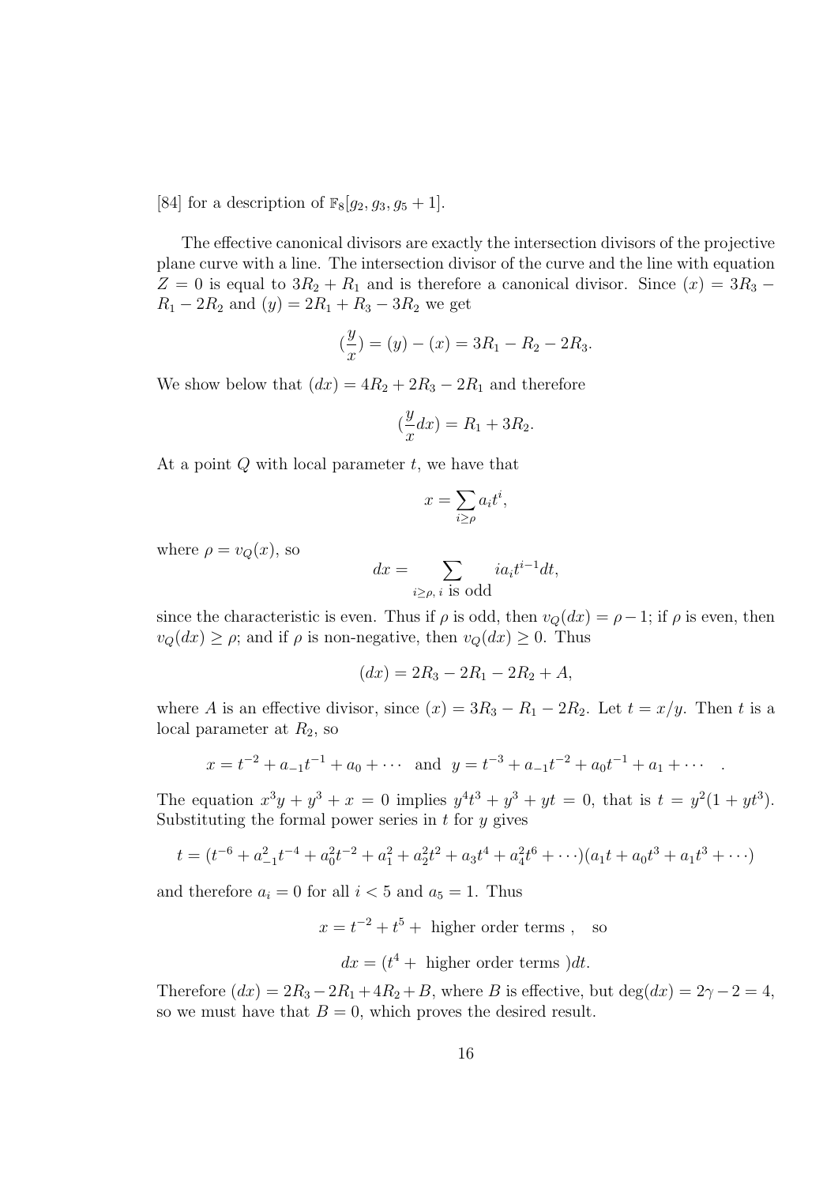[84] for a description of $\mathbb{F}_8[g_2, g_3, g_5 + 1]$.

The effective canonical divisors are exactly the intersection divisors of the projective plane curve with a line. The intersection divisor of the curve and the line with equation $Z = 0$ is equal to $3R_2 + R_1$ and is therefore a canonical divisor. Since $(x) = 3R_3 - R_1 - 2R_2$ and $(y) = 2R_1 + R_3 - 3R_2$ we get

$$(\frac{y}{x}) = (y) - (x) = 3R_1 - R_2 - 2R_3.$$

We show below that $(dx) = 4R_2 + 2R_3 - 2R_1$ and therefore

$$(\frac{y}{x}dx) = R_1 + 3R_2.$$

At a point $Q$ with local parameter $t$, we have that

$$x = \sum_{i \geq \rho} a_i t^i,$$

where $\rho = v_Q(x)$, so

$$dx = \sum_{i \geq \rho,\ i \text{ is odd}} i a_i t^{i-1} dt,$$

since the characteristic is even. Thus if $\rho$ is odd, then $v_Q(dx) = \rho - 1$; if $\rho$ is even, then $v_Q(dx) \geq \rho$; and if $\rho$ is non-negative, then $v_Q(dx) \geq 0$. Thus

$$(dx) = 2R_3 - 2R_1 - 2R_2 + A,$$

where $A$ is an effective divisor, since $(x) = 3R_3 - R_1 - 2R_2$. Let $t = x/y$. Then $t$ is a local parameter at $R_2$, so

$$x = t^{-2} + a_{-1}t^{-1} + a_0 + \cdots \quad \text{and} \quad y = t^{-3} + a_{-1}t^{-2} + a_0 t^{-1} + a_1 + \cdots \quad .$$

The equation $x^3 y + y^3 + x = 0$ implies $y^4 t^3 + y^3 + yt = 0$, that is $t = y^2(1 + yt^3)$. Substituting the formal power series in $t$ for $y$ gives

$$t = (t^{-6} + a_{-1}^2 t^{-4} + a_0^2 t^{-2} + a_1^2 + a_2^2 t^2 + a_3 t^4 + a_4^2 t^6 + \cdots)(a_1 t + a_0 t^3 + a_1 t^3 + \cdots)$$

and therefore $a_i = 0$ for all $i < 5$ and $a_5 = 1$. Thus

$$x = t^{-2} + t^5 + \text{ higher order terms }, \quad \text{so}$$

$$dx = (t^4 + \text{ higher order terms })dt.$$

Therefore $(dx) = 2R_3 - 2R_1 + 4R_2 + B$, where $B$ is effective, but $\deg(dx) = 2\gamma - 2 = 4$, so we must have that $B = 0$, which proves the desired result.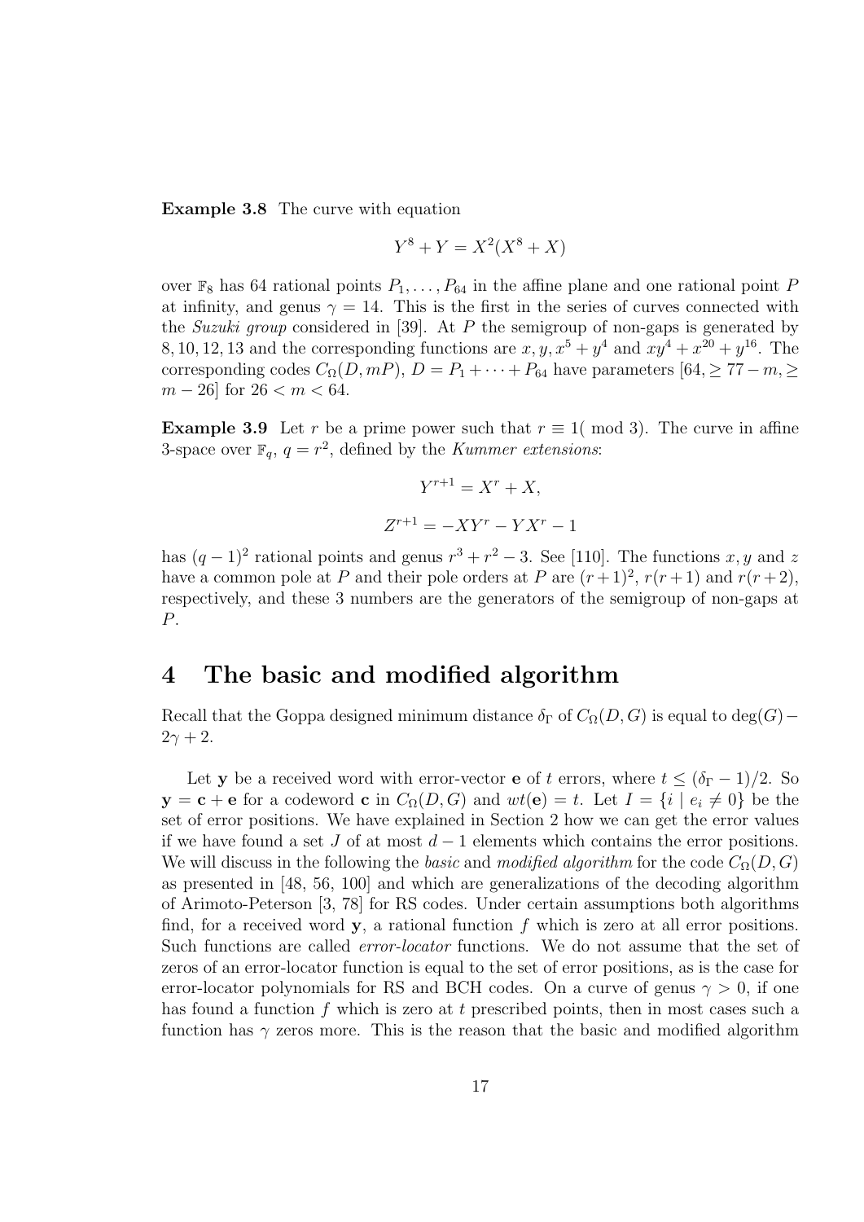**Example 3.8** The curve with equation

$$Y^8 + Y = X^2(X^8 + X)$$

over $\mathbb{F}_8$ has 64 rational points $P_1, \ldots, P_{64}$ in the affine plane and one rational point $P$ at infinity, and genus $\gamma = 14$. This is the first in the series of curves connected with the *Suzuki group* considered in [39]. At $P$ the semigroup of non-gaps is generated by $8, 10, 12, 13$ and the corresponding functions are $x, y, x^5 + y^4$ and $xy^4 + x^{20} + y^{16}$. The corresponding codes $C_\Omega(D, mP)$, $D = P_1 + \cdots + P_{64}$ have parameters $[64, \geq 77 - m, \geq m - 26]$ for $26 < m < 64$.

**Example 3.9** Let $r$ be a prime power such that $r \equiv 1(\bmod 3)$. The curve in affine 3-space over $\mathbb{F}_q$, $q = r^2$, defined by the *Kummer extensions*:

$$Y^{r+1} = X^r + X,$$

$$Z^{r+1} = -XY^r - YX^r - 1$$

has $(q-1)^2$ rational points and genus $r^3 + r^2 - 3$. See [110]. The functions $x, y$ and $z$ have a common pole at $P$ and their pole orders at $P$ are $(r+1)^2$, $r(r+1)$ and $r(r+2)$, respectively, and these 3 numbers are the generators of the semigroup of non-gaps at $P$.

# 4 The basic and modified algorithm

Recall that the Goppa designed minimum distance $\delta_\Gamma$ of $C_\Omega(D, G)$ is equal to $\deg(G) - 2\gamma + 2$.

Let $\mathbf{y}$ be a received word with error-vector $\mathbf{e}$ of $t$ errors, where $t \leq (\delta_\Gamma - 1)/2$. So $\mathbf{y} = \mathbf{c} + \mathbf{e}$ for a codeword $\mathbf{c}$ in $C_\Omega(D, G)$ and $wt(\mathbf{e}) = t$. Let $I = \{i \mid e_i \neq 0\}$ be the set of error positions. We have explained in Section 2 how we can get the error values if we have found a set $J$ of at most $d - 1$ elements which contains the error positions. We will discuss in the following the *basic* and *modified algorithm* for the code $C_\Omega(D, G)$ as presented in [48, 56, 100] and which are generalizations of the decoding algorithm of Arimoto-Peterson [3, 78] for RS codes. Under certain assumptions both algorithms find, for a received word $\mathbf{y}$, a rational function $f$ which is zero at all error positions. Such functions are called *error-locator* functions. We do not assume that the set of zeros of an error-locator function is equal to the set of error positions, as is the case for error-locator polynomials for RS and BCH codes. On a curve of genus $\gamma > 0$, if one has found a function $f$ which is zero at $t$ prescribed points, then in most cases such a function has $\gamma$ zeros more. This is the reason that the basic and modified algorithm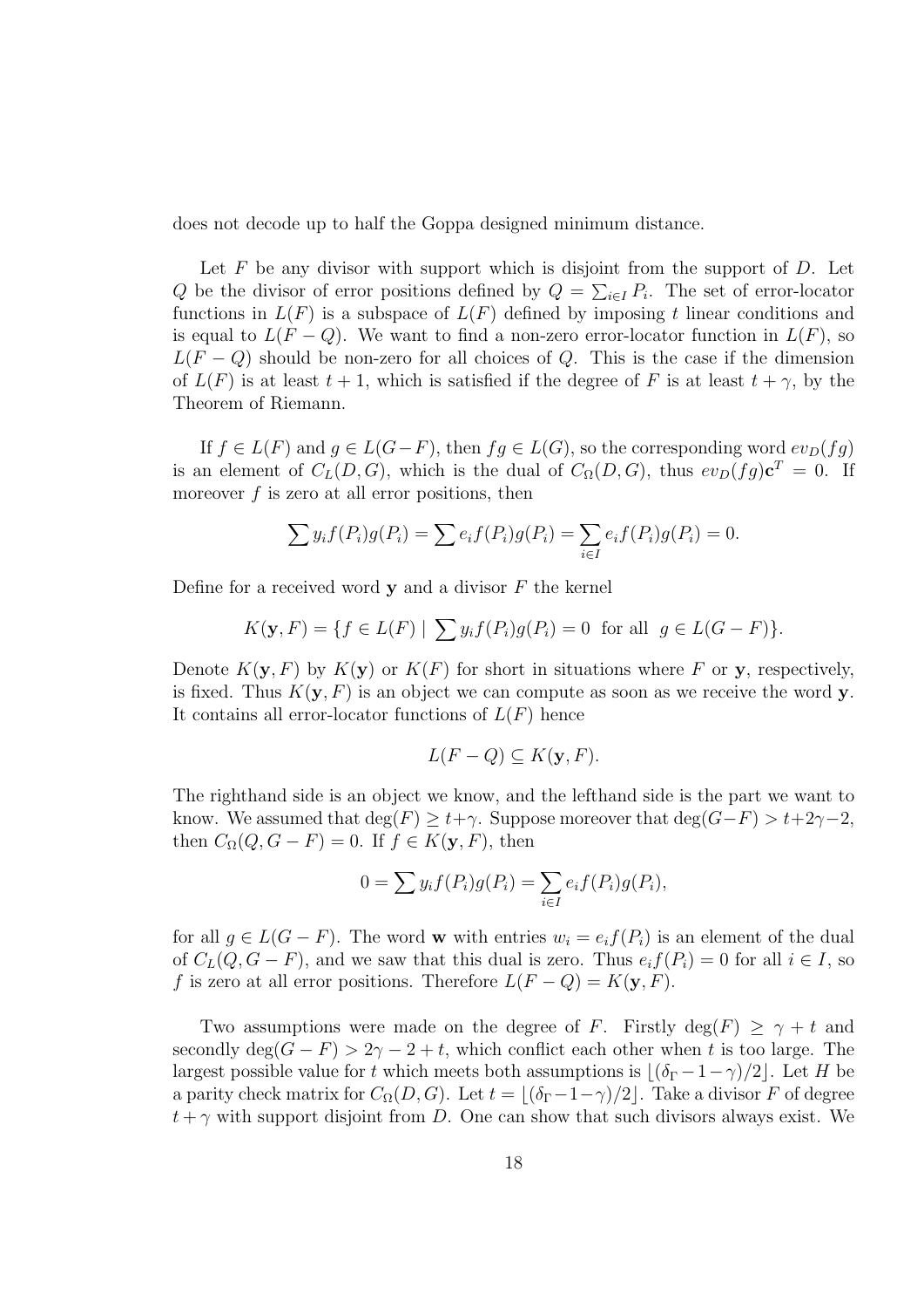does not decode up to half the Goppa designed minimum distance.

Let $F$ be any divisor with support which is disjoint from the support of $D$. Let $Q$ be the divisor of error positions defined by $Q = \sum_{i \in I} P_i$. The set of error-locator functions in $L(F)$ is a subspace of $L(F)$ defined by imposing $t$ linear conditions and is equal to $L(F - Q)$. We want to find a non-zero error-locator function in $L(F)$, so $L(F - Q)$ should be non-zero for all choices of $Q$. This is the case if the dimension of $L(F)$ is at least $t + 1$, which is satisfied if the degree of $F$ is at least $t + \gamma$, by the Theorem of Riemann.

If $f \in L(F)$ and $g \in L(G - F)$, then $fg \in L(G)$, so the corresponding word $ev_D(fg)$ is an element of $C_L(D, G)$, which is the dual of $C_\Omega(D, G)$, thus $ev_D(fg)\mathbf{c}^T = 0$. If moreover $f$ is zero at all error positions, then

$$\sum y_i f(P_i) g(P_i) = \sum e_i f(P_i) g(P_i) = \sum_{i \in I} e_i f(P_i) g(P_i) = 0.$$

Define for a received word $\mathbf{y}$ and a divisor $F$ the kernel

$$K(\mathbf{y}, F) = \{f \in L(F) \mid \sum y_i f(P_i) g(P_i) = 0 \ \text{ for all } \ g \in L(G - F)\}.$$

Denote $K(\mathbf{y}, F)$ by $K(\mathbf{y})$ or $K(F)$ for short in situations where $F$ or $\mathbf{y}$, respectively, is fixed. Thus $K(\mathbf{y}, F)$ is an object we can compute as soon as we receive the word $\mathbf{y}$. It contains all error-locator functions of $L(F)$ hence

$$L(F - Q) \subseteq K(\mathbf{y}, F).$$

The righthand side is an object we know, and the lefthand side is the part we want to know. We assumed that $\deg(F) \geq t + \gamma$. Suppose moreover that $\deg(G - F) > t + 2\gamma - 2$, then $C_\Omega(Q, G - F) = 0$. If $f \in K(\mathbf{y}, F)$, then

$$0 = \sum y_i f(P_i) g(P_i) = \sum_{i \in I} e_i f(P_i) g(P_i),$$

for all $g \in L(G - F)$. The word $\mathbf{w}$ with entries $w_i = e_i f(P_i)$ is an element of the dual of $C_L(Q, G - F)$, and we saw that this dual is zero. Thus $e_i f(P_i) = 0$ for all $i \in I$, so $f$ is zero at all error positions. Therefore $L(F - Q) = K(\mathbf{y}, F)$.

Two assumptions were made on the degree of $F$. Firstly $\deg(F) \geq \gamma + t$ and secondly $\deg(G - F) > 2\gamma - 2 + t$, which conflict each other when $t$ is too large. The largest possible value for $t$ which meets both assumptions is $\lfloor (\delta_\Gamma - 1 - \gamma)/2 \rfloor$. Let $H$ be a parity check matrix for $C_\Omega(D, G)$. Let $t = \lfloor (\delta_\Gamma - 1 - \gamma)/2 \rfloor$. Take a divisor $F$ of degree $t + \gamma$ with support disjoint from $D$. One can show that such divisors always exist. We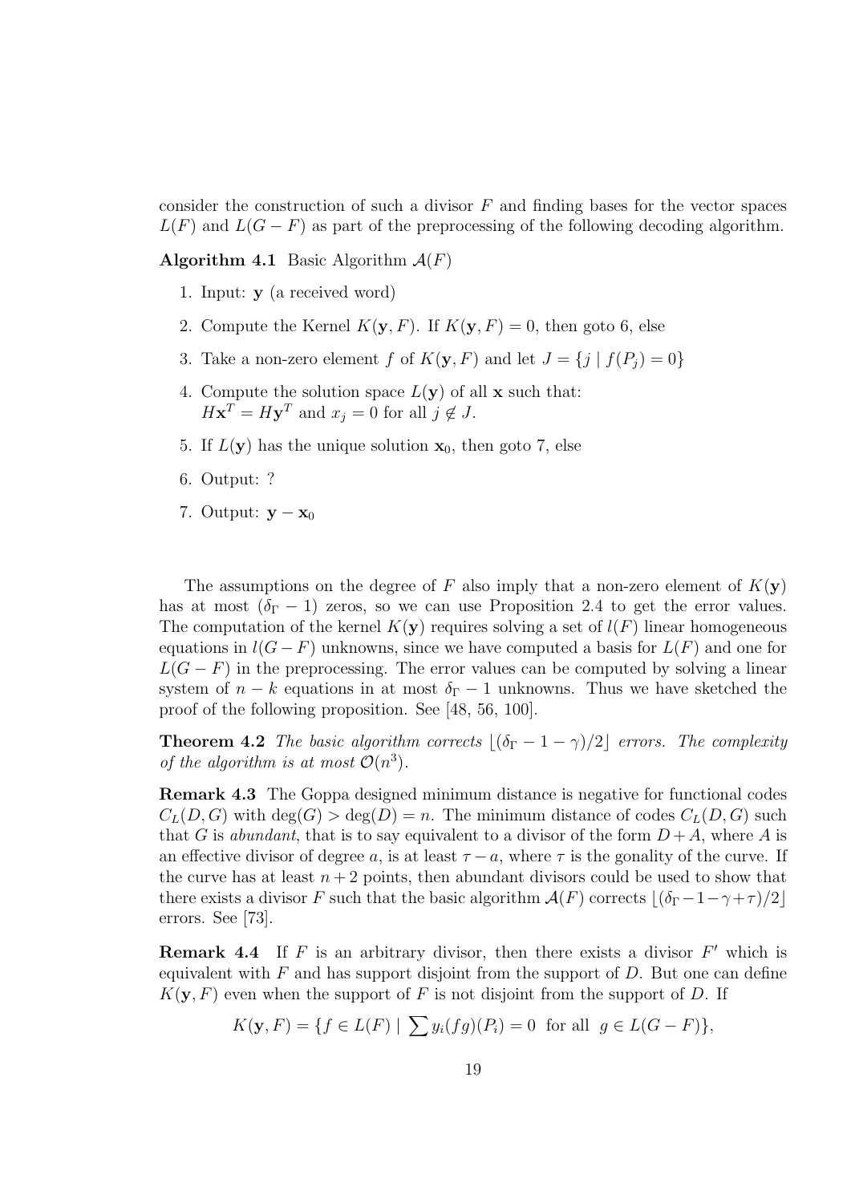consider the construction of such a divisor $F$ and finding bases for the vector spaces $L(F)$ and $L(G-F)$ as part of the preprocessing of the following decoding algorithm.

**Algorithm 4.1** Basic Algorithm $\mathcal{A}(F)$

1. Input: $\mathbf{y}$ (a received word)
2. Compute the Kernel $K(\mathbf{y}, F)$. If $K(\mathbf{y}, F) = 0$, then goto 6, else
3. Take a non-zero element $f$ of $K(\mathbf{y}, F)$ and let $J = \{j \mid f(P_j) = 0\}$
4. Compute the solution space $L(\mathbf{y})$ of all $\mathbf{x}$ such that: $H\mathbf{x}^T = H\mathbf{y}^T$ and $x_j = 0$ for all $j \notin J$.
5. If $L(\mathbf{y})$ has the unique solution $\mathbf{x}_0$, then goto 7, else
6. Output: ?
7. Output: $\mathbf{y} - \mathbf{x}_0$

The assumptions on the degree of $F$ also imply that a non-zero element of $K(\mathbf{y})$ has at most $(\delta_\Gamma - 1)$ zeros, so we can use Proposition 2.4 to get the error values. The computation of the kernel $K(\mathbf{y})$ requires solving a set of $l(F)$ linear homogeneous equations in $l(G-F)$ unknowns, since we have computed a basis for $L(F)$ and one for $L(G-F)$ in the preprocessing. The error values can be computed by solving a linear system of $n-k$ equations in at most $\delta_\Gamma - 1$ unknowns. Thus we have sketched the proof of the following proposition. See [48, 56, 100].

**Theorem 4.2** *The basic algorithm corrects $\lfloor (\delta_\Gamma - 1 - \gamma)/2 \rfloor$ errors. The complexity of the algorithm is at most $\mathcal{O}(n^3)$.*

**Remark 4.3** The Goppa designed minimum distance is negative for functional codes $C_L(D, G)$ with $\deg(G) > \deg(D) = n$. The minimum distance of codes $C_L(D, G)$ such that $G$ is *abundant*, that is to say equivalent to a divisor of the form $D + A$, where $A$ is an effective divisor of degree $a$, is at least $\tau - a$, where $\tau$ is the gonality of the curve. If the curve has at least $n+2$ points, then abundant divisors could be used to show that there exists a divisor $F$ such that the basic algorithm $\mathcal{A}(F)$ corrects $\lfloor (\delta_\Gamma - 1 - \gamma + \tau)/2 \rfloor$ errors. See [73].

**Remark 4.4** If $F$ is an arbitrary divisor, then there exists a divisor $F'$ which is equivalent with $F$ and has support disjoint from the support of $D$. But one can define $K(\mathbf{y}, F)$ even when the support of $F$ is not disjoint from the support of $D$. If

$$K(\mathbf{y}, F) = \{f \in L(F) \mid \sum y_i (fg)(P_i) = 0 \ \text{ for all } \ g \in L(G-F)\},$$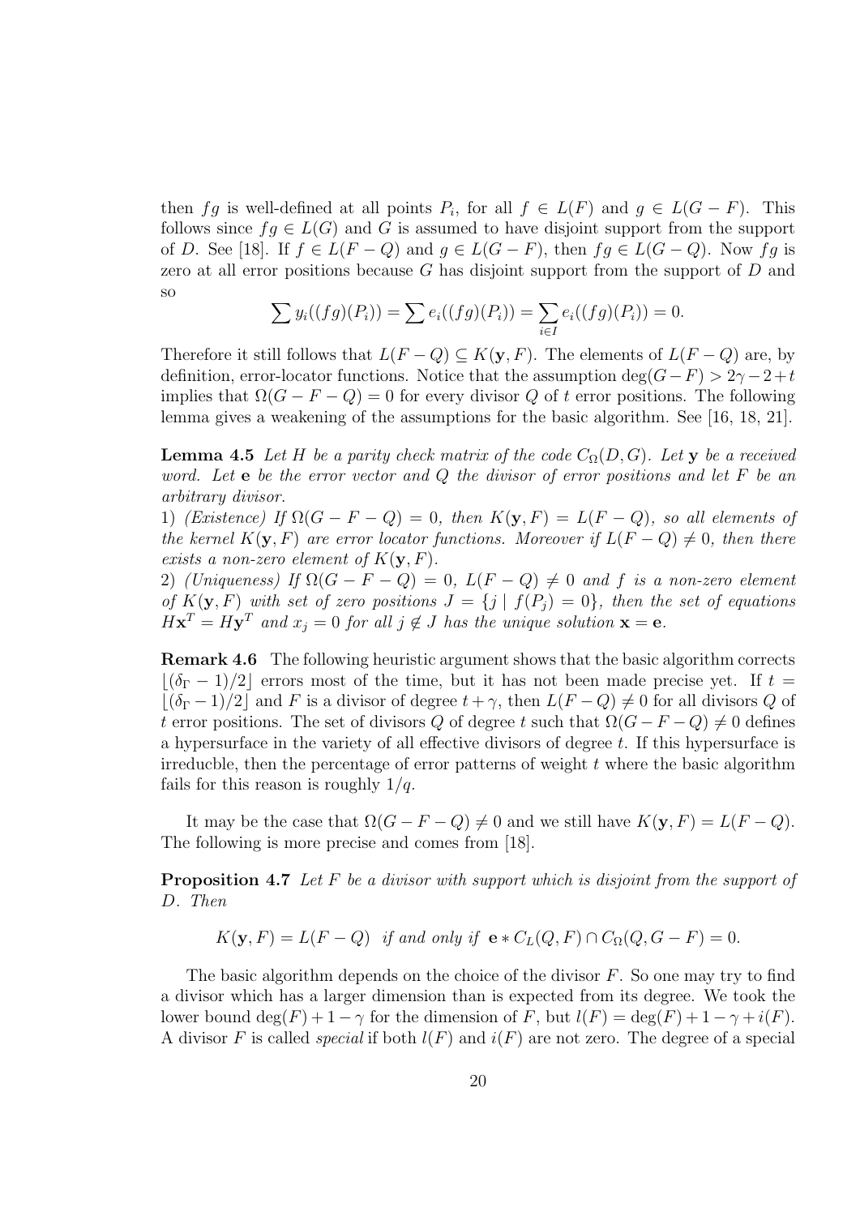then $fg$ is well-defined at all points $P_i$, for all $f \in L(F)$ and $g \in L(G-F)$. This follows since $fg \in L(G)$ and $G$ is assumed to have disjoint support from the support of $D$. See [18]. If $f \in L(F-Q)$ and $g \in L(G-F)$, then $fg \in L(G-Q)$. Now $fg$ is zero at all error positions because $G$ has disjoint support from the support of $D$ and so

$$\sum y_i((fg)(P_i)) = \sum e_i((fg)(P_i)) = \sum_{i \in I} e_i((fg)(P_i)) = 0.$$

Therefore it still follows that $L(F-Q) \subseteq K(\mathbf{y}, F)$. The elements of $L(F-Q)$ are, by definition, error-locator functions. Notice that the assumption $\deg(G-F) > 2\gamma - 2 + t$ implies that $\Omega(G-F-Q) = 0$ for every divisor $Q$ of $t$ error positions. The following lemma gives a weakening of the assumptions for the basic algorithm. See [16, 18, 21].

**Lemma 4.5** *Let $H$ be a parity check matrix of the code $C_\Omega(D,G)$. Let $\mathbf{y}$ be a received word. Let $\mathbf{e}$ be the error vector and $Q$ the divisor of error positions and let $F$ be an arbitrary divisor.*
*1) (Existence) If $\Omega(G-F-Q) = 0$, then $K(\mathbf{y}, F) = L(F-Q)$, so all elements of the kernel $K(\mathbf{y}, F)$ are error locator functions. Moreover if $L(F-Q) \neq 0$, then there exists a non-zero element of $K(\mathbf{y}, F)$.*
*2) (Uniqueness) If $\Omega(G-F-Q) = 0$, $L(F-Q) \neq 0$ and $f$ is a non-zero element of $K(\mathbf{y}, F)$ with set of zero positions $J = \{j \mid f(P_j) = 0\}$, then the set of equations $H\mathbf{x}^T = H\mathbf{y}^T$ and $x_j = 0$ for all $j \notin J$ has the unique solution $\mathbf{x} = \mathbf{e}$.*

**Remark 4.6** The following heuristic argument shows that the basic algorithm corrects $\lfloor(\delta_\Gamma - 1)/2\rfloor$ errors most of the time, but it has not been made precise yet. If $t = \lfloor(\delta_\Gamma - 1)/2\rfloor$ and $F$ is a divisor of degree $t + \gamma$, then $L(F-Q) \neq 0$ for all divisors $Q$ of $t$ error positions. The set of divisors $Q$ of degree $t$ such that $\Omega(G-F-Q) \neq 0$ defines a hypersurface in the variety of all effective divisors of degree $t$. If this hypersurface is irreducble, then the percentage of error patterns of weight $t$ where the basic algorithm fails for this reason is roughly $1/q$.

It may be the case that $\Omega(G-F-Q) \neq 0$ and we still have $K(\mathbf{y}, F) = L(F-Q)$. The following is more precise and comes from [18].

**Proposition 4.7** *Let $F$ be a divisor with support which is disjoint from the support of $D$. Then*

$$K(\mathbf{y}, F) = L(F-Q) \text{ if and only if } \mathbf{e} * C_L(Q, F) \cap C_\Omega(Q, G-F) = 0.$$

The basic algorithm depends on the choice of the divisor $F$. So one may try to find a divisor which has a larger dimension than is expected from its degree. We took the lower bound $\deg(F) + 1 - \gamma$ for the dimension of $F$, but $l(F) = \deg(F) + 1 - \gamma + i(F)$. A divisor $F$ is called *special* if both $l(F)$ and $i(F)$ are not zero. The degree of a special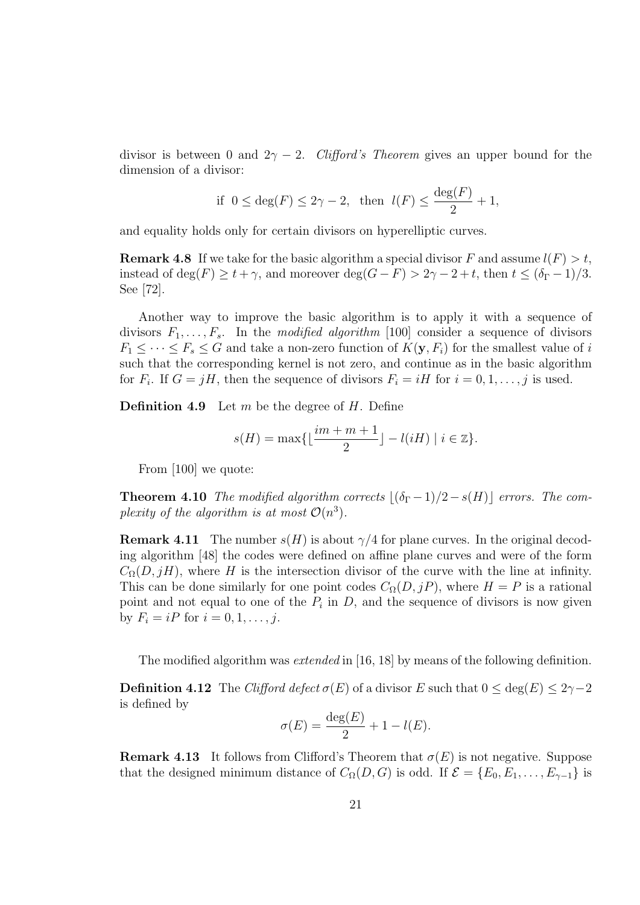divisor is between 0 and $2\gamma - 2$. *Clifford's Theorem* gives an upper bound for the dimension of a divisor:

$$\text{if } \ 0 \le \deg(F) \le 2\gamma - 2, \ \text{ then } \ l(F) \le \frac{\deg(F)}{2} + 1,$$

and equality holds only for certain divisors on hyperelliptic curves.

**Remark 4.8** If we take for the basic algorithm a special divisor $F$ and assume $l(F) > t$, instead of $\deg(F) \ge t + \gamma$, and moreover $\deg(G - F) > 2\gamma - 2 + t$, then $t \le (\delta_\Gamma - 1)/3$. See [72].

Another way to improve the basic algorithm is to apply it with a sequence of divisors $F_1, \ldots, F_s$. In the *modified algorithm* [100] consider a sequence of divisors $F_1 \le \cdots \le F_s \le G$ and take a non-zero function of $K(\mathbf{y}, F_i)$ for the smallest value of $i$ such that the corresponding kernel is not zero, and continue as in the basic algorithm for $F_i$. If $G = jH$, then the sequence of divisors $F_i = iH$ for $i = 0, 1, \ldots, j$ is used.

**Definition 4.9** Let $m$ be the degree of $H$. Define

$$s(H) = \max\{\lfloor \frac{im + m + 1}{2} \rfloor - l(iH) \mid i \in \mathbb{Z}\}.$$

From [100] we quote:

**Theorem 4.10** *The modified algorithm corrects $\lfloor (\delta_\Gamma - 1)/2 - s(H) \rfloor$ errors. The complexity of the algorithm is at most $\mathcal{O}(n^3)$.*

**Remark 4.11** The number $s(H)$ is about $\gamma/4$ for plane curves. In the original decoding algorithm [48] the codes were defined on affine plane curves and were of the form $C_\Omega(D, jH)$, where $H$ is the intersection divisor of the curve with the line at infinity. This can be done similarly for one point codes $C_\Omega(D, jP)$, where $H = P$ is a rational point and not equal to one of the $P_i$ in $D$, and the sequence of divisors is now given by $F_i = iP$ for $i = 0, 1, \ldots, j$.

The modified algorithm was *extended* in [16, 18] by means of the following definition.

**Definition 4.12** The *Clifford defect* $\sigma(E)$ of a divisor $E$ such that $0 \le \deg(E) \le 2\gamma - 2$ is defined by

$$\sigma(E) = \frac{\deg(E)}{2} + 1 - l(E).$$

**Remark 4.13** It follows from Clifford's Theorem that $\sigma(E)$ is not negative. Suppose that the designed minimum distance of $C_\Omega(D, G)$ is odd. If $\mathcal{E} = \{E_0, E_1, \ldots, E_{\gamma-1}\}$ is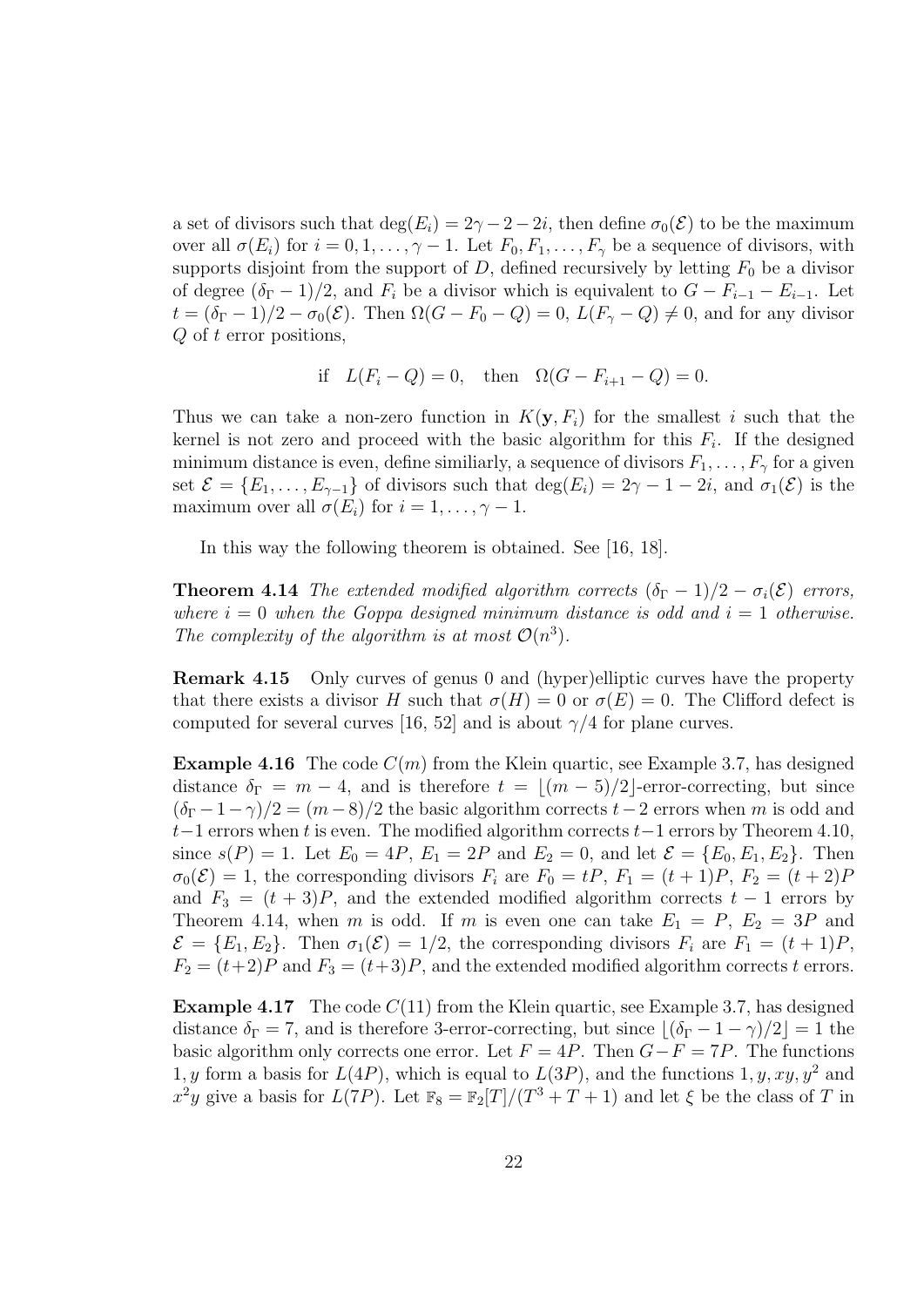a set of divisors such that $\deg(E_i) = 2\gamma - 2 - 2i$, then define $\sigma_0(\mathcal{E})$ to be the maximum over all $\sigma(E_i)$ for $i = 0, 1, \ldots, \gamma - 1$. Let $F_0, F_1, \ldots, F_\gamma$ be a sequence of divisors, with supports disjoint from the support of $D$, defined recursively by letting $F_0$ be a divisor of degree $(\delta_\Gamma - 1)/2$, and $F_i$ be a divisor which is equivalent to $G - F_{i-1} - E_{i-1}$. Let $t = (\delta_\Gamma - 1)/2 - \sigma_0(\mathcal{E})$. Then $\Omega(G - F_0 - Q) = 0$, $L(F_\gamma - Q) \neq 0$, and for any divisor $Q$ of $t$ error positions,

$$\text{if} \quad L(F_i - Q) = 0, \quad \text{then} \quad \Omega(G - F_{i+1} - Q) = 0.$$

Thus we can take a non-zero function in $K(\mathbf{y}, F_i)$ for the smallest $i$ such that the kernel is not zero and proceed with the basic algorithm for this $F_i$. If the designed minimum distance is even, define similiarly, a sequence of divisors $F_1, \ldots, F_\gamma$ for a given set $\mathcal{E} = \{E_1, \ldots, E_{\gamma-1}\}$ of divisors such that $\deg(E_i) = 2\gamma - 1 - 2i$, and $\sigma_1(\mathcal{E})$ is the maximum over all $\sigma(E_i)$ for $i = 1, \ldots, \gamma - 1$.

In this way the following theorem is obtained. See [16, 18].

**Theorem 4.14** *The extended modified algorithm corrects $(\delta_\Gamma - 1)/2 - \sigma_i(\mathcal{E})$ errors, where $i = 0$ when the Goppa designed minimum distance is odd and $i = 1$ otherwise. The complexity of the algorithm is at most $\mathcal{O}(n^3)$.*

**Remark 4.15** Only curves of genus 0 and (hyper)elliptic curves have the property that there exists a divisor $H$ such that $\sigma(H) = 0$ or $\sigma(E) = 0$. The Clifford defect is computed for several curves [16, 52] and is about $\gamma/4$ for plane curves.

**Example 4.16** The code $C(m)$ from the Klein quartic, see Example 3.7, has designed distance $\delta_\Gamma = m - 4$, and is therefore $t = \lfloor (m-5)/2 \rfloor$-error-correcting, but since $(\delta_\Gamma - 1 - \gamma)/2 = (m-8)/2$ the basic algorithm corrects $t-2$ errors when $m$ is odd and $t-1$ errors when $t$ is even. The modified algorithm corrects $t-1$ errors by Theorem 4.10, since $s(P) = 1$. Let $E_0 = 4P$, $E_1 = 2P$ and $E_2 = 0$, and let $\mathcal{E} = \{E_0, E_1, E_2\}$. Then $\sigma_0(\mathcal{E}) = 1$, the corresponding divisors $F_i$ are $F_0 = tP$, $F_1 = (t+1)P$, $F_2 = (t+2)P$ and $F_3 = (t+3)P$, and the extended modified algorithm corrects $t-1$ errors by Theorem 4.14, when $m$ is odd. If $m$ is even one can take $E_1 = P$, $E_2 = 3P$ and $\mathcal{E} = \{E_1, E_2\}$. Then $\sigma_1(\mathcal{E}) = 1/2$, the corresponding divisors $F_i$ are $F_1 = (t+1)P$, $F_2 = (t+2)P$ and $F_3 = (t+3)P$, and the extended modified algorithm corrects $t$ errors.

**Example 4.17** The code $C(11)$ from the Klein quartic, see Example 3.7, has designed distance $\delta_\Gamma = 7$, and is therefore 3-error-correcting, but since $\lfloor (\delta_\Gamma - 1 - \gamma)/2 \rfloor = 1$ the basic algorithm only corrects one error. Let $F = 4P$. Then $G - F = 7P$. The functions $1, y$ form a basis for $L(4P)$, which is equal to $L(3P)$, and the functions $1, y, xy, y^2$ and $x^2y$ give a basis for $L(7P)$. Let $\mathbb{F}_8 = \mathbb{F}_2[T]/(T^3 + T + 1)$ and let $\xi$ be the class of $T$ in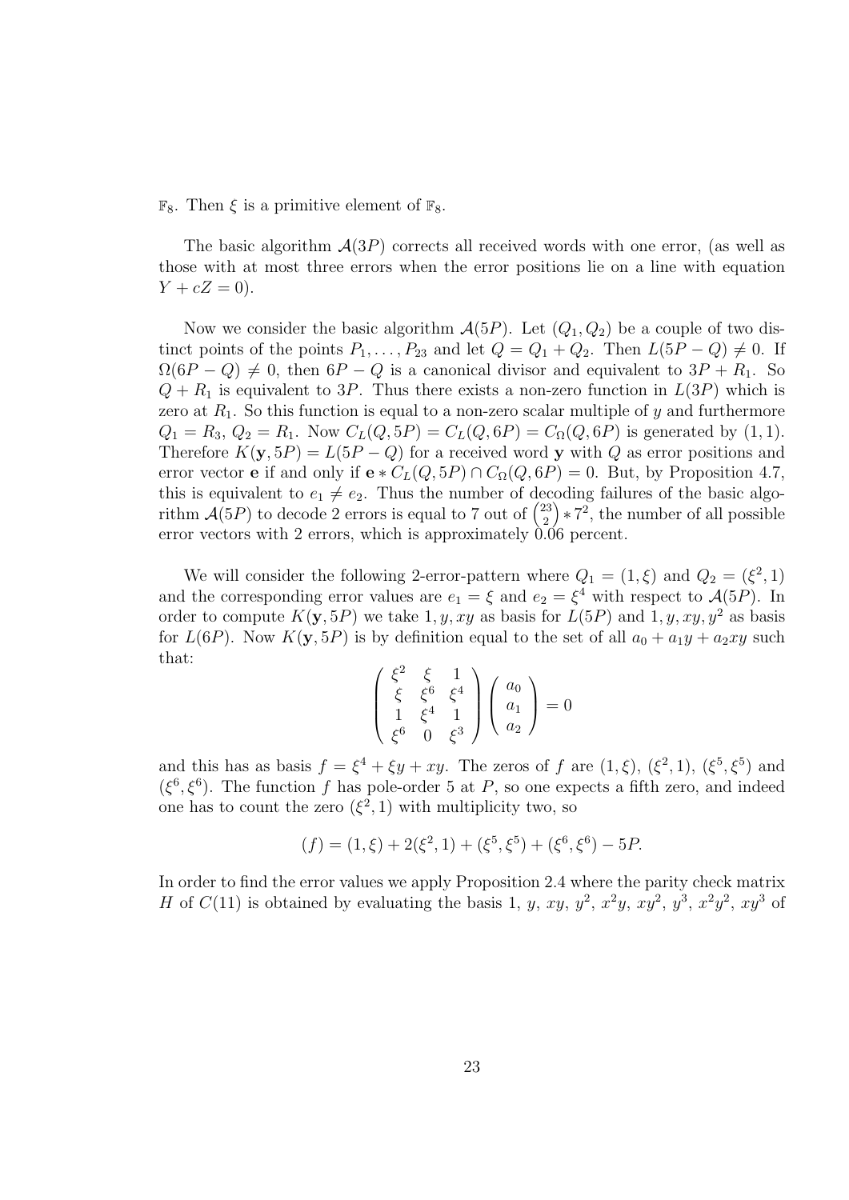$\mathbb{F}_8$. Then $\xi$ is a primitive element of $\mathbb{F}_8$.

The basic algorithm $\mathcal{A}(3P)$ corrects all received words with one error, (as well as those with at most three errors when the error positions lie on a line with equation $Y + cZ = 0$).

Now we consider the basic algorithm $\mathcal{A}(5P)$. Let $(Q_1, Q_2)$ be a couple of two distinct points of the points $P_1, \ldots, P_{23}$ and let $Q = Q_1 + Q_2$. Then $L(5P - Q) \neq 0$. If $\Omega(6P - Q) \neq 0$, then $6P - Q$ is a canonical divisor and equivalent to $3P + R_1$. So $Q + R_1$ is equivalent to $3P$. Thus there exists a non-zero function in $L(3P)$ which is zero at $R_1$. So this function is equal to a non-zero scalar multiple of $y$ and furthermore $Q_1 = R_3$, $Q_2 = R_1$. Now $C_L(Q, 5P) = C_L(Q, 6P) = C_\Omega(Q, 6P)$ is generated by $(1, 1)$. Therefore $K(\mathbf{y}, 5P) = L(5P - Q)$ for a received word $\mathbf{y}$ with $Q$ as error positions and error vector $\mathbf{e}$ if and only if $\mathbf{e} * C_L(Q, 5P) \cap C_\Omega(Q, 6P) = 0$. But, by Proposition 4.7, this is equivalent to $e_1 \neq e_2$. Thus the number of decoding failures of the basic algorithm $\mathcal{A}(5P)$ to decode 2 errors is equal to 7 out of $\binom{23}{2} * 7^2$, the number of all possible error vectors with 2 errors, which is approximately 0.06 percent.

We will consider the following 2-error-pattern where $Q_1 = (1, \xi)$ and $Q_2 = (\xi^2, 1)$ and the corresponding error values are $e_1 = \xi$ and $e_2 = \xi^4$ with respect to $\mathcal{A}(5P)$. In order to compute $K(\mathbf{y}, 5P)$ we take $1, y, xy$ as basis for $L(5P)$ and $1, y, xy, y^2$ as basis for $L(6P)$. Now $K(\mathbf{y}, 5P)$ is by definition equal to the set of all $a_0 + a_1 y + a_2 xy$ such that:

$$\begin{pmatrix} \xi^2 & \xi & 1 \\ \xi & \xi^6 & \xi^4 \\ 1 & \xi^4 & 1 \\ \xi^6 & 0 & \xi^3 \end{pmatrix} \begin{pmatrix} a_0 \\ a_1 \\ a_2 \end{pmatrix} = 0$$

and this has as basis $f = \xi^4 + \xi y + xy$. The zeros of $f$ are $(1, \xi)$, $(\xi^2, 1)$, $(\xi^5, \xi^5)$ and $(\xi^6, \xi^6)$. The function $f$ has pole-order 5 at $P$, so one expects a fifth zero, and indeed one has to count the zero $(\xi^2, 1)$ with multiplicity two, so

$$(f) = (1, \xi) + 2(\xi^2, 1) + (\xi^5, \xi^5) + (\xi^6, \xi^6) - 5P.$$

In order to find the error values we apply Proposition 2.4 where the parity check matrix $H$ of $C(11)$ is obtained by evaluating the basis $1$, $y$, $xy$, $y^2$, $x^2y$, $xy^2$, $y^3$, $x^2y^2$, $xy^3$ of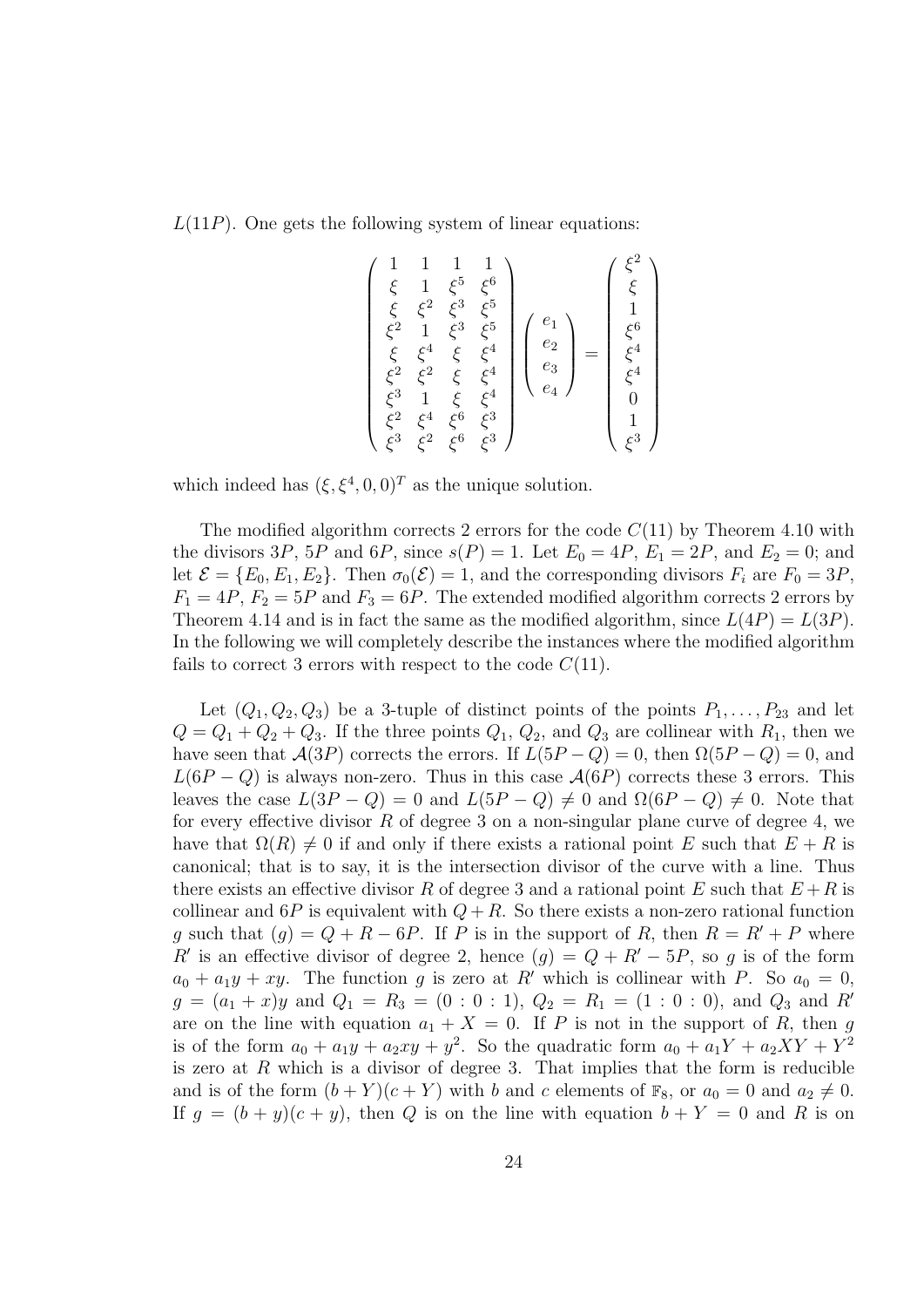$L(11P)$. One gets the following system of linear equations:

$$\begin{pmatrix} 1 & 1 & 1 & 1 \\ \xi & 1 & \xi^5 & \xi^6 \\ \xi & \xi^2 & \xi^3 & \xi^5 \\ \xi^2 & 1 & \xi^3 & \xi^5 \\ \xi & \xi^4 & \xi & \xi^4 \\ \xi^2 & \xi^2 & \xi & \xi^4 \\ \xi^3 & 1 & \xi & \xi^4 \\ \xi^2 & \xi^4 & \xi^6 & \xi^3 \\ \xi^3 & \xi^2 & \xi^6 & \xi^3 \end{pmatrix} \begin{pmatrix} e_1 \\ e_2 \\ e_3 \\ e_4 \end{pmatrix} = \begin{pmatrix} \xi^2 \\ \xi \\ 1 \\ \xi^6 \\ \xi^4 \\ \xi^4 \\ 0 \\ 1 \\ \xi^3 \end{pmatrix}$$

which indeed has $(\xi, \xi^4, 0, 0)^T$ as the unique solution.

The modified algorithm corrects 2 errors for the code $C(11)$ by Theorem 4.10 with the divisors $3P$, $5P$ and $6P$, since $s(P) = 1$. Let $E_0 = 4P$, $E_1 = 2P$, and $E_2 = 0$; and let $\mathcal{E} = \{E_0, E_1, E_2\}$. Then $\sigma_0(\mathcal{E}) = 1$, and the corresponding divisors $F_i$ are $F_0 = 3P$, $F_1 = 4P$, $F_2 = 5P$ and $F_3 = 6P$. The extended modified algorithm corrects 2 errors by Theorem 4.14 and is in fact the same as the modified algorithm, since $L(4P) = L(3P)$. In the following we will completely describe the instances where the modified algorithm fails to correct 3 errors with respect to the code $C(11)$.

Let $(Q_1, Q_2, Q_3)$ be a 3-tuple of distinct points of the points $P_1, \dots, P_{23}$ and let $Q = Q_1 + Q_2 + Q_3$. If the three points $Q_1$, $Q_2$, and $Q_3$ are collinear with $R_1$, then we have seen that $\mathcal{A}(3P)$ corrects the errors. If $L(5P - Q) = 0$, then $\Omega(5P - Q) = 0$, and $L(6P - Q)$ is always non-zero. Thus in this case $\mathcal{A}(6P)$ corrects these 3 errors. This leaves the case $L(3P - Q) = 0$ and $L(5P - Q) \neq 0$ and $\Omega(6P - Q) \neq 0$. Note that for every effective divisor $R$ of degree 3 on a non-singular plane curve of degree 4, we have that $\Omega(R) \neq 0$ if and only if there exists a rational point $E$ such that $E + R$ is canonical; that is to say, it is the intersection divisor of the curve with a line. Thus there exists an effective divisor $R$ of degree 3 and a rational point $E$ such that $E + R$ is collinear and $6P$ is equivalent with $Q + R$. So there exists a non-zero rational function $g$ such that $(g) = Q + R - 6P$. If $P$ is in the support of $R$, then $R = R' + P$ where $R'$ is an effective divisor of degree 2, hence $(g) = Q + R' - 5P$, so $g$ is of the form $a_0 + a_1 y + xy$. The function $g$ is zero at $R'$ which is collinear with $P$. So $a_0 = 0$, $g = (a_1 + x)y$ and $Q_1 = R_3 = (0 : 0 : 1)$, $Q_2 = R_1 = (1 : 0 : 0)$, and $Q_3$ and $R'$ are on the line with equation $a_1 + X = 0$. If $P$ is not in the support of $R$, then $g$ is of the form $a_0 + a_1 y + a_2 xy + y^2$. So the quadratic form $a_0 + a_1 Y + a_2 XY + Y^2$ is zero at $R$ which is a divisor of degree 3. That implies that the form is reducible and is of the form $(b + Y)(c + Y)$ with $b$ and $c$ elements of $\mathbb{F}_8$, or $a_0 = 0$ and $a_2 \neq 0$. If $g = (b + y)(c + y)$, then $Q$ is on the line with equation $b + Y = 0$ and $R$ is on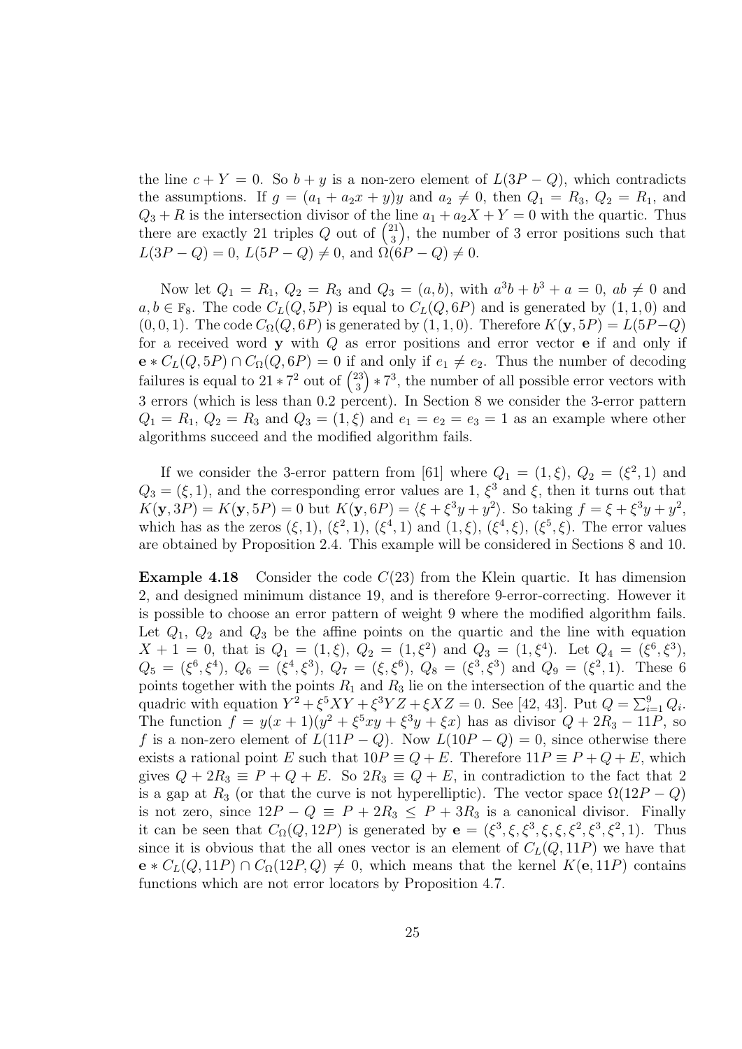the line $c + Y = 0$. So $b + y$ is a non-zero element of $L(3P - Q)$, which contradicts the assumptions. If $g = (a_1 + a_2 x + y)y$ and $a_2 \neq 0$, then $Q_1 = R_3$, $Q_2 = R_1$, and $Q_3 + R$ is the intersection divisor of the line $a_1 + a_2 X + Y = 0$ with the quartic. Thus there are exactly 21 triples $Q$ out of $\binom{21}{3}$, the number of 3 error positions such that $L(3P - Q) = 0$, $L(5P - Q) \neq 0$, and $\Omega(6P - Q) \neq 0$.

Now let $Q_1 = R_1$, $Q_2 = R_3$ and $Q_3 = (a, b)$, with $a^3 b + b^3 + a = 0$, $ab \neq 0$ and $a, b \in \mathbb{F}_8$. The code $C_L(Q, 5P)$ is equal to $C_L(Q, 6P)$ and is generated by $(1, 1, 0)$ and $(0, 0, 1)$. The code $C_\Omega(Q, 6P)$ is generated by $(1, 1, 0)$. Therefore $K(\mathbf{y}, 5P) = L(5P - Q)$ for a received word $\mathbf{y}$ with $Q$ as error positions and error vector $\mathbf{e}$ if and only if $\mathbf{e} * C_L(Q, 5P) \cap C_\Omega(Q, 6P) = 0$ if and only if $e_1 \neq e_2$. Thus the number of decoding failures is equal to $21 * 7^2$ out of $\binom{23}{3} * 7^3$, the number of all possible error vectors with 3 errors (which is less than 0.2 percent). In Section 8 we consider the 3-error pattern $Q_1 = R_1$, $Q_2 = R_3$ and $Q_3 = (1, \xi)$ and $e_1 = e_2 = e_3 = 1$ as an example where other algorithms succeed and the modified algorithm fails.

If we consider the 3-error pattern from [61] where $Q_1 = (1, \xi)$, $Q_2 = (\xi^2, 1)$ and $Q_3 = (\xi, 1)$, and the corresponding error values are 1, $\xi^3$ and $\xi$, then it turns out that $K(\mathbf{y}, 3P) = K(\mathbf{y}, 5P) = 0$ but $K(\mathbf{y}, 6P) = \langle \xi + \xi^3 y + y^2 \rangle$. So taking $f = \xi + \xi^3 y + y^2$, which has as the zeros $(\xi, 1)$, $(\xi^2, 1)$, $(\xi^4, 1)$ and $(1, \xi)$, $(\xi^4, \xi)$, $(\xi^5, \xi)$. The error values are obtained by Proposition 2.4. This example will be considered in Sections 8 and 10.

**Example 4.18** Consider the code $C(23)$ from the Klein quartic. It has dimension 2, and designed minimum distance 19, and is therefore 9-error-correcting. However it is possible to choose an error pattern of weight 9 where the modified algorithm fails. Let $Q_1$, $Q_2$ and $Q_3$ be the affine points on the quartic and the line with equation $X + 1 = 0$, that is $Q_1 = (1, \xi)$, $Q_2 = (1, \xi^2)$ and $Q_3 = (1, \xi^4)$. Let $Q_4 = (\xi^6, \xi^3)$, $Q_5 = (\xi^6, \xi^4)$, $Q_6 = (\xi^4, \xi^3)$, $Q_7 = (\xi, \xi^6)$, $Q_8 = (\xi^3, \xi^3)$ and $Q_9 = (\xi^2, 1)$. These 6 points together with the points $R_1$ and $R_3$ lie on the intersection of the quartic and the quadric with equation $Y^2 + \xi^5 XY + \xi^3 YZ + \xi XZ = 0$. See [42, 43]. Put $Q = \sum_{i=1}^{9} Q_i$. The function $f = y(x + 1)(y^2 + \xi^5 xy + \xi^3 y + \xi x)$ has as divisor $Q + 2R_3 - 11P$, so $f$ is a non-zero element of $L(11P - Q)$. Now $L(10P - Q) = 0$, since otherwise there exists a rational point $E$ such that $10P \equiv Q + E$. Therefore $11P \equiv P + Q + E$, which gives $Q + 2R_3 \equiv P + Q + E$. So $2R_3 \equiv Q + E$, in contradiction to the fact that 2 is a gap at $R_3$ (or that the curve is not hyperelliptic). The vector space $\Omega(12P - Q)$ is not zero, since $12P - Q \equiv P + 2R_3 \leq P + 3R_3$ is a canonical divisor. Finally it can be seen that $C_\Omega(Q, 12P)$ is generated by $\mathbf{e} = (\xi^3, \xi, \xi^3, \xi, \xi, \xi^2, \xi^3, \xi^2, 1)$. Thus since it is obvious that the all ones vector is an element of $C_L(Q, 11P)$ we have that $\mathbf{e} * C_L(Q, 11P) \cap C_\Omega(12P, Q) \neq 0$, which means that the kernel $K(\mathbf{e}, 11P)$ contains functions which are not error locators by Proposition 4.7.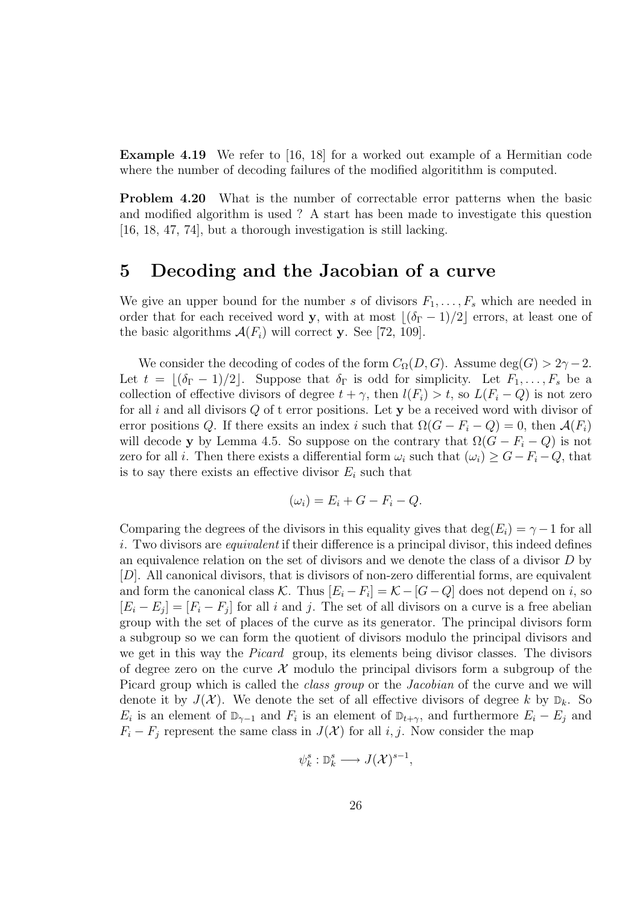**Example 4.19** We refer to [16, 18] for a worked out example of a Hermitian code where the number of decoding failures of the modified algorititthm is computed.

**Problem 4.20** What is the number of correctable error patterns when the basic and modified algorithm is used ? A start has been made to investigate this question [16, 18, 47, 74], but a thorough investigation is still lacking.

# 5 Decoding and the Jacobian of a curve

We give an upper bound for the number $s$ of divisors $F_1, \ldots, F_s$ which are needed in order that for each received word $\mathbf{y}$, with at most $\lfloor (\delta_\Gamma - 1)/2 \rfloor$ errors, at least one of the basic algorithms $\mathcal{A}(F_i)$ will correct $\mathbf{y}$. See [72, 109].

We consider the decoding of codes of the form $C_\Omega(D, G)$. Assume $\deg(G) > 2\gamma - 2$. Let $t = \lfloor (\delta_\Gamma - 1)/2 \rfloor$. Suppose that $\delta_\Gamma$ is odd for simplicity. Let $F_1, \ldots, F_s$ be a collection of effective divisors of degree $t + \gamma$, then $l(F_i) > t$, so $L(F_i - Q)$ is not zero for all $i$ and all divisors $Q$ of t error positions. Let $\mathbf{y}$ be a received word with divisor of error positions $Q$. If there exsits an index $i$ such that $\Omega(G - F_i - Q) = 0$, then $\mathcal{A}(F_i)$ will decode $\mathbf{y}$ by Lemma 4.5. So suppose on the contrary that $\Omega(G - F_i - Q)$ is not zero for all $i$. Then there exists a differential form $\omega_i$ such that $(\omega_i) \geq G - F_i - Q$, that is to say there exists an effective divisor $E_i$ such that

$$(\omega_i) = E_i + G - F_i - Q.$$

Comparing the degrees of the divisors in this equality gives that $\deg(E_i) = \gamma - 1$ for all $i$. Two divisors are *equivalent* if their difference is a principal divisor, this indeed defines an equivalence relation on the set of divisors and we denote the class of a divisor $D$ by $[D]$. All canonical divisors, that is divisors of non-zero differential forms, are equivalent and form the canonical class $\mathcal{K}$. Thus $[E_i - F_i] = \mathcal{K} - [G - Q]$ does not depend on $i$, so $[E_i - E_j] = [F_i - F_j]$ for all $i$ and $j$. The set of all divisors on a curve is a free abelian group with the set of places of the curve as its generator. The principal divisors form a subgroup so we can form the quotient of divisors modulo the principal divisors and we get in this way the *Picard* group, its elements being divisor classes. The divisors of degree zero on the curve $\mathcal{X}$ modulo the principal divisors form a subgroup of the Picard group which is called the *class group* or the *Jacobian* of the curve and we will denote it by $J(\mathcal{X})$. We denote the set of all effective divisors of degree $k$ by $\mathbb{D}_k$. So $E_i$ is an element of $\mathbb{D}_{\gamma-1}$ and $F_i$ is an element of $\mathbb{D}_{t+\gamma}$, and furthermore $E_i - E_j$ and $F_i - F_j$ represent the same class in $J(\mathcal{X})$ for all $i, j$. Now consider the map

$$\psi_k^s : \mathbb{D}_k^s \longrightarrow J(\mathcal{X})^{s-1},$$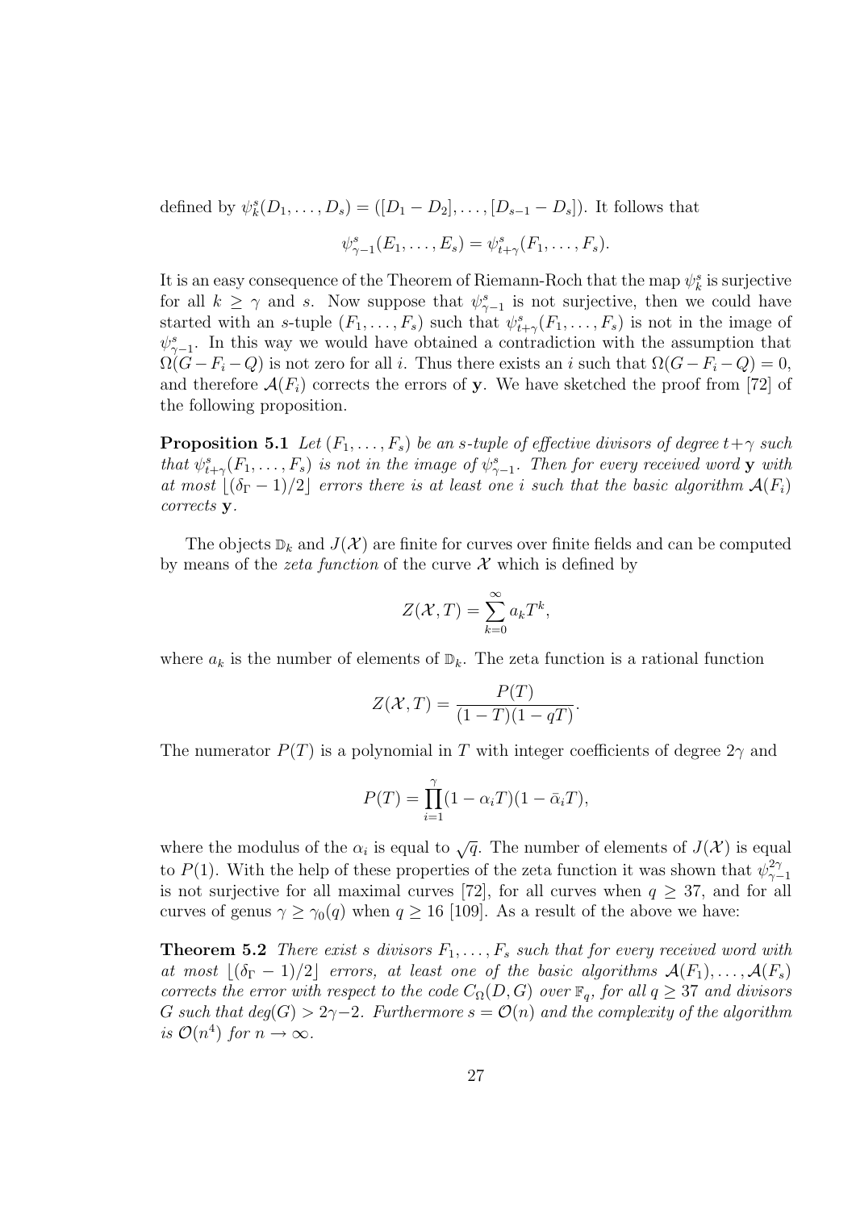defined by $\psi^s_k(D_1, \ldots, D_s) = ([D_1 - D_2], \ldots, [D_{s-1} - D_s])$. It follows that

$$\psi^s_{\gamma-1}(E_1, \ldots, E_s) = \psi^s_{t+\gamma}(F_1, \ldots, F_s).$$

It is an easy consequence of the Theorem of Riemann-Roch that the map $\psi^s_k$ is surjective for all $k \geq \gamma$ and $s$. Now suppose that $\psi^s_{\gamma-1}$ is not surjective, then we could have started with an $s$-tuple $(F_1, \ldots, F_s)$ such that $\psi^s_{t+\gamma}(F_1, \ldots, F_s)$ is not in the image of $\psi^s_{\gamma-1}$. In this way we would have obtained a contradiction with the assumption that $\Omega(G - F_i - Q)$ is not zero for all $i$. Thus there exists an $i$ such that $\Omega(G - F_i - Q) = 0$, and therefore $\mathcal{A}(F_i)$ corrects the errors of $\mathbf{y}$. We have sketched the proof from [72] of the following proposition.

**Proposition 5.1** *Let $(F_1, \ldots, F_s)$ be an $s$-tuple of effective divisors of degree $t+\gamma$ such that $\psi^s_{t+\gamma}(F_1, \ldots, F_s)$ is not in the image of $\psi^s_{\gamma-1}$. Then for every received word $\mathbf{y}$ with at most $\lfloor(\delta_\Gamma - 1)/2\rfloor$ errors there is at least one $i$ such that the basic algorithm $\mathcal{A}(F_i)$ corrects $\mathbf{y}$.*

The objects $\mathbb{D}_k$ and $J(\mathcal{X})$ are finite for curves over finite fields and can be computed by means of the *zeta function* of the curve $\mathcal{X}$ which is defined by

$$Z(\mathcal{X}, T) = \sum_{k=0}^{\infty} a_k T^k,$$

where $a_k$ is the number of elements of $\mathbb{D}_k$. The zeta function is a rational function

$$Z(\mathcal{X}, T) = \frac{P(T)}{(1-T)(1-qT)}.$$

The numerator $P(T)$ is a polynomial in $T$ with integer coefficients of degree $2\gamma$ and

$$P(T) = \prod_{i=1}^{\gamma}(1 - \alpha_i T)(1 - \bar{\alpha}_i T),$$

where the modulus of the $\alpha_i$ is equal to $\sqrt{q}$. The number of elements of $J(\mathcal{X})$ is equal to $P(1)$. With the help of these properties of the zeta function it was shown that $\psi^{2\gamma}_{\gamma-1}$ is not surjective for all maximal curves [72], for all curves when $q \geq 37$, and for all curves of genus $\gamma \geq \gamma_0(q)$ when $q \geq 16$ [109]. As a result of the above we have:

**Theorem 5.2** *There exist $s$ divisors $F_1, \ldots, F_s$ such that for every received word with at most $\lfloor(\delta_\Gamma - 1)/2\rfloor$ errors, at least one of the basic algorithms $\mathcal{A}(F_1), \ldots, \mathcal{A}(F_s)$ corrects the error with respect to the code $C_\Omega(D, G)$ over $\mathbb{F}_q$, for all $q \geq 37$ and divisors $G$ such that $deg(G) > 2\gamma - 2$. Furthermore $s = \mathcal{O}(n)$ and the complexity of the algorithm is $\mathcal{O}(n^4)$ for $n \to \infty$.*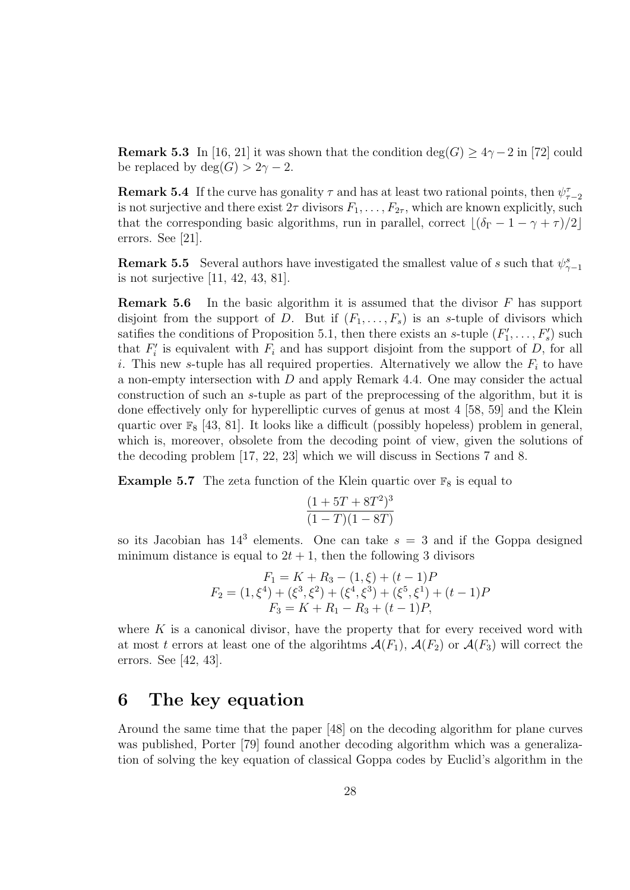**Remark 5.3** In [16, 21] it was shown that the condition $\deg(G) \geq 4\gamma - 2$ in [72] could be replaced by $\deg(G) > 2\gamma - 2$.

**Remark 5.4** If the curve has gonality $\tau$ and has at least two rational points, then $\psi^{\tau}_{\tau-2}$ is not surjective and there exist $2\tau$ divisors $F_1, \ldots, F_{2\tau}$, which are known explicitly, such that the corresponding basic algorithms, run in parallel, correct $\lfloor (\delta_\Gamma - 1 - \gamma + \tau)/2 \rfloor$ errors. See [21].

**Remark 5.5** Several authors have investigated the smallest value of $s$ such that $\psi^{s}_{\gamma-1}$ is not surjective [11, 42, 43, 81].

**Remark 5.6** In the basic algorithm it is assumed that the divisor $F$ has support disjoint from the support of $D$. But if $(F_1, \ldots, F_s)$ is an $s$-tuple of divisors which satifies the conditions of Proposition 5.1, then there exists an $s$-tuple $(F'_1, \ldots, F'_s)$ such that $F'_i$ is equivalent with $F_i$ and has support disjoint from the support of $D$, for all $i$. This new $s$-tuple has all required properties. Alternatively we allow the $F_i$ to have a non-empty intersection with $D$ and apply Remark 4.4. One may consider the actual construction of such an $s$-tuple as part of the preprocessing of the algorithm, but it is done effectively only for hyperelliptic curves of genus at most 4 [58, 59] and the Klein quartic over $\mathbb{F}_8$ [43, 81]. It looks like a difficult (possibly hopeless) problem in general, which is, moreover, obsolete from the decoding point of view, given the solutions of the decoding problem [17, 22, 23] which we will discuss in Sections 7 and 8.

**Example 5.7** The zeta function of the Klein quartic over $\mathbb{F}_8$ is equal to

$$\frac{(1 + 5T + 8T^2)^3}{(1 - T)(1 - 8T)}$$

so its Jacobian has $14^3$ elements. One can take $s = 3$ and if the Goppa designed minimum distance is equal to $2t + 1$, then the following 3 divisors

$$\begin{gathered} F_1 = K + R_3 - (1, \xi) + (t - 1)P \\ F_2 = (1, \xi^4) + (\xi^3, \xi^2) + (\xi^4, \xi^3) + (\xi^5, \xi^1) + (t - 1)P \\ F_3 = K + R_1 - R_3 + (t - 1)P, \end{gathered}$$

where $K$ is a canonical divisor, have the property that for every received word with at most $t$ errors at least one of the algorihtms $\mathcal{A}(F_1)$, $\mathcal{A}(F_2)$ or $\mathcal{A}(F_3)$ will correct the errors. See [42, 43].

# 6 The key equation

Around the same time that the paper [48] on the decoding algorithm for plane curves was published, Porter [79] found another decoding algorithm which was a generalization of solving the key equation of classical Goppa codes by Euclid's algorithm in the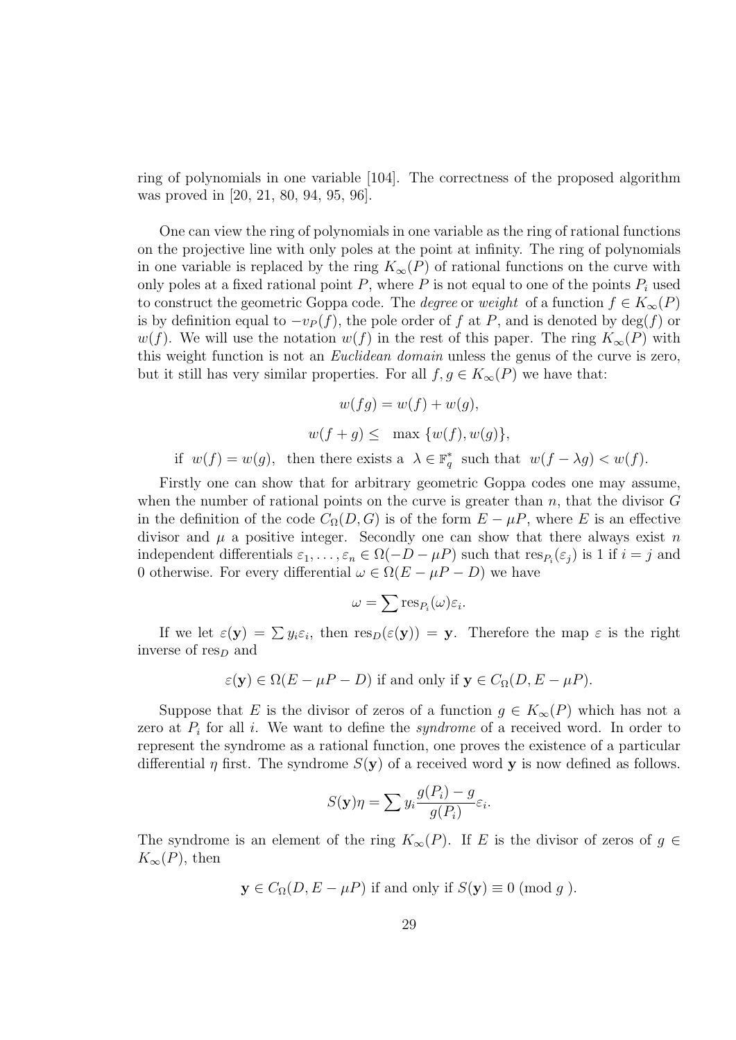ring of polynomials in one variable [104]. The correctness of the proposed algorithm was proved in [20, 21, 80, 94, 95, 96].

One can view the ring of polynomials in one variable as the ring of rational functions on the projective line with only poles at the point at infinity. The ring of polynomials in one variable is replaced by the ring $K_\infty(P)$ of rational functions on the curve with only poles at a fixed rational point $P$, where $P$ is not equal to one of the points $P_i$ used to construct the geometric Goppa code. The *degree* or *weight* of a function $f \in K_\infty(P)$ is by definition equal to $-v_P(f)$, the pole order of $f$ at $P$, and is denoted by $\deg(f)$ or $w(f)$. We will use the notation $w(f)$ in the rest of this paper. The ring $K_\infty(P)$ with this weight function is not an *Euclidean domain* unless the genus of the curve is zero, but it still has very similar properties. For all $f, g \in K_\infty(P)$ we have that:

$$w(fg) = w(f) + w(g),$$

$$w(f+g) \leq \max\{w(f), w(g)\},$$

$$\text{if } \; w(f) = w(g), \; \text{ then there exists a } \; \lambda \in \mathbb{F}_q^* \; \text{ such that } \; w(f - \lambda g) < w(f).$$

Firstly one can show that for arbitrary geometric Goppa codes one may assume, when the number of rational points on the curve is greater than $n$, that the divisor $G$ in the definition of the code $C_\Omega(D, G)$ is of the form $E - \mu P$, where $E$ is an effective divisor and $\mu$ a positive integer. Secondly one can show that there always exist $n$ independent differentials $\varepsilon_1, \ldots, \varepsilon_n \in \Omega(-D - \mu P)$ such that $\mathrm{res}_{P_i}(\varepsilon_j)$ is 1 if $i = j$ and 0 otherwise. For every differential $\omega \in \Omega(E - \mu P - D)$ we have

$$\omega = \sum \mathrm{res}_{P_i}(\omega)\varepsilon_i.$$

If we let $\varepsilon(\mathbf{y}) = \sum y_i \varepsilon_i$, then $\mathrm{res}_D(\varepsilon(\mathbf{y})) = \mathbf{y}$. Therefore the map $\varepsilon$ is the right inverse of $\mathrm{res}_D$ and

$$\varepsilon(\mathbf{y}) \in \Omega(E - \mu P - D) \text{ if and only if } \mathbf{y} \in C_\Omega(D, E - \mu P).$$

Suppose that $E$ is the divisor of zeros of a function $g \in K_\infty(P)$ which has not a zero at $P_i$ for all $i$. We want to define the *syndrome* of a received word. In order to represent the syndrome as a rational function, one proves the existence of a particular differential $\eta$ first. The syndrome $S(\mathbf{y})$ of a received word $\mathbf{y}$ is now defined as follows.

$$S(\mathbf{y})\eta = \sum y_i \frac{g(P_i) - g}{g(P_i)} \varepsilon_i.$$

The syndrome is an element of the ring $K_\infty(P)$. If $E$ is the divisor of zeros of $g \in K_\infty(P)$, then

$$\mathbf{y} \in C_\Omega(D, E - \mu P) \text{ if and only if } S(\mathbf{y}) \equiv 0 \pmod{g}.$$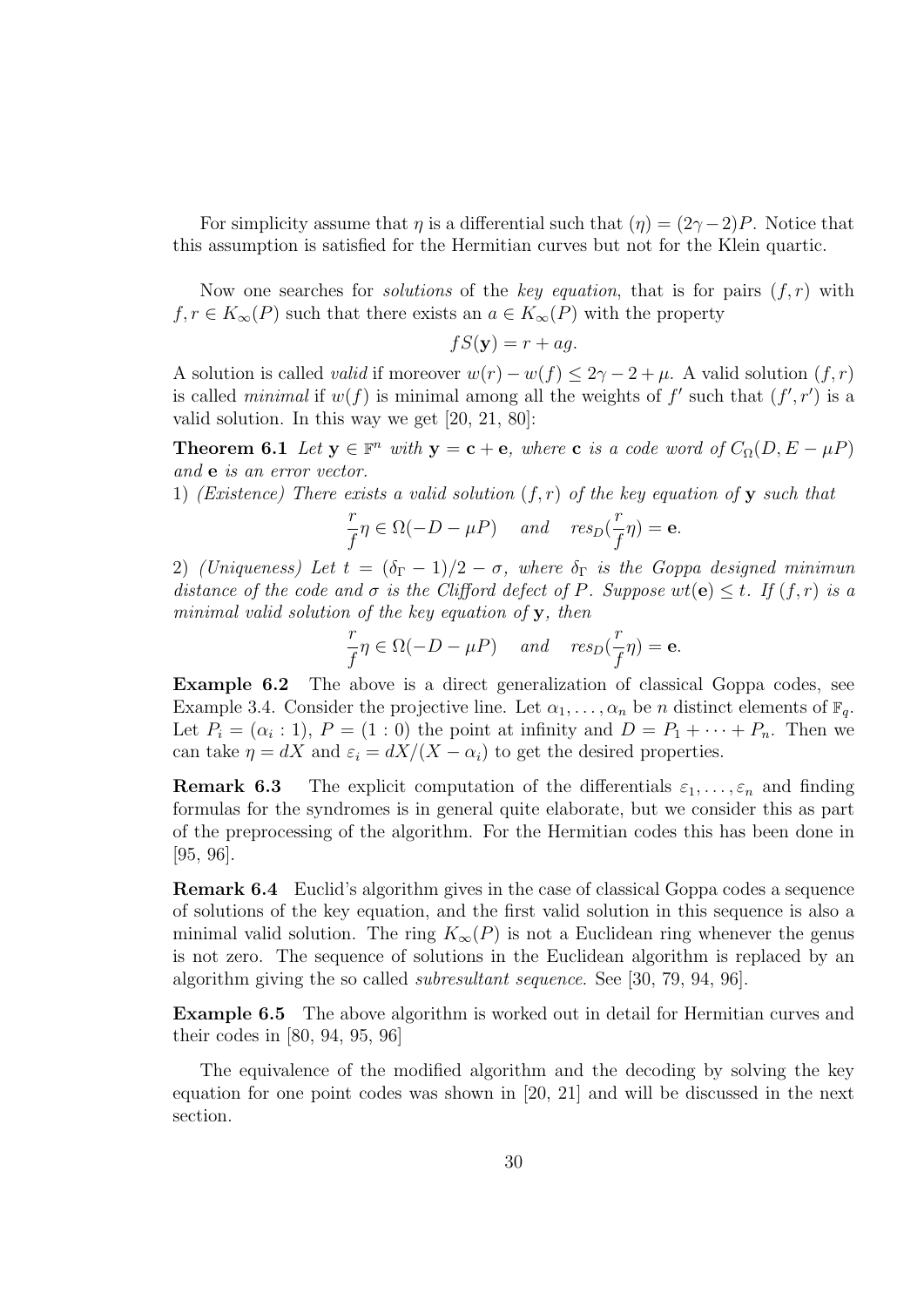For simplicity assume that $\eta$ is a differential such that $(\eta) = (2\gamma-2)P$. Notice that this assumption is satisfied for the Hermitian curves but not for the Klein quartic.

Now one searches for *solutions* of the *key equation*, that is for pairs $(f, r)$ with $f, r \in K_\infty(P)$ such that there exists an $a \in K_\infty(P)$ with the property

$$fS(\mathbf{y}) = r + ag.$$

A solution is called *valid* if moreover $w(r) - w(f) \leq 2\gamma - 2 + \mu$. A valid solution $(f, r)$ is called *minimal* if $w(f)$ is minimal among all the weights of $f'$ such that $(f', r')$ is a valid solution. In this way we get [20, 21, 80]:

**Theorem 6.1** *Let $\mathbf{y} \in \mathbb{F}^n$ with $\mathbf{y} = \mathbf{c} + \mathbf{e}$, where $\mathbf{c}$ is a code word of $C_\Omega(D, E - \mu P)$ and $\mathbf{e}$ is an error vector.*
1) *(Existence) There exists a valid solution $(f, r)$ of the key equation of $\mathbf{y}$ such that*

$$\frac{r}{f}\eta \in \Omega(-D - \mu P) \quad \textit{and} \quad res_D(\frac{r}{f}\eta) = \mathbf{e}.$$

2) *(Uniqueness) Let $t = (\delta_\Gamma - 1)/2 - \sigma$, where $\delta_\Gamma$ is the Goppa designed minimun distance of the code and $\sigma$ is the Clifford defect of $P$. Suppose $wt(\mathbf{e}) \leq t$. If $(f, r)$ is a minimal valid solution of the key equation of $\mathbf{y}$, then*

$$\frac{r}{f}\eta \in \Omega(-D - \mu P) \quad \textit{and} \quad res_D(\frac{r}{f}\eta) = \mathbf{e}.$$

**Example 6.2** The above is a direct generalization of classical Goppa codes, see Example 3.4. Consider the projective line. Let $\alpha_1, \ldots, \alpha_n$ be $n$ distinct elements of $\mathbb{F}_q$. Let $P_i = (\alpha_i : 1)$, $P = (1 : 0)$ the point at infinity and $D = P_1 + \cdots + P_n$. Then we can take $\eta = dX$ and $\varepsilon_i = dX/(X - \alpha_i)$ to get the desired properties.

**Remark 6.3** The explicit computation of the differentials $\varepsilon_1, \ldots, \varepsilon_n$ and finding formulas for the syndromes is in general quite elaborate, but we consider this as part of the preprocessing of the algorithm. For the Hermitian codes this has been done in [95, 96].

**Remark 6.4** Euclid's algorithm gives in the case of classical Goppa codes a sequence of solutions of the key equation, and the first valid solution in this sequence is also a minimal valid solution. The ring $K_\infty(P)$ is not a Euclidean ring whenever the genus is not zero. The sequence of solutions in the Euclidean algorithm is replaced by an algorithm giving the so called *subresultant sequence*. See [30, 79, 94, 96].

**Example 6.5** The above algorithm is worked out in detail for Hermitian curves and their codes in [80, 94, 95, 96]

The equivalence of the modified algorithm and the decoding by solving the key equation for one point codes was shown in [20, 21] and will be discussed in the next section.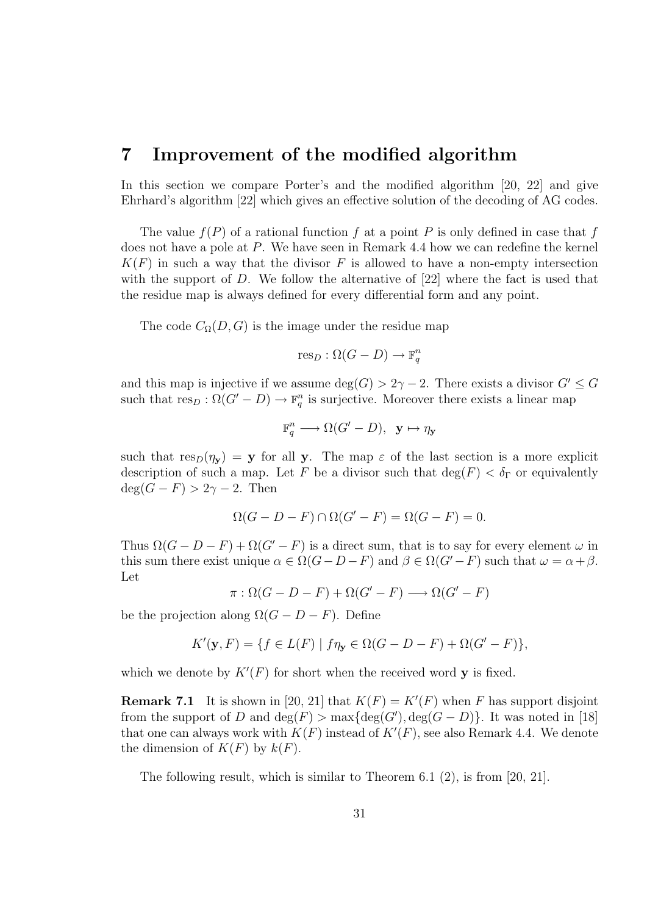## 7 Improvement of the modified algorithm

In this section we compare Porter's and the modified algorithm [20, 22] and give Ehrhard's algorithm [22] which gives an effective solution of the decoding of AG codes.

The value $f(P)$ of a rational function $f$ at a point $P$ is only defined in case that $f$ does not have a pole at $P$. We have seen in Remark 4.4 how we can redefine the kernel $K(F)$ in such a way that the divisor $F$ is allowed to have a non-empty intersection with the support of $D$. We follow the alternative of [22] where the fact is used that the residue map is always defined for every differential form and any point.

The code $C_\Omega(D, G)$ is the image under the residue map

$$\mathrm{res}_D : \Omega(G - D) \to \mathbb{F}_q^n$$

and this map is injective if we assume $\deg(G) > 2\gamma - 2$. There exists a divisor $G' \leq G$ such that $\mathrm{res}_D : \Omega(G' - D) \to \mathbb{F}_q^n$ is surjective. Moreover there exists a linear map

$$\mathbb{F}_q^n \longrightarrow \Omega(G' - D), \quad \mathbf{y} \mapsto \eta_{\mathbf{y}}$$

such that $\mathrm{res}_D(\eta_{\mathbf{y}}) = \mathbf{y}$ for all $\mathbf{y}$. The map $\varepsilon$ of the last section is a more explicit description of such a map. Let $F$ be a divisor such that $\deg(F) < \delta_\Gamma$ or equivalently $\deg(G - F) > 2\gamma - 2$. Then

$$\Omega(G - D - F) \cap \Omega(G' - F) = \Omega(G - F) = 0.$$

Thus $\Omega(G - D - F) + \Omega(G' - F)$ is a direct sum, that is to say for every element $\omega$ in this sum there exist unique $\alpha \in \Omega(G - D - F)$ and $\beta \in \Omega(G' - F)$ such that $\omega = \alpha + \beta$. Let

$$\pi : \Omega(G - D - F) + \Omega(G' - F) \longrightarrow \Omega(G' - F)$$

be the projection along $\Omega(G - D - F)$. Define

$$K'(\mathbf{y}, F) = \{ f \in L(F) \mid f\eta_{\mathbf{y}} \in \Omega(G - D - F) + \Omega(G' - F) \},$$

which we denote by $K'(F)$ for short when the received word $\mathbf{y}$ is fixed.

**Remark 7.1** It is shown in [20, 21] that $K(F) = K'(F)$ when $F$ has support disjoint from the support of $D$ and $\deg(F) > \max\{\deg(G'), \deg(G - D)\}$. It was noted in [18] that one can always work with $K(F)$ instead of $K'(F)$, see also Remark 4.4. We denote the dimension of $K(F)$ by $k(F)$.

The following result, which is similar to Theorem 6.1 (2), is from [20, 21].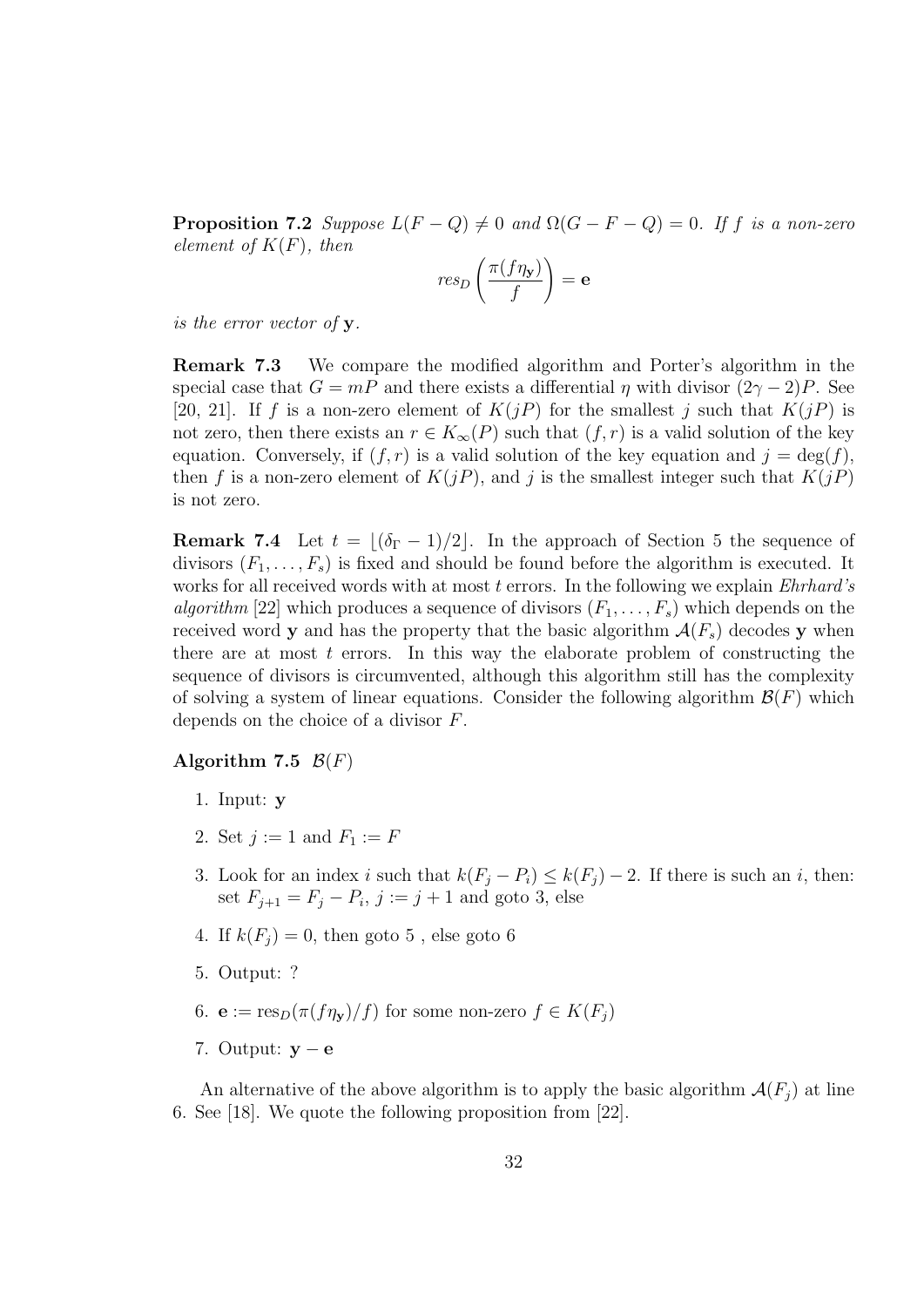**Proposition 7.2** *Suppose $L(F-Q) \neq 0$ and $\Omega(G-F-Q) = 0$. If $f$ is a non-zero element of $K(F)$, then*

$$res_D\left(\frac{\pi(f\eta_{\mathbf{y}})}{f}\right) = \mathbf{e}$$

*is the error vector of $\mathbf{y}$.*

**Remark 7.3** We compare the modified algorithm and Porter's algorithm in the special case that $G = mP$ and there exists a differential $\eta$ with divisor $(2\gamma - 2)P$. See [20, 21]. If $f$ is a non-zero element of $K(jP)$ for the smallest $j$ such that $K(jP)$ is not zero, then there exists an $r \in K_\infty(P)$ such that $(f, r)$ is a valid solution of the key equation. Conversely, if $(f, r)$ is a valid solution of the key equation and $j = \deg(f)$, then $f$ is a non-zero element of $K(jP)$, and $j$ is the smallest integer such that $K(jP)$ is not zero.

**Remark 7.4** Let $t = \lfloor(\delta_\Gamma - 1)/2\rfloor$. In the approach of Section 5 the sequence of divisors $(F_1, \ldots, F_s)$ is fixed and should be found before the algorithm is executed. It works for all received words with at most $t$ errors. In the following we explain *Ehrhard's algorithm* [22] which produces a sequence of divisors $(F_1, \ldots, F_s)$ which depends on the received word $\mathbf{y}$ and has the property that the basic algorithm $\mathcal{A}(F_s)$ decodes $\mathbf{y}$ when there are at most $t$ errors. In this way the elaborate problem of constructing the sequence of divisors is circumvented, although this algorithm still has the complexity of solving a system of linear equations. Consider the following algorithm $\mathcal{B}(F)$ which depends on the choice of a divisor $F$.

**Algorithm 7.5** $\mathcal{B}(F)$

1. Input: $\mathbf{y}$
2. Set $j := 1$ and $F_1 := F$
3. Look for an index $i$ such that $k(F_j - P_i) \leq k(F_j) - 2$. If there is such an $i$, then: set $F_{j+1} = F_j - P_i$, $j := j + 1$ and goto 3, else
4. If $k(F_j) = 0$, then goto 5 , else goto 6
5. Output: ?
6. $\mathbf{e} := \text{res}_D(\pi(f\eta_{\mathbf{y}})/f)$ for some non-zero $f \in K(F_j)$
7. Output: $\mathbf{y} - \mathbf{e}$

An alternative of the above algorithm is to apply the basic algorithm $\mathcal{A}(F_j)$ at line 6. See [18]. We quote the following proposition from [22].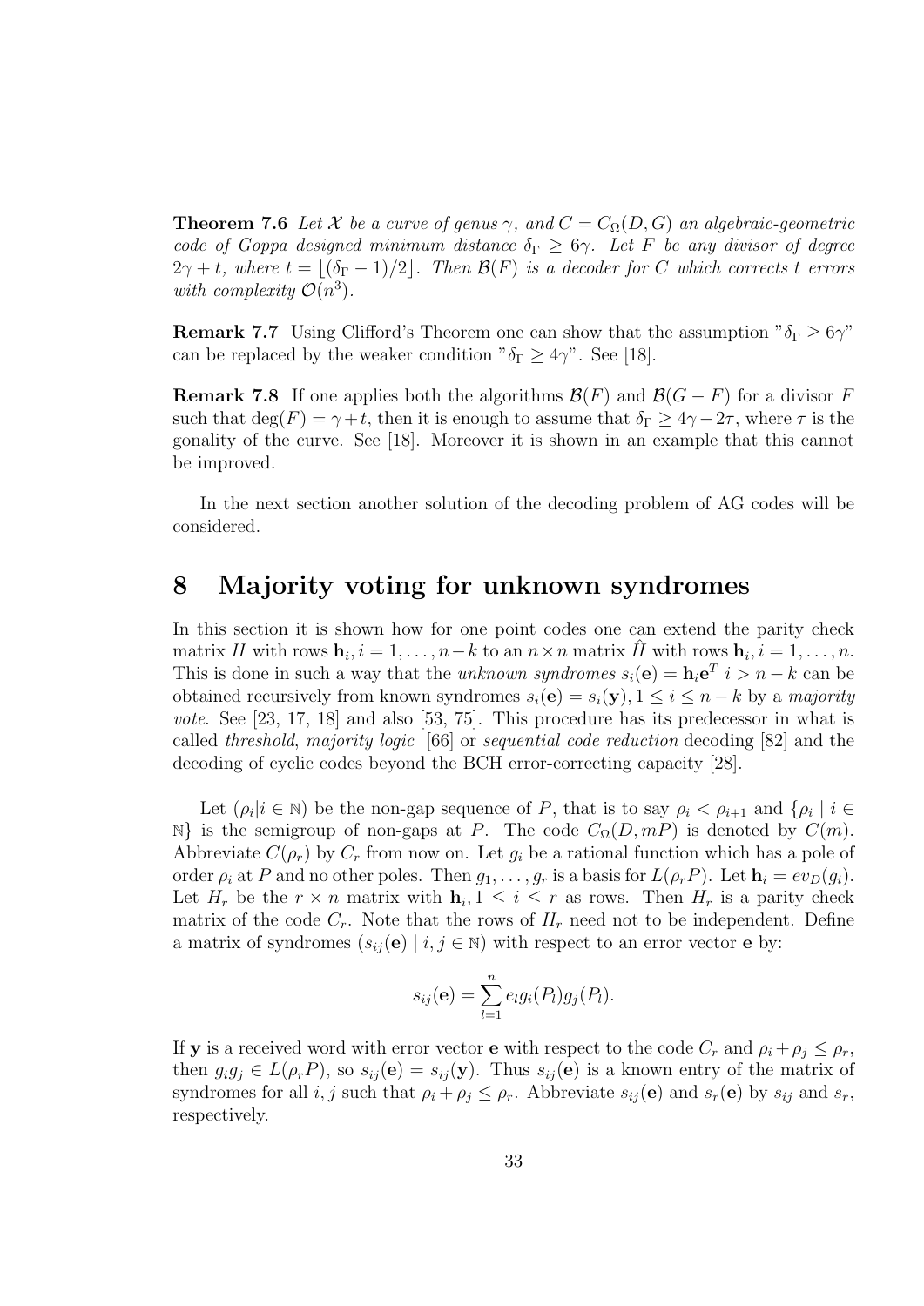**Theorem 7.6** *Let $\mathcal{X}$ be a curve of genus $\gamma$, and $C = C_\Omega(D,G)$ an algebraic-geometric code of Goppa designed minimum distance $\delta_\Gamma \geq 6\gamma$. Let $F$ be any divisor of degree $2\gamma + t$, where $t = \lfloor (\delta_\Gamma - 1)/2 \rfloor$. Then $\mathcal{B}(F)$ is a decoder for $C$ which corrects $t$ errors with complexity $\mathcal{O}(n^3)$.*

**Remark 7.7** Using Clifford's Theorem one can show that the assumption "$\delta_\Gamma \geq 6\gamma$" can be replaced by the weaker condition "$\delta_\Gamma \geq 4\gamma$". See [18].

**Remark 7.8** If one applies both the algorithms $\mathcal{B}(F)$ and $\mathcal{B}(G - F)$ for a divisor $F$ such that $\deg(F) = \gamma + t$, then it is enough to assume that $\delta_\Gamma \geq 4\gamma - 2\tau$, where $\tau$ is the gonality of the curve. See [18]. Moreover it is shown in an example that this cannot be improved.

In the next section another solution of the decoding problem of AG codes will be considered.

# 8 Majority voting for unknown syndromes

In this section it is shown how for one point codes one can extend the parity check matrix $H$ with rows $\mathbf{h}_i, i = 1, \ldots, n-k$ to an $n \times n$ matrix $\hat{H}$ with rows $\mathbf{h}_i, i = 1, \ldots, n$. This is done in such a way that the *unknown syndromes* $s_i(\mathbf{e}) = \mathbf{h}_i \mathbf{e}^T$ $i > n-k$ can be obtained recursively from known syndromes $s_i(\mathbf{e}) = s_i(\mathbf{y}), 1 \leq i \leq n-k$ by a *majority vote*. See [23, 17, 18] and also [53, 75]. This procedure has its predecessor in what is called *threshold*, *majority logic* [66] or *sequential code reduction* decoding [82] and the decoding of cyclic codes beyond the BCH error-correcting capacity [28].

Let $(\rho_i | i \in \mathbb{N})$ be the non-gap sequence of $P$, that is to say $\rho_i < \rho_{i+1}$ and $\{\rho_i \mid i \in \mathbb{N}\}$ is the semigroup of non-gaps at $P$. The code $C_\Omega(D, mP)$ is denoted by $C(m)$. Abbreviate $C(\rho_r)$ by $C_r$ from now on. Let $g_i$ be a rational function which has a pole of order $\rho_i$ at $P$ and no other poles. Then $g_1, \ldots, g_r$ is a basis for $L(\rho_r P)$. Let $\mathbf{h}_i = ev_D(g_i)$. Let $H_r$ be the $r \times n$ matrix with $\mathbf{h}_i, 1 \leq i \leq r$ as rows. Then $H_r$ is a parity check matrix of the code $C_r$. Note that the rows of $H_r$ need not to be independent. Define a matrix of syndromes $(s_{ij}(\mathbf{e}) \mid i,j \in \mathbb{N})$ with respect to an error vector $\mathbf{e}$ by:

$$s_{ij}(\mathbf{e}) = \sum_{l=1}^{n} e_l g_i(P_l) g_j(P_l).$$

If $\mathbf{y}$ is a received word with error vector $\mathbf{e}$ with respect to the code $C_r$ and $\rho_i + \rho_j \leq \rho_r$, then $g_i g_j \in L(\rho_r P)$, so $s_{ij}(\mathbf{e}) = s_{ij}(\mathbf{y})$. Thus $s_{ij}(\mathbf{e})$ is a known entry of the matrix of syndromes for all $i,j$ such that $\rho_i + \rho_j \leq \rho_r$. Abbreviate $s_{ij}(\mathbf{e})$ and $s_r(\mathbf{e})$ by $s_{ij}$ and $s_r$, respectively.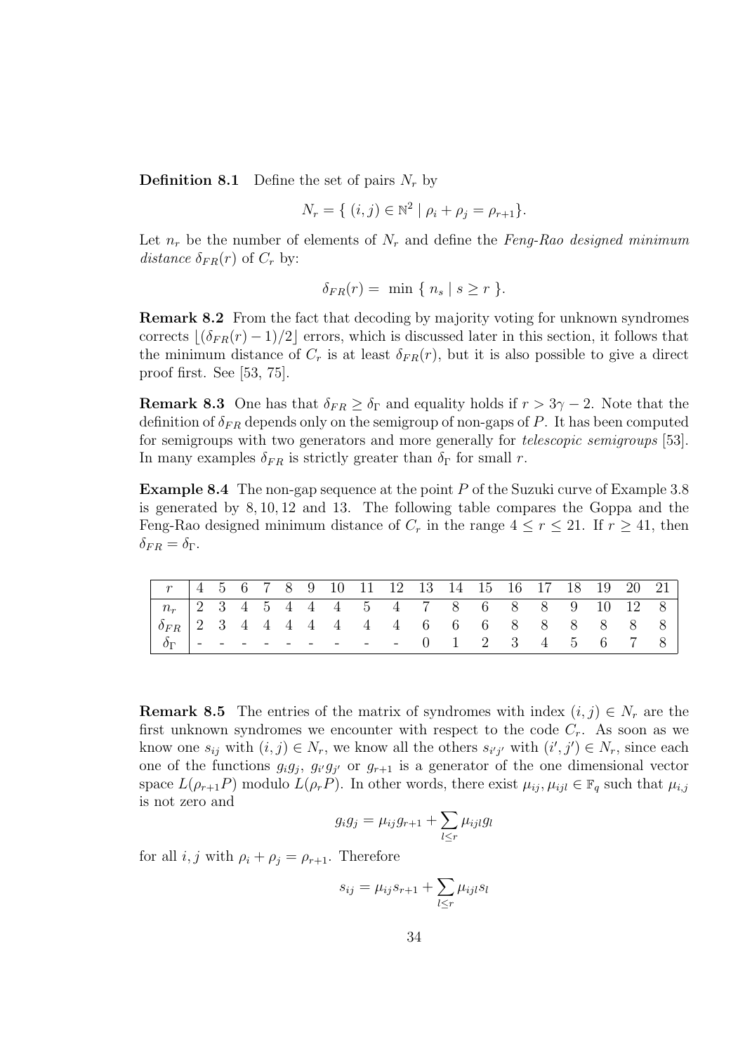**Definition 8.1** Define the set of pairs $N_r$ by

$$N_r = \{ (i,j) \in \mathbb{N}^2 \mid \rho_i + \rho_j = \rho_{r+1} \}.$$

Let $n_r$ be the number of elements of $N_r$ and define the *Feng-Rao designed minimum distance* $\delta_{FR}(r)$ of $C_r$ by:

$$\delta_{FR}(r) = \min \{ n_s \mid s \geq r \}.$$

**Remark 8.2** From the fact that decoding by majority voting for unknown syndromes corrects $\lfloor(\delta_{FR}(r) - 1)/2\rfloor$ errors, which is discussed later in this section, it follows that the minimum distance of $C_r$ is at least $\delta_{FR}(r)$, but it is also possible to give a direct proof first. See [53, 75].

**Remark 8.3** One has that $\delta_{FR} \geq \delta_\Gamma$ and equality holds if $r > 3\gamma - 2$. Note that the definition of $\delta_{FR}$ depends only on the semigroup of non-gaps of $P$. It has been computed for semigroups with two generators and more generally for *telescopic semigroups* [53]. In many examples $\delta_{FR}$ is strictly greater than $\delta_\Gamma$ for small $r$.

**Example 8.4** The non-gap sequence at the point $P$ of the Suzuki curve of Example 3.8 is generated by 8, 10, 12 and 13. The following table compares the Goppa and the Feng-Rao designed minimum distance of $C_r$ in the range $4 \leq r \leq 21$. If $r \geq 41$, then $\delta_{FR} = \delta_\Gamma$.

| $r$ | 4 | 5 | 6 | 7 | 8 | 9 | 10 | 11 | 12 | 13 | 14 | 15 | 16 | 17 | 18 | 19 | 20 | 21 |
|---|---|---|---|---|---|---|---|---|---|---|---|---|---|---|---|---|---|---|
| $n_r$ | 2 | 3 | 4 | 5 | 4 | 4 | 4 | 5 | 4 | 7 | 8 | 6 | 8 | 8 | 9 | 10 | 12 | 8 |
| $\delta_{FR}$ | 2 | 3 | 4 | 4 | 4 | 4 | 4 | 4 | 4 | 6 | 6 | 6 | 8 | 8 | 8 | 8 | 8 | 8 |
| $\delta_\Gamma$ | - | - | - | - | - | - | - | - | - | 0 | 1 | 2 | 3 | 4 | 5 | 6 | 7 | 8 |

**Remark 8.5** The entries of the matrix of syndromes with index $(i,j) \in N_r$ are the first unknown syndromes we encounter with respect to the code $C_r$. As soon as we know one $s_{ij}$ with $(i,j) \in N_r$, we know all the others $s_{i'j'}$ with $(i',j') \in N_r$, since each one of the functions $g_i g_j$, $g_{i'} g_{j'}$ or $g_{r+1}$ is a generator of the one dimensional vector space $L(\rho_{r+1}P)$ modulo $L(\rho_r P)$. In other words, there exist $\mu_{ij}, \mu_{ijl} \in \mathbb{F}_q$ such that $\mu_{i,j}$ is not zero and

$$g_i g_j = \mu_{ij} g_{r+1} + \sum_{l \leq r} \mu_{ijl} g_l$$

for all $i, j$ with $\rho_i + \rho_j = \rho_{r+1}$. Therefore

$$s_{ij} = \mu_{ij} s_{r+1} + \sum_{l \leq r} \mu_{ijl} s_l$$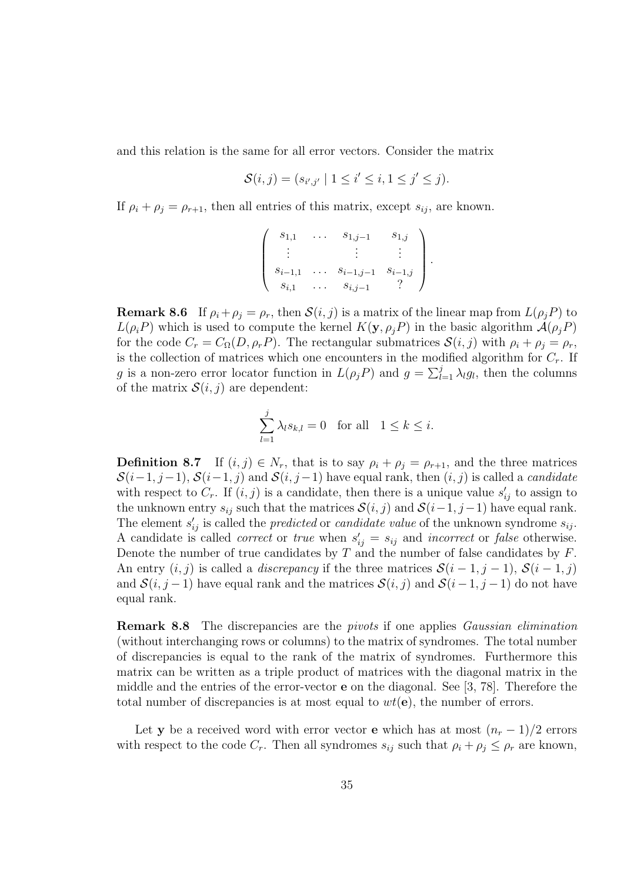and this relation is the same for all error vectors. Consider the matrix

$$\mathcal{S}(i,j) = (s_{i',j'} \mid 1 \leq i' \leq i, 1 \leq j' \leq j).$$

If $\rho_i + \rho_j = \rho_{r+1}$, then all entries of this matrix, except $s_{ij}$, are known.

$$\begin{pmatrix} s_{1,1} & \dots & s_{1,j-1} & s_{1,j} \\ \vdots & & \vdots & \vdots \\ s_{i-1,1} & \dots & s_{i-1,j-1} & s_{i-1,j} \\ s_{i,1} & \dots & s_{i,j-1} & ? \end{pmatrix}.$$

**Remark 8.6** If $\rho_i + \rho_j = \rho_r$, then $\mathcal{S}(i,j)$ is a matrix of the linear map from $L(\rho_j P)$ to $L(\rho_i P)$ which is used to compute the kernel $K(\mathbf{y}, \rho_j P)$ in the basic algorithm $\mathcal{A}(\rho_j P)$ for the code $C_r = C_\Omega(D, \rho_r P)$. The rectangular submatrices $\mathcal{S}(i,j)$ with $\rho_i + \rho_j = \rho_r$, is the collection of matrices which one encounters in the modified algorithm for $C_r$. If $g$ is a non-zero error locator function in $L(\rho_j P)$ and $g = \sum_{l=1}^{j} \lambda_l g_l$, then the columns of the matrix $\mathcal{S}(i,j)$ are dependent:

$$\sum_{l=1}^{j} \lambda_l s_{k,l} = 0 \quad \text{for all} \quad 1 \leq k \leq i.$$

**Definition 8.7** If $(i,j) \in N_r$, that is to say $\rho_i + \rho_j = \rho_{r+1}$, and the three matrices $\mathcal{S}(i-1,j-1)$, $\mathcal{S}(i-1,j)$ and $\mathcal{S}(i,j-1)$ have equal rank, then $(i,j)$ is called a *candidate* with respect to $C_r$. If $(i,j)$ is a candidate, then there is a unique value $s'_{ij}$ to assign to the unknown entry $s_{ij}$ such that the matrices $\mathcal{S}(i,j)$ and $\mathcal{S}(i-1,j-1)$ have equal rank. The element $s'_{ij}$ is called the *predicted* or *candidate value* of the unknown syndrome $s_{ij}$. A candidate is called *correct* or *true* when $s'_{ij} = s_{ij}$ and *incorrect* or *false* otherwise. Denote the number of true candidates by $T$ and the number of false candidates by $F$. An entry $(i,j)$ is called a *discrepancy* if the three matrices $\mathcal{S}(i-1,j-1)$, $\mathcal{S}(i-1,j)$ and $\mathcal{S}(i,j-1)$ have equal rank and the matrices $\mathcal{S}(i,j)$ and $\mathcal{S}(i-1,j-1)$ do not have equal rank.

**Remark 8.8** The discrepancies are the *pivots* if one applies *Gaussian elimination* (without interchanging rows or columns) to the matrix of syndromes. The total number of discrepancies is equal to the rank of the matrix of syndromes. Furthermore this matrix can be written as a triple product of matrices with the diagonal matrix in the middle and the entries of the error-vector $\mathbf{e}$ on the diagonal. See [3, 78]. Therefore the total number of discrepancies is at most equal to $wt(\mathbf{e})$, the number of errors.

Let $\mathbf{y}$ be a received word with error vector $\mathbf{e}$ which has at most $(n_r - 1)/2$ errors with respect to the code $C_r$. Then all syndromes $s_{ij}$ such that $\rho_i + \rho_j \leq \rho_r$ are known,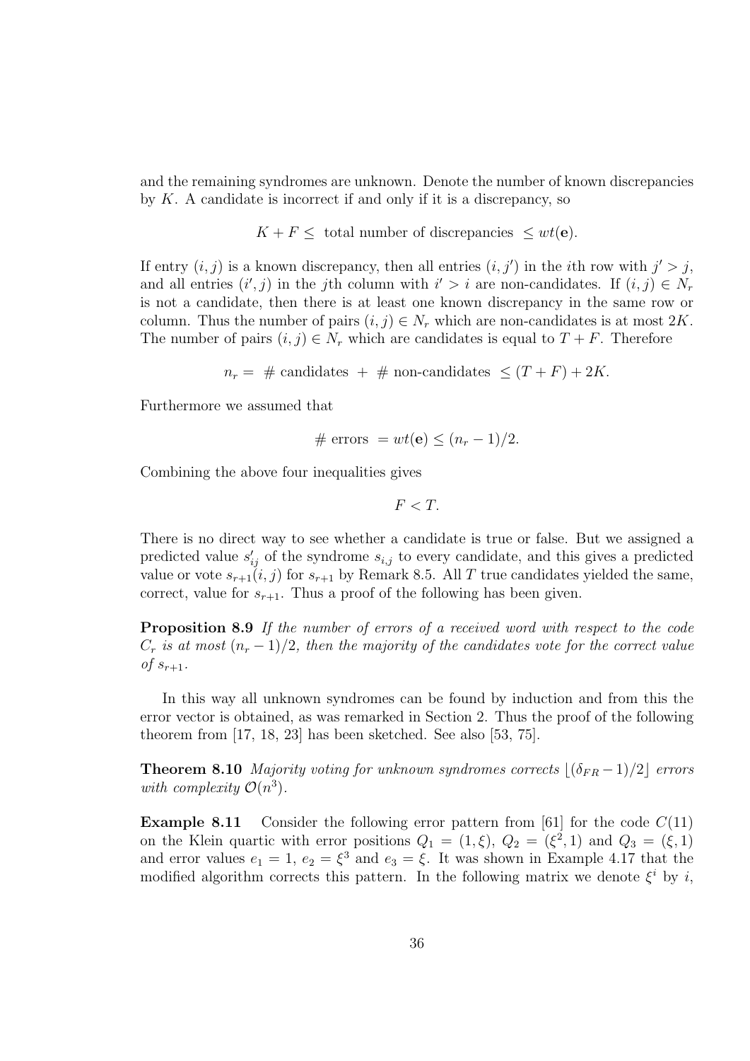and the remaining syndromes are unknown. Denote the number of known discrepancies by $K$. A candidate is incorrect if and only if it is a discrepancy, so

$$K + F \leq \text{ total number of discrepancies } \leq wt(\mathbf{e}).$$

If entry $(i,j)$ is a known discrepancy, then all entries $(i,j')$ in the $i$th row with $j' > j$, and all entries $(i',j)$ in the $j$th column with $i' > i$ are non-candidates. If $(i,j) \in N_r$ is not a candidate, then there is at least one known discrepancy in the same row or column. Thus the number of pairs $(i,j) \in N_r$ which are non-candidates is at most $2K$. The number of pairs $(i,j) \in N_r$ which are candidates is equal to $T + F$. Therefore

$$n_r = \# \text{ candidates } + \# \text{ non-candidates } \leq (T + F) + 2K.$$

Furthermore we assumed that

$$\# \text{ errors } = wt(\mathbf{e}) \leq (n_r - 1)/2.$$

Combining the above four inequalities gives

$$F < T.$$

There is no direct way to see whether a candidate is true or false. But we assigned a predicted value $s'_{ij}$ of the syndrome $s_{i,j}$ to every candidate, and this gives a predicted value or vote $s_{r+1}(i,j)$ for $s_{r+1}$ by Remark 8.5. All $T$ true candidates yielded the same, correct, value for $s_{r+1}$. Thus a proof of the following has been given.

**Proposition 8.9** *If the number of errors of a received word with respect to the code $C_r$ is at most $(n_r - 1)/2$, then the majority of the candidates vote for the correct value of $s_{r+1}$.*

In this way all unknown syndromes can be found by induction and from this the error vector is obtained, as was remarked in Section 2. Thus the proof of the following theorem from [17, 18, 23] has been sketched. See also [53, 75].

**Theorem 8.10** *Majority voting for unknown syndromes corrects $\lfloor (\delta_{FR} - 1)/2 \rfloor$ errors with complexity $\mathcal{O}(n^3)$.*

**Example 8.11** Consider the following error pattern from [61] for the code $C(11)$ on the Klein quartic with error positions $Q_1 = (1, \xi)$, $Q_2 = (\xi^2, 1)$ and $Q_3 = (\xi, 1)$ and error values $e_1 = 1$, $e_2 = \xi^3$ and $e_3 = \xi$. It was shown in Example 4.17 that the modified algorithm corrects this pattern. In the following matrix we denote $\xi^i$ by $i$,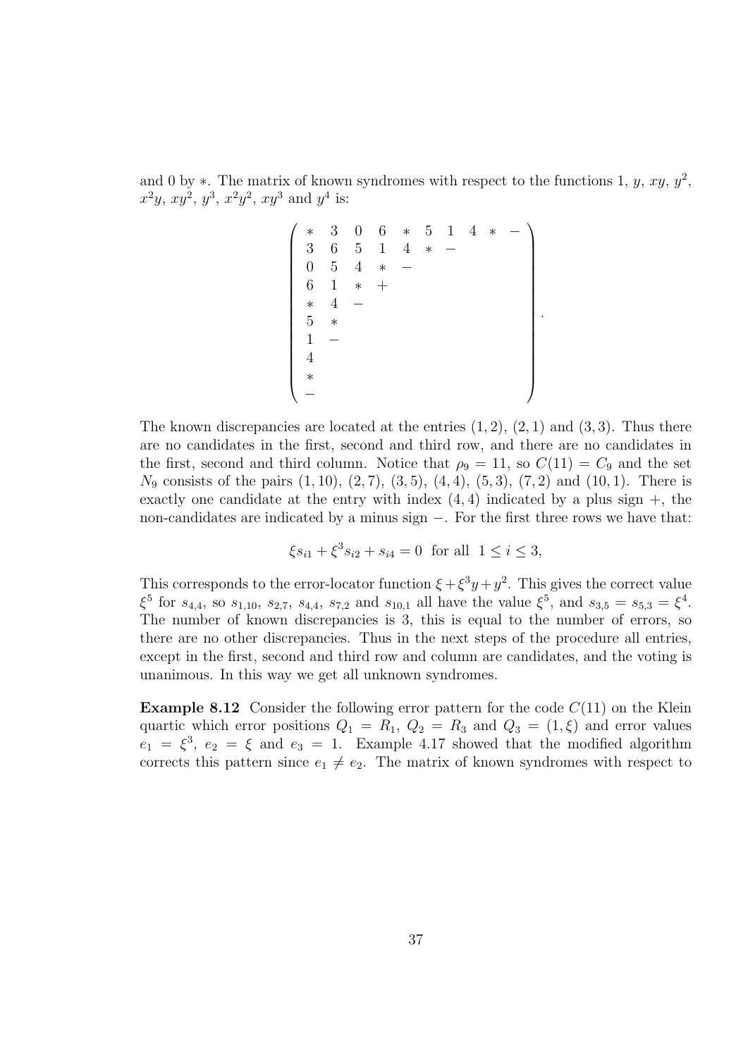and 0 by $*$. The matrix of known syndromes with respect to the functions 1, $y$, $xy$, $y^2$, $x^2y$, $xy^2$, $y^3$, $x^2y^2$, $xy^3$ and $y^4$ is:

$$
\left(\begin{array}{cccccccccc}
* & 3 & 0 & 6 & * & 5 & 1 & 4 & * & - \\
3 & 6 & 5 & 1 & 4 & * & - & & & \\
0 & 5 & 4 & * & - & & & & & \\
6 & 1 & * & + & & & & & & \\
* & 4 & - & & & & & & & \\
5 & * & & & & & & & & \\
1 & - & & & & & & & & \\
4 & & & & & & & & & \\
* & & & & & & & & & \\
- & & & & & & & & &
\end{array}\right).
$$

The known discrepancies are located at the entries $(1,2)$, $(2,1)$ and $(3,3)$. Thus there are no candidates in the first, second and third row, and there are no candidates in the first, second and third column. Notice that $\rho_9 = 11$, so $C(11) = C_9$ and the set $N_9$ consists of the pairs $(1,10)$, $(2,7)$, $(3,5)$, $(4,4)$, $(5,3)$, $(7,2)$ and $(10,1)$. There is exactly one candidate at the entry with index $(4,4)$ indicated by a plus sign $+$, the non-candidates are indicated by a minus sign $-$. For the first three rows we have that:

$$\xi s_{i1} + \xi^3 s_{i2} + s_{i4} = 0 \text{ for all } 1 \leq i \leq 3,$$

This corresponds to the error-locator function $\xi + \xi^3 y + y^2$. This gives the correct value $\xi^5$ for $s_{4,4}$, so $s_{1,10}$, $s_{2,7}$, $s_{4,4}$, $s_{7,2}$ and $s_{10,1}$ all have the value $\xi^5$, and $s_{3,5} = s_{5,3} = \xi^4$. The number of known discrepancies is 3, this is equal to the number of errors, so there are no other discrepancies. Thus in the next steps of the procedure all entries, except in the first, second and third row and column are candidates, and the voting is unanimous. In this way we get all unknown syndromes.

**Example 8.12** Consider the following error pattern for the code $C(11)$ on the Klein quartic which error positions $Q_1 = R_1$, $Q_2 = R_3$ and $Q_3 = (1, \xi)$ and error values $e_1 = \xi^3$, $e_2 = \xi$ and $e_3 = 1$. Example 4.17 showed that the modified algorithm corrects this pattern since $e_1 \neq e_2$. The matrix of known syndromes with respect to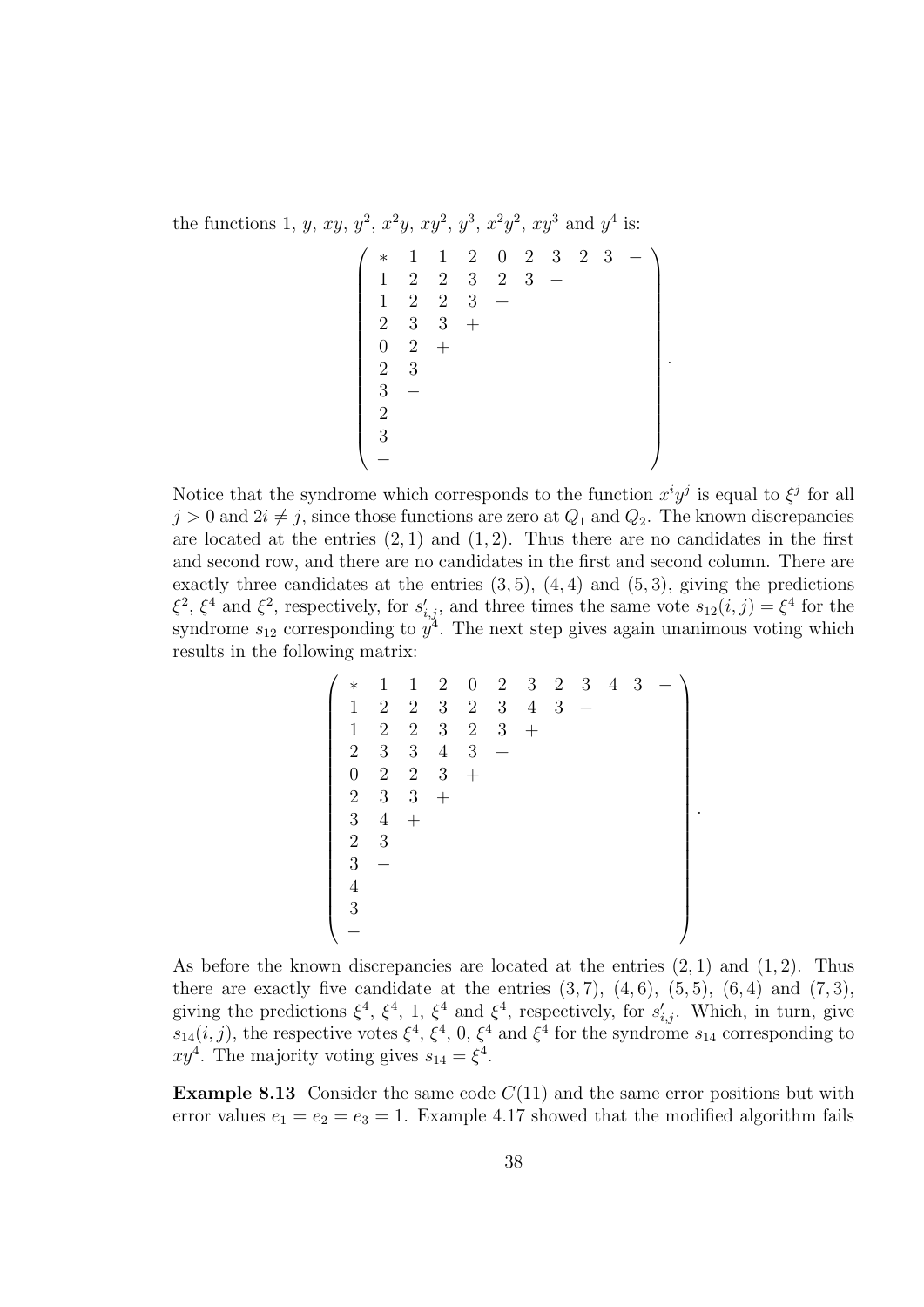the functions 1, $y$, $xy$, $y^2$, $x^2y$, $xy^2$, $y^3$, $x^2y^2$, $xy^3$ and $y^4$ is:

$$\begin{pmatrix}
* & 1 & 1 & 2 & 0 & 2 & 3 & 2 & 3 & - \\
1 & 2 & 2 & 3 & 2 & 3 & - & & & \\
1 & 2 & 2 & 3 & + & & & & & \\
2 & 3 & 3 & + & & & & & & \\
0 & 2 & + & & & & & & & \\
2 & 3 & & & & & & & & \\
3 & - & & & & & & & & \\
2 & & & & & & & & & \\
3 & & & & & & & & & \\
- & & & & & & & & &
\end{pmatrix}.$$

Notice that the syndrome which corresponds to the function $x^iy^j$ is equal to $\xi^j$ for all $j > 0$ and $2i \neq j$, since those functions are zero at $Q_1$ and $Q_2$. The known discrepancies are located at the entries $(2, 1)$ and $(1, 2)$. Thus there are no candidates in the first and second row, and there are no candidates in the first and second column. There are exactly three candidates at the entries $(3, 5)$, $(4, 4)$ and $(5, 3)$, giving the predictions $\xi^2$, $\xi^4$ and $\xi^2$, respectively, for $s'_{i,j}$, and three times the same vote $s_{12}(i, j) = \xi^4$ for the syndrome $s_{12}$ corresponding to $y^4$. The next step gives again unanimous voting which results in the following matrix:

$$\begin{pmatrix}
* & 1 & 1 & 2 & 0 & 2 & 3 & 2 & 3 & 4 & 3 & - \\
1 & 2 & 2 & 3 & 2 & 3 & 4 & 3 & - & & & \\
1 & 2 & 2 & 3 & 2 & 3 & + & & & & & \\
2 & 3 & 3 & 4 & 3 & + & & & & & & \\
0 & 2 & 2 & 3 & + & & & & & & & \\
2 & 3 & 3 & + & & & & & & & & \\
3 & 4 & + & & & & & & & & & \\
2 & 3 & & & & & & & & & & \\
3 & - & & & & & & & & & & \\
4 & & & & & & & & & & & \\
3 & & & & & & & & & & & \\
- & & & & & & & & & & &
\end{pmatrix}.$$

As before the known discrepancies are located at the entries $(2, 1)$ and $(1, 2)$. Thus there are exactly five candidate at the entries $(3, 7)$, $(4, 6)$, $(5, 5)$, $(6, 4)$ and $(7, 3)$, giving the predictions $\xi^4$, $\xi^4$, 1, $\xi^4$ and $\xi^4$, respectively, for $s'_{i,j}$. Which, in turn, give $s_{14}(i, j)$, the respective votes $\xi^4$, $\xi^4$, 0, $\xi^4$ and $\xi^4$ for the syndrome $s_{14}$ corresponding to $xy^4$. The majority voting gives $s_{14} = \xi^4$.

**Example 8.13** Consider the same code $C(11)$ and the same error positions but with error values $e_1 = e_2 = e_3 = 1$. Example 4.17 showed that the modified algorithm fails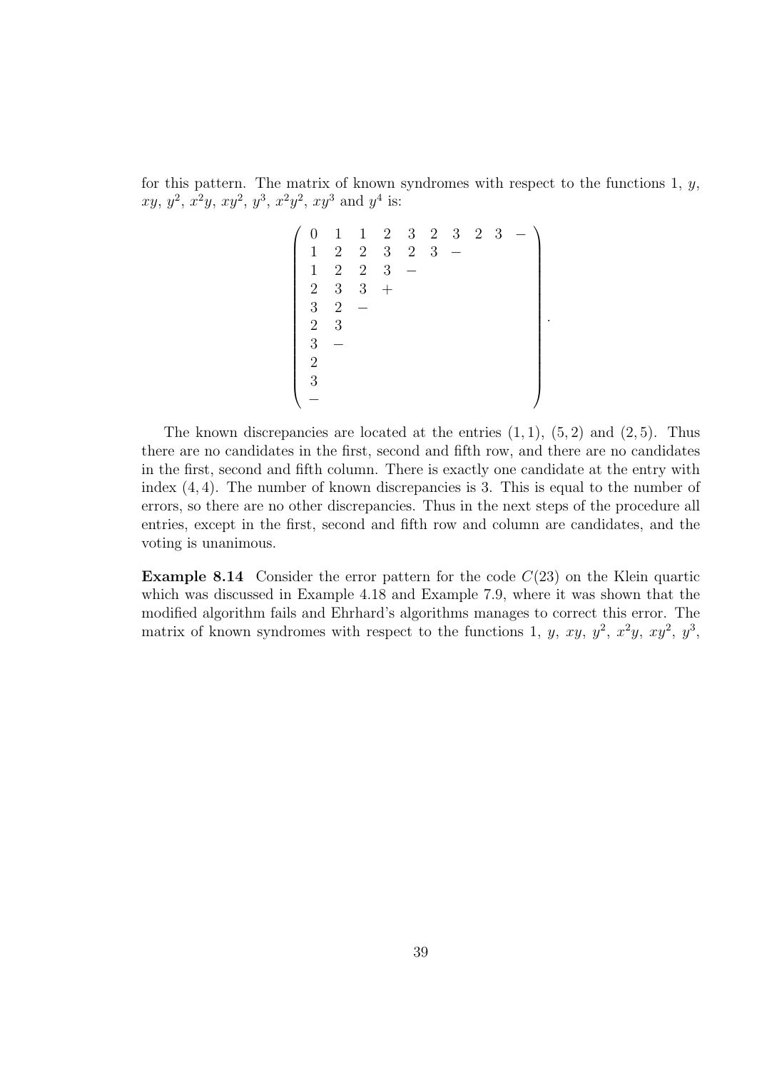for this pattern. The matrix of known syndromes with respect to the functions 1, $y$, $xy$, $y^2$, $x^2y$, $xy^2$, $y^3$, $x^2y^2$, $xy^3$ and $y^4$ is:

$$
\begin{pmatrix}
0 & 1 & 1 & 2 & 3 & 2 & 3 & 2 & 3 & - \\
1 & 2 & 2 & 3 & 2 & 3 & - & & & \\
1 & 2 & 2 & 3 & - & & & & & \\
2 & 3 & 3 & + & & & & & & \\
3 & 2 & - & & & & & & & \\
2 & 3 & & & & & & & & \\
3 & - & & & & & & & & \\
2 & & & & & & & & & \\
3 & & & & & & & & & \\
- & & & & & & & & &
\end{pmatrix}.
$$

The known discrepancies are located at the entries $(1,1)$, $(5,2)$ and $(2,5)$. Thus there are no candidates in the first, second and fifth row, and there are no candidates in the first, second and fifth column. There is exactly one candidate at the entry with index $(4,4)$. The number of known discrepancies is 3. This is equal to the number of errors, so there are no other discrepancies. Thus in the next steps of the procedure all entries, except in the first, second and fifth row and column are candidates, and the voting is unanimous.

**Example 8.14** Consider the error pattern for the code $C(23)$ on the Klein quartic which was discussed in Example 4.18 and Example 7.9, where it was shown that the modified algorithm fails and Ehrhard's algorithms manages to correct this error. The matrix of known syndromes with respect to the functions 1, $y$, $xy$, $y^2$, $x^2y$, $xy^2$, $y^3$,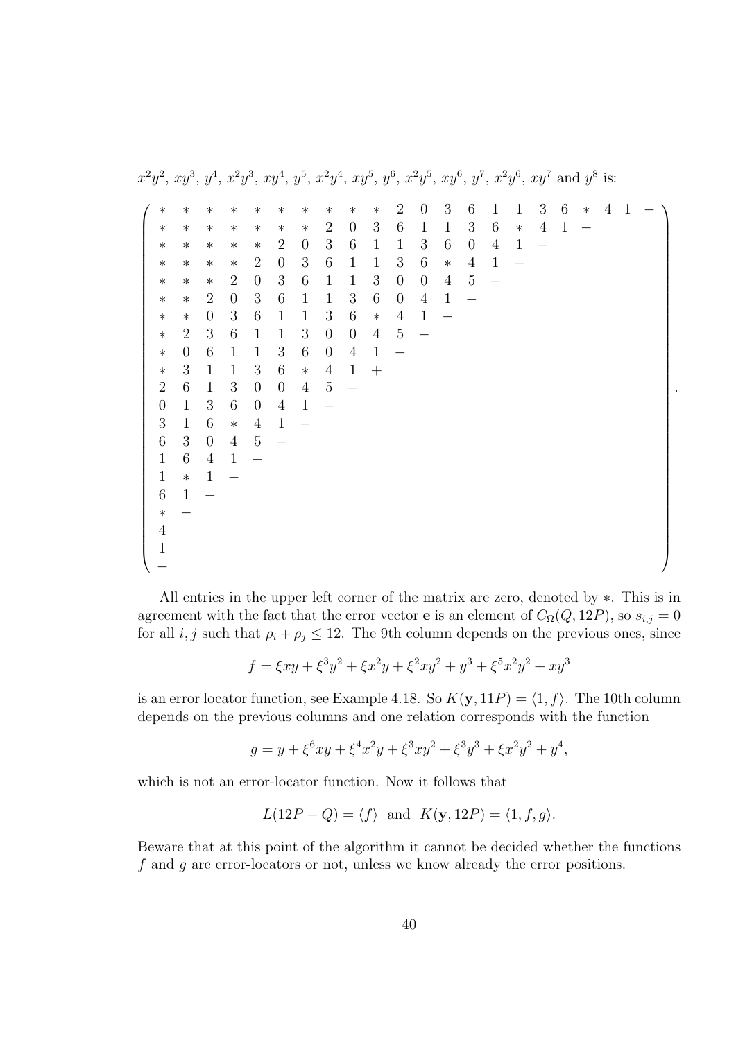$x^2y^2$, $xy^3$, $y^4$, $x^2y^3$, $xy^4$, $y^5$, $x^2y^4$, $xy^5$, $y^6$, $x^2y^5$, $xy^6$, $y^7$, $x^2y^6$, $xy^7$ and $y^8$ is:

$$
\left(\begin{array}{cccccccccccccccccccccc}
\ast & \ast & \ast & \ast & \ast & \ast & \ast & \ast & \ast & \ast & 2 & 0 & 3 & 6 & 1 & 1 & 3 & 6 & \ast & 4 & 1 & - \\
\ast & \ast & \ast & \ast & \ast & \ast & \ast & 2 & 0 & 3 & 6 & 1 & 1 & 3 & 6 & \ast & 4 & 1 & - & & & \\
\ast & \ast & \ast & \ast & \ast & 2 & 0 & 3 & 6 & 1 & 1 & 3 & 6 & 0 & 4 & 1 & - & & & & & \\
\ast & \ast & \ast & \ast & 2 & 0 & 3 & 6 & 1 & 1 & 3 & 6 & \ast & 4 & 1 & - & & & & & & \\
\ast & \ast & \ast & 2 & 0 & 3 & 6 & 1 & 1 & 3 & 0 & 0 & 4 & 5 & - & & & & & & & \\
\ast & \ast & 2 & 0 & 3 & 6 & 1 & 1 & 3 & 6 & 0 & 4 & 1 & - & & & & & & & & \\
\ast & \ast & 0 & 3 & 6 & 1 & 1 & 3 & 6 & \ast & 4 & 1 & - & & & & & & & & & \\
\ast & 2 & 3 & 6 & 1 & 1 & 3 & 0 & 0 & 4 & 5 & - & & & & & & & & & & \\
\ast & 0 & 6 & 1 & 1 & 3 & 6 & 0 & 4 & 1 & - & & & & & & & & & & & \\
\ast & 3 & 1 & 1 & 3 & 6 & \ast & 4 & 1 & + & & & & & & & & & & & & \\
2 & 6 & 1 & 3 & 0 & 0 & 4 & 5 & - & & & & & & & & & & & & & \\
0 & 1 & 3 & 6 & 0 & 4 & 1 & - & & & & & & & & & & & & & & \\
3 & 1 & 6 & \ast & 4 & 1 & - & & & & & & & & & & & & & & & \\
6 & 3 & 0 & 4 & 5 & - & & & & & & & & & & & & & & & & \\
1 & 6 & 4 & 1 & - & & & & & & & & & & & & & & & & & \\
1 & \ast & 1 & - & & & & & & & & & & & & & & & & & & \\
6 & 1 & - & & & & & & & & & & & & & & & & & & & \\
\ast & - & & & & & & & & & & & & & & & & & & & & \\
4 & & & & & & & & & & & & & & & & & & & & & \\
1 & & & & & & & & & & & & & & & & & & & & & \\
- & & & & & & & & & & & & & & & & & & & & &
\end{array}\right).
$$

All entries in the upper left corner of the matrix are zero, denoted by $\ast$. This is in agreement with the fact that the error vector $\mathbf{e}$ is an element of $C_\Omega(Q, 12P)$, so $s_{i,j} = 0$ for all $i, j$ such that $\rho_i + \rho_j \leq 12$. The 9th column depends on the previous ones, since

$$f = \xi xy + \xi^3 y^2 + \xi x^2 y + \xi^2 xy^2 + y^3 + \xi^5 x^2 y^2 + xy^3$$

is an error locator function, see Example 4.18. So $K(\mathbf{y}, 11P) = \langle 1, f \rangle$. The 10th column depends on the previous columns and one relation corresponds with the function

$$g = y + \xi^6 xy + \xi^4 x^2 y + \xi^3 xy^2 + \xi^3 y^3 + \xi x^2 y^2 + y^4,$$

which is not an error-locator function. Now it follows that

$$L(12P - Q) = \langle f \rangle \text{ and } K(\mathbf{y}, 12P) = \langle 1, f, g \rangle.$$

Beware that at this point of the algorithm it cannot be decided whether the functions $f$ and $g$ are error-locators or not, unless we know already the error positions.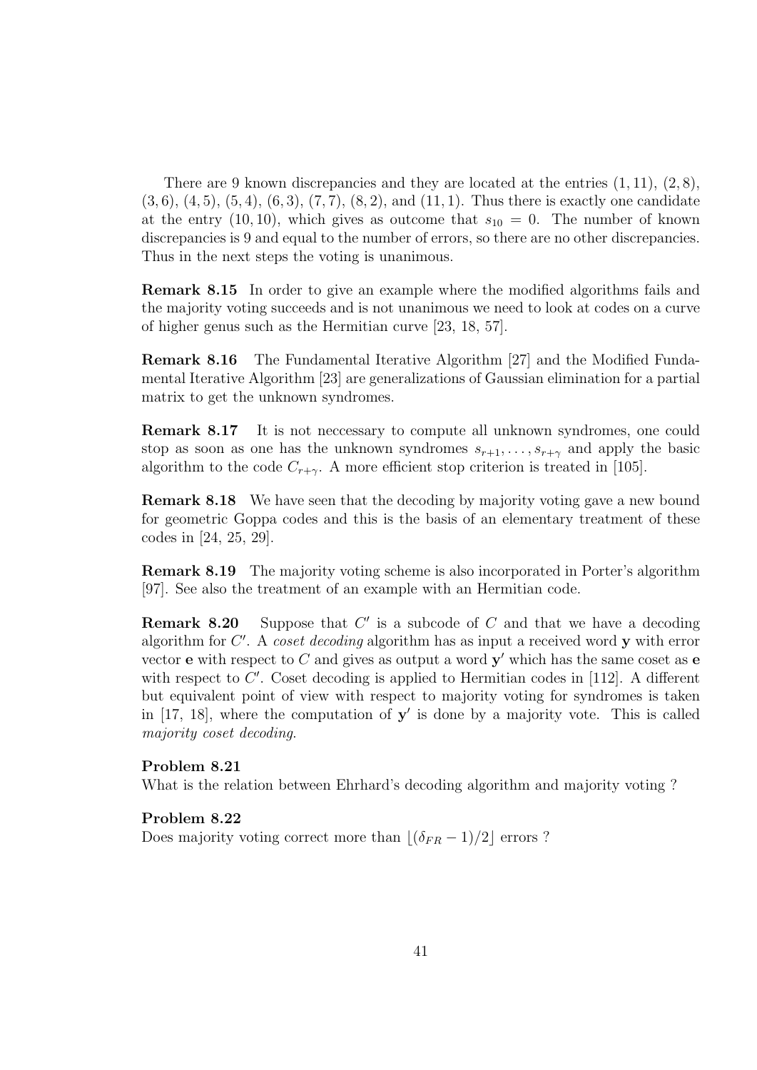There are 9 known discrepancies and they are located at the entries $(1,11)$, $(2,8)$, $(3,6)$, $(4,5)$, $(5,4)$, $(6,3)$, $(7,7)$, $(8,2)$, and $(11,1)$. Thus there is exactly one candidate at the entry $(10,10)$, which gives as outcome that $s_{10} = 0$. The number of known discrepancies is 9 and equal to the number of errors, so there are no other discrepancies. Thus in the next steps the voting is unanimous.

**Remark 8.15** In order to give an example where the modified algorithms fails and the majority voting succeeds and is not unanimous we need to look at codes on a curve of higher genus such as the Hermitian curve [23, 18, 57].

**Remark 8.16** The Fundamental Iterative Algorithm [27] and the Modified Fundamental Iterative Algorithm [23] are generalizations of Gaussian elimination for a partial matrix to get the unknown syndromes.

**Remark 8.17** It is not neccessary to compute all unknown syndromes, one could stop as soon as one has the unknown syndromes $s_{r+1}, \ldots, s_{r+\gamma}$ and apply the basic algorithm to the code $C_{r+\gamma}$. A more efficient stop criterion is treated in [105].

**Remark 8.18** We have seen that the decoding by majority voting gave a new bound for geometric Goppa codes and this is the basis of an elementary treatment of these codes in [24, 25, 29].

**Remark 8.19** The majority voting scheme is also incorporated in Porter's algorithm [97]. See also the treatment of an example with an Hermitian code.

**Remark 8.20** Suppose that $C'$ is a subcode of $C$ and that we have a decoding algorithm for $C'$. A *coset decoding* algorithm has as input a received word $\mathbf{y}$ with error vector $\mathbf{e}$ with respect to $C$ and gives as output a word $\mathbf{y}'$ which has the same coset as $\mathbf{e}$ with respect to $C'$. Coset decoding is applied to Hermitian codes in [112]. A different but equivalent point of view with respect to majority voting for syndromes is taken in [17, 18], where the computation of $\mathbf{y}'$ is done by a majority vote. This is called *majority coset decoding*.

**Problem 8.21**
What is the relation between Ehrhard's decoding algorithm and majority voting ?

**Problem 8.22**
Does majority voting correct more than $\lfloor (\delta_{FR} - 1)/2 \rfloor$ errors ?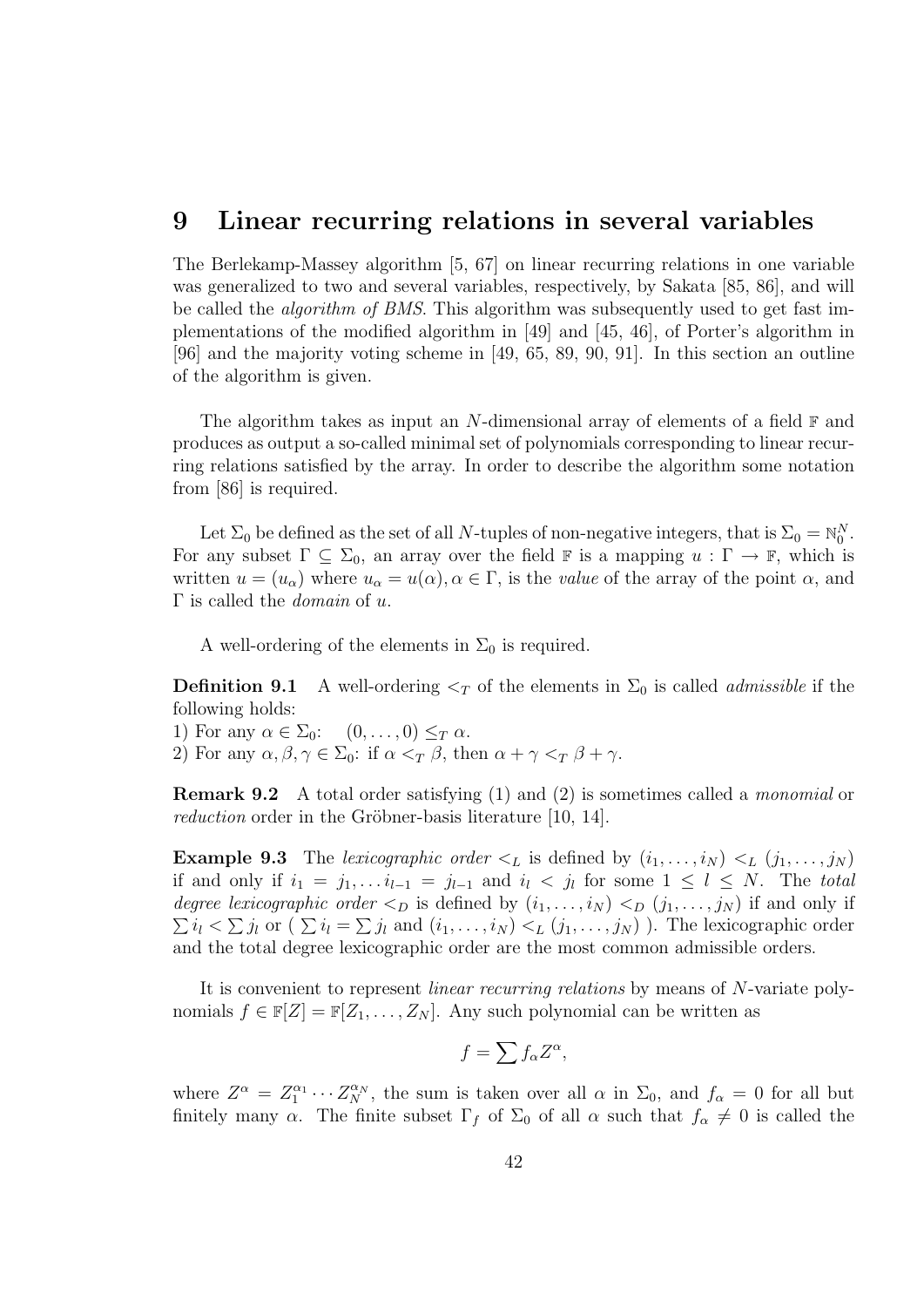# 9 Linear recurring relations in several variables

The Berlekamp-Massey algorithm [5, 67] on linear recurring relations in one variable was generalized to two and several variables, respectively, by Sakata [85, 86], and will be called the *algorithm of BMS*. This algorithm was subsequently used to get fast implementations of the modified algorithm in [49] and [45, 46], of Porter's algorithm in [96] and the majority voting scheme in [49, 65, 89, 90, 91]. In this section an outline of the algorithm is given.

The algorithm takes as input an $N$-dimensional array of elements of a field $\mathbb{F}$ and produces as output a so-called minimal set of polynomials corresponding to linear recurring relations satisfied by the array. In order to describe the algorithm some notation from [86] is required.

Let $\Sigma_0$ be defined as the set of all $N$-tuples of non-negative integers, that is $\Sigma_0 = \mathbb{N}_0^N$. For any subset $\Gamma \subseteq \Sigma_0$, an array over the field $\mathbb{F}$ is a mapping $u : \Gamma \to \mathbb{F}$, which is written $u = (u_\alpha)$ where $u_\alpha = u(\alpha), \alpha \in \Gamma$, is the *value* of the array of the point $\alpha$, and $\Gamma$ is called the *domain* of $u$.

A well-ordering of the elements in $\Sigma_0$ is required.

**Definition 9.1** A well-ordering $<_T$ of the elements in $\Sigma_0$ is called *admissible* if the following holds:
1) For any $\alpha \in \Sigma_0$: $\quad (0, \ldots, 0) \leq_T \alpha$.
2) For any $\alpha, \beta, \gamma \in \Sigma_0$: if $\alpha <_T \beta$, then $\alpha + \gamma <_T \beta + \gamma$.

**Remark 9.2** A total order satisfying (1) and (2) is sometimes called a *monomial* or *reduction* order in the Gröbner-basis literature [10, 14].

**Example 9.3** The *lexicographic order* $<_L$ is defined by $(i_1, \ldots, i_N) <_L (j_1, \ldots, j_N)$ if and only if $i_1 = j_1, \ldots i_{l-1} = j_{l-1}$ and $i_l < j_l$ for some $1 \leq l \leq N$. The *total degree lexicographic order* $<_D$ is defined by $(i_1, \ldots, i_N) <_D (j_1, \ldots, j_N)$ if and only if $\sum i_l < \sum j_l$ or ( $\sum i_l = \sum j_l$ and $(i_1, \ldots, i_N) <_L (j_1, \ldots, j_N)$ ). The lexicographic order and the total degree lexicographic order are the most common admissible orders.

It is convenient to represent *linear recurring relations* by means of $N$-variate polynomials $f \in \mathbb{F}[Z] = \mathbb{F}[Z_1, \ldots, Z_N]$. Any such polynomial can be written as

$$f = \sum f_\alpha Z^\alpha,$$

where $Z^\alpha = Z_1^{\alpha_1} \cdots Z_N^{\alpha_N}$, the sum is taken over all $\alpha$ in $\Sigma_0$, and $f_\alpha = 0$ for all but finitely many $\alpha$. The finite subset $\Gamma_f$ of $\Sigma_0$ of all $\alpha$ such that $f_\alpha \neq 0$ is called the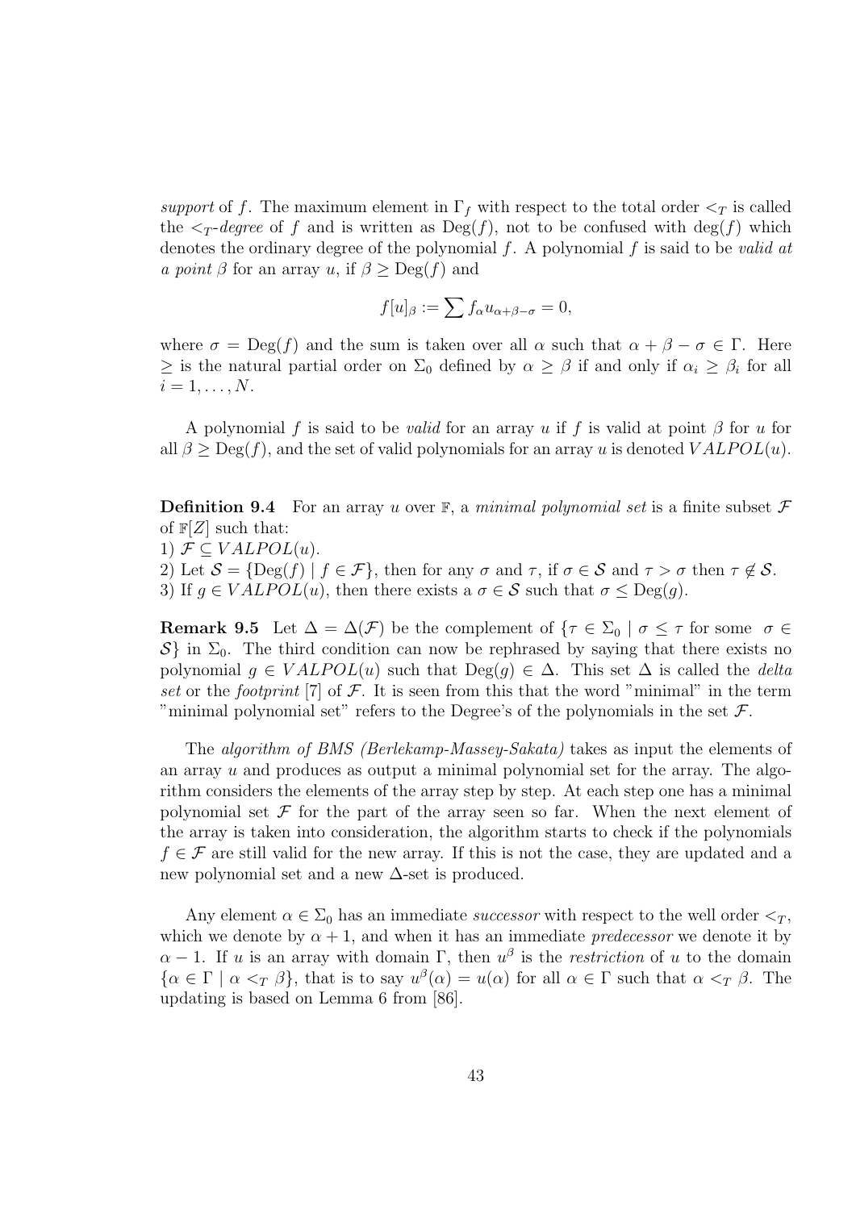*support* of $f$. The maximum element in $\Gamma_f$ with respect to the total order $<_T$ is called the $<_T$*-degree* of $f$ and is written as $\mathrm{Deg}(f)$, not to be confused with $\deg(f)$ which denotes the ordinary degree of the polynomial $f$. A polynomial $f$ is said to be *valid at a point* $\beta$ for an array $u$, if $\beta \geq \mathrm{Deg}(f)$ and

$$f[u]_\beta := \sum f_\alpha u_{\alpha+\beta-\sigma} = 0,$$

where $\sigma = \mathrm{Deg}(f)$ and the sum is taken over all $\alpha$ such that $\alpha + \beta - \sigma \in \Gamma$. Here $\geq$ is the natural partial order on $\Sigma_0$ defined by $\alpha \geq \beta$ if and only if $\alpha_i \geq \beta_i$ for all $i = 1, \ldots, N$.

A polynomial $f$ is said to be *valid* for an array $u$ if $f$ is valid at point $\beta$ for $u$ for all $\beta \geq \mathrm{Deg}(f)$, and the set of valid polynomials for an array $u$ is denoted $VALPOL(u)$.

**Definition 9.4** For an array $u$ over $\mathbb{F}$, a *minimal polynomial set* is a finite subset $\mathcal{F}$ of $\mathbb{F}[Z]$ such that:
1) $\mathcal{F} \subseteq VALPOL(u)$.
2) Let $\mathcal{S} = \{\mathrm{Deg}(f) \mid f \in \mathcal{F}\}$, then for any $\sigma$ and $\tau$, if $\sigma \in \mathcal{S}$ and $\tau > \sigma$ then $\tau \notin \mathcal{S}$.
3) If $g \in VALPOL(u)$, then there exists a $\sigma \in \mathcal{S}$ such that $\sigma \leq \mathrm{Deg}(g)$.

**Remark 9.5** Let $\Delta = \Delta(\mathcal{F})$ be the complement of $\{\tau \in \Sigma_0 \mid \sigma \leq \tau \text{ for some } \sigma \in \mathcal{S}\}$ in $\Sigma_0$. The third condition can now be rephrased by saying that there exists no polynomial $g \in VALPOL(u)$ such that $\mathrm{Deg}(g) \in \Delta$. This set $\Delta$ is called the *delta set* or the *footprint* [7] of $\mathcal{F}$. It is seen from this that the word "minimal" in the term "minimal polynomial set" refers to the Degree's of the polynomials in the set $\mathcal{F}$.

The *algorithm of BMS (Berlekamp-Massey-Sakata)* takes as input the elements of an array $u$ and produces as output a minimal polynomial set for the array. The algorithm considers the elements of the array step by step. At each step one has a minimal polynomial set $\mathcal{F}$ for the part of the array seen so far. When the next element of the array is taken into consideration, the algorithm starts to check if the polynomials $f \in \mathcal{F}$ are still valid for the new array. If this is not the case, they are updated and a new polynomial set and a new $\Delta$-set is produced.

Any element $\alpha \in \Sigma_0$ has an immediate *successor* with respect to the well order $<_T$, which we denote by $\alpha + 1$, and when it has an immediate *predecessor* we denote it by $\alpha - 1$. If $u$ is an array with domain $\Gamma$, then $u^\beta$ is the *restriction* of $u$ to the domain $\{\alpha \in \Gamma \mid \alpha <_T \beta\}$, that is to say $u^\beta(\alpha) = u(\alpha)$ for all $\alpha \in \Gamma$ such that $\alpha <_T \beta$. The updating is based on Lemma 6 from [86].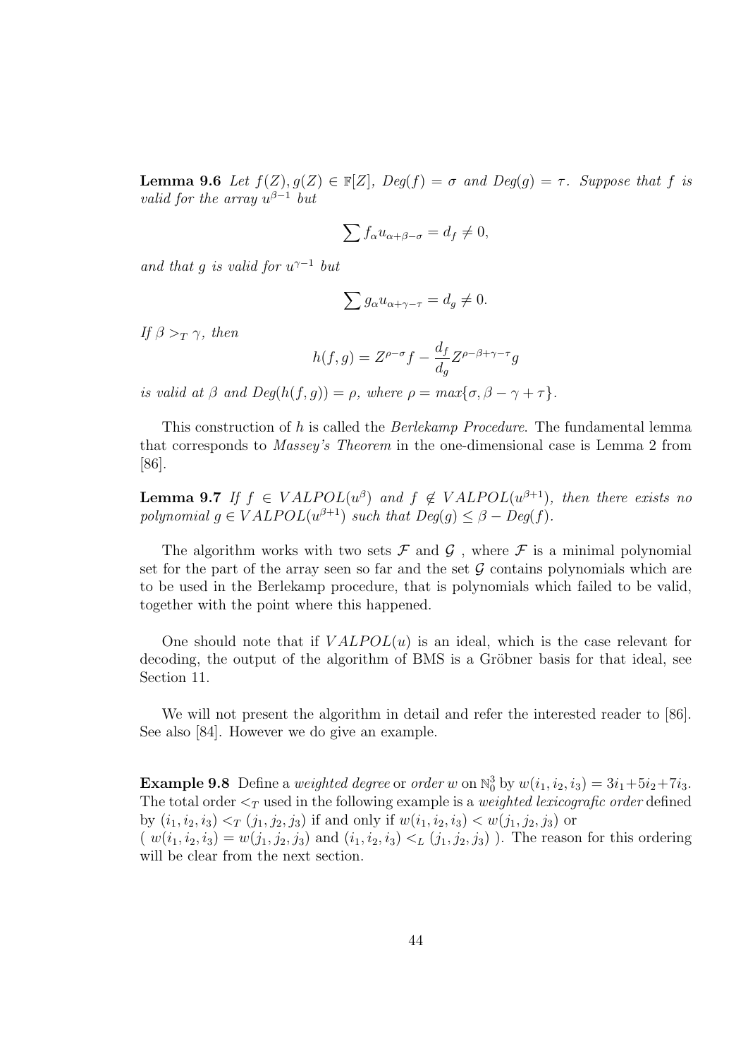**Lemma 9.6** *Let $f(Z), g(Z) \in \mathbb{F}[Z]$, $Deg(f) = \sigma$ and $Deg(g) = \tau$. Suppose that $f$ is valid for the array $u^{\beta-1}$ but*

$$\sum f_\alpha u_{\alpha+\beta-\sigma} = d_f \neq 0,$$

*and that $g$ is valid for $u^{\gamma-1}$ but*

$$\sum g_\alpha u_{\alpha+\gamma-\tau} = d_g \neq 0.$$

*If $\beta >_T \gamma$, then*

$$h(f,g) = Z^{\rho-\sigma} f - \frac{d_f}{d_g} Z^{\rho-\beta+\gamma-\tau} g$$

*is valid at $\beta$ and $Deg(h(f,g)) = \rho$, where $\rho = max\{\sigma, \beta - \gamma + \tau\}$.*

This construction of $h$ is called the *Berlekamp Procedure*. The fundamental lemma that corresponds to *Massey's Theorem* in the one-dimensional case is Lemma 2 from [86].

**Lemma 9.7** *If $f \in VALPOL(u^\beta)$ and $f \notin VALPOL(u^{\beta+1})$, then there exists no polynomial $g \in VALPOL(u^{\beta+1})$ such that $Deg(g) \leq \beta - Deg(f)$.*

The algorithm works with two sets $\mathcal{F}$ and $\mathcal{G}$ , where $\mathcal{F}$ is a minimal polynomial set for the part of the array seen so far and the set $\mathcal{G}$ contains polynomials which are to be used in the Berlekamp procedure, that is polynomials which failed to be valid, together with the point where this happened.

One should note that if $VALPOL(u)$ is an ideal, which is the case relevant for decoding, the output of the algorithm of BMS is a Gröbner basis for that ideal, see Section 11.

We will not present the algorithm in detail and refer the interested reader to [86]. See also [84]. However we do give an example.

**Example 9.8** Define a *weighted degree* or *order* $w$ on $\mathbb{N}_0^3$ by $w(i_1, i_2, i_3) = 3i_1 + 5i_2 + 7i_3$. The total order $<_T$ used in the following example is a *weighted lexicografic order* defined by $(i_1, i_2, i_3) <_T (j_1, j_2, j_3)$ if and only if $w(i_1, i_2, i_3) < w(j_1, j_2, j_3)$ or ( $w(i_1, i_2, i_3) = w(j_1, j_2, j_3)$ and $(i_1, i_2, i_3) <_L (j_1, j_2, j_3)$ ). The reason for this ordering will be clear from the next section.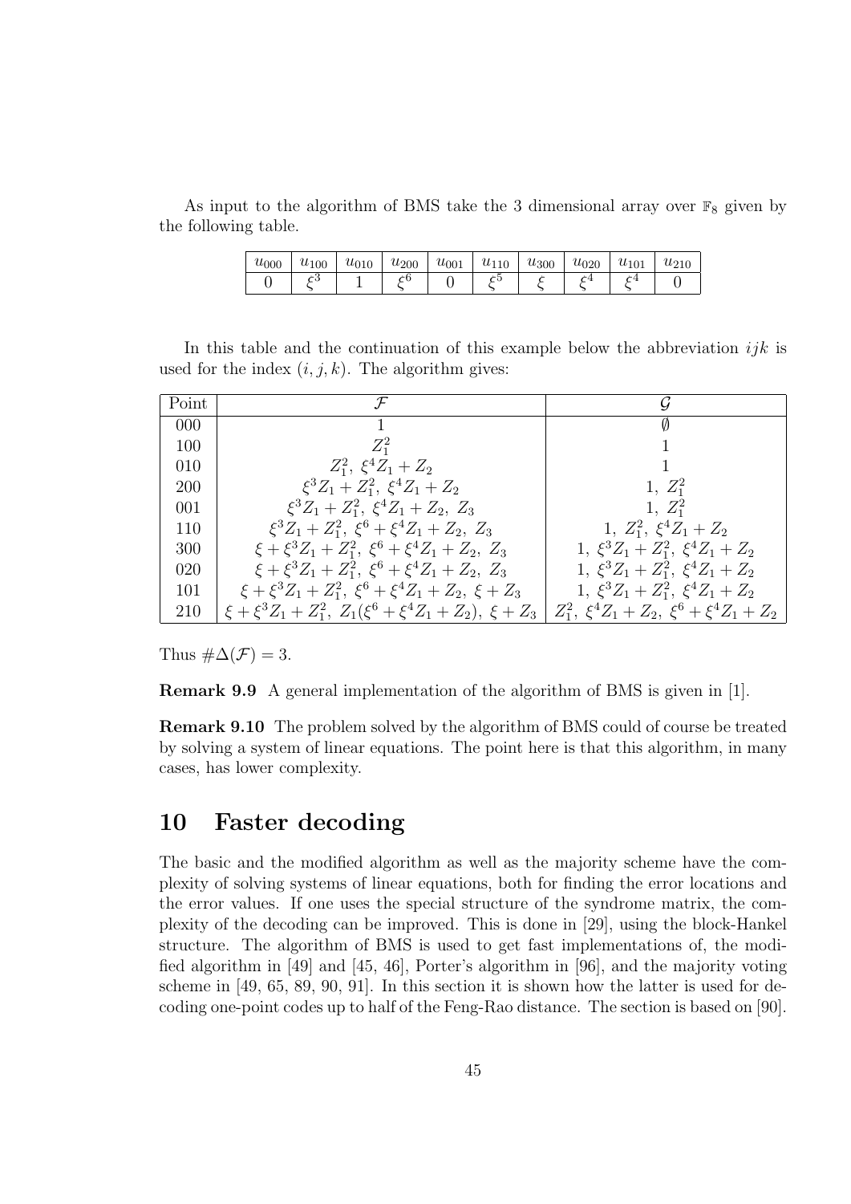As input to the algorithm of BMS take the 3 dimensional array over $\mathbb{F}_8$ given by the following table.

| $u_{000}$ | $u_{100}$ | $u_{010}$ | $u_{200}$ | $u_{001}$ | $u_{110}$ | $u_{300}$ | $u_{020}$ | $u_{101}$ | $u_{210}$ |
|---|---|---|---|---|---|---|---|---|---|
| $0$ | $\xi^3$ | $1$ | $\xi^6$ | $0$ | $\xi^5$ | $\xi$ | $\xi^4$ | $\xi^4$ | $0$ |

In this table and the continuation of this example below the abbreviation $ijk$ is used for the index $(i, j, k)$. The algorithm gives:

| Point | $\mathcal{F}$ | $\mathcal{G}$ |
|---|---|---|
| 000 | $1$ | $\emptyset$ |
| 100 | $Z_1^2$ | $1$ |
| 010 | $Z_1^2,\ \xi^4 Z_1 + Z_2$ | $1$ |
| 200 | $\xi^3 Z_1 + Z_1^2,\ \xi^4 Z_1 + Z_2$ | $1,\ Z_1^2$ |
| 001 | $\xi^3 Z_1 + Z_1^2,\ \xi^4 Z_1 + Z_2,\ Z_3$ | $1,\ Z_1^2$ |
| 110 | $\xi^3 Z_1 + Z_1^2,\ \xi^6 + \xi^4 Z_1 + Z_2,\ Z_3$ | $1,\ Z_1^2,\ \xi^4 Z_1 + Z_2$ |
| 300 | $\xi + \xi^3 Z_1 + Z_1^2,\ \xi^6 + \xi^4 Z_1 + Z_2,\ Z_3$ | $1,\ \xi^3 Z_1 + Z_1^2,\ \xi^4 Z_1 + Z_2$ |
| 020 | $\xi + \xi^3 Z_1 + Z_1^2,\ \xi^6 + \xi^4 Z_1 + Z_2,\ Z_3$ | $1,\ \xi^3 Z_1 + Z_1^2,\ \xi^4 Z_1 + Z_2$ |
| 101 | $\xi + \xi^3 Z_1 + Z_1^2,\ \xi^6 + \xi^4 Z_1 + Z_2,\ \xi + Z_3$ | $1,\ \xi^3 Z_1 + Z_1^2,\ \xi^4 Z_1 + Z_2$ |
| 210 | $\xi + \xi^3 Z_1 + Z_1^2,\ Z_1(\xi^6 + \xi^4 Z_1 + Z_2),\ \xi + Z_3$ | $Z_1^2,\ \xi^4 Z_1 + Z_2,\ \xi^6 + \xi^4 Z_1 + Z_2$ |

Thus $\#\Delta(\mathcal{F}) = 3$.

**Remark 9.9** A general implementation of the algorithm of BMS is given in [1].

**Remark 9.10** The problem solved by the algorithm of BMS could of course be treated by solving a system of linear equations. The point here is that this algorithm, in many cases, has lower complexity.

# 10 Faster decoding

The basic and the modified algorithm as well as the majority scheme have the complexity of solving systems of linear equations, both for finding the error locations and the error values. If one uses the special structure of the syndrome matrix, the complexity of the decoding can be improved. This is done in [29], using the block-Hankel structure. The algorithm of BMS is used to get fast implementations of, the modified algorithm in [49] and [45, 46], Porter's algorithm in [96], and the majority voting scheme in [49, 65, 89, 90, 91]. In this section it is shown how the latter is used for decoding one-point codes up to half of the Feng-Rao distance. The section is based on [90].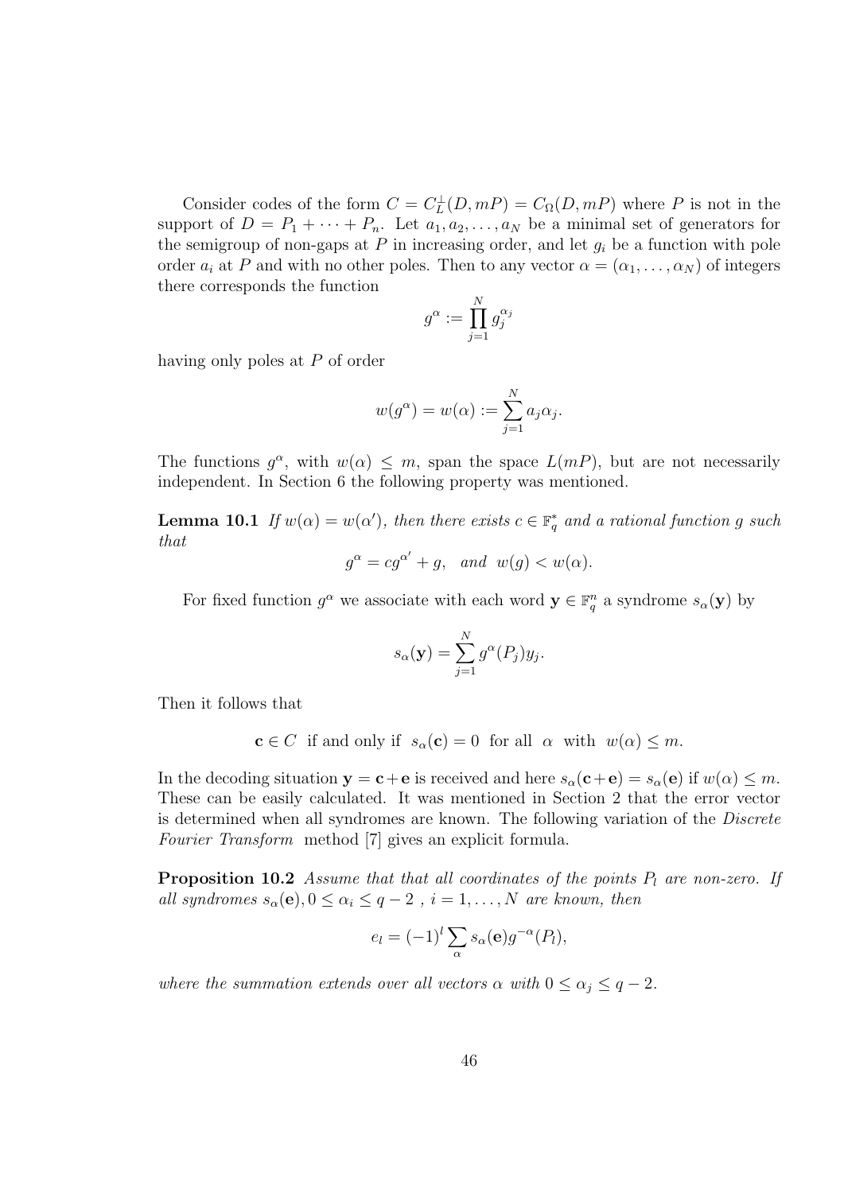Consider codes of the form $C = C_L^\perp(D, mP) = C_\Omega(D, mP)$ where $P$ is not in the support of $D = P_1 + \cdots + P_n$. Let $a_1, a_2, \ldots, a_N$ be a minimal set of generators for the semigroup of non-gaps at $P$ in increasing order, and let $g_i$ be a function with pole order $a_i$ at $P$ and with no other poles. Then to any vector $\alpha = (\alpha_1, \ldots, \alpha_N)$ of integers there corresponds the function

$$g^\alpha := \prod_{j=1}^{N} g_j^{\alpha_j}$$

having only poles at $P$ of order

$$w(g^\alpha) = w(\alpha) := \sum_{j=1}^{N} a_j \alpha_j.$$

The functions $g^\alpha$, with $w(\alpha) \leq m$, span the space $L(mP)$, but are not necessarily independent. In Section 6 the following property was mentioned.

**Lemma 10.1** *If $w(\alpha) = w(\alpha')$, then there exists $c \in \mathbb{F}_q^*$ and a rational function $g$ such that*

$$g^\alpha = c g^{\alpha'} + g, \quad \textit{and} \quad w(g) < w(\alpha).$$

For fixed function $g^\alpha$ we associate with each word $\mathbf{y} \in \mathbb{F}_q^n$ a syndrome $s_\alpha(\mathbf{y})$ by

$$s_\alpha(\mathbf{y}) = \sum_{j=1}^{N} g^\alpha(P_j) y_j.$$

Then it follows that

$$\mathbf{c} \in C \text{ if and only if } s_\alpha(\mathbf{c}) = 0 \text{ for all } \alpha \text{ with } w(\alpha) \leq m.$$

In the decoding situation $\mathbf{y} = \mathbf{c} + \mathbf{e}$ is received and here $s_\alpha(\mathbf{c} + \mathbf{e}) = s_\alpha(\mathbf{e})$ if $w(\alpha) \leq m$. These can be easily calculated. It was mentioned in Section 2 that the error vector is determined when all syndromes are known. The following variation of the *Discrete Fourier Transform* method [7] gives an explicit formula.

**Proposition 10.2** *Assume that that all coordinates of the points $P_l$ are non-zero. If all syndromes $s_\alpha(\mathbf{e}), 0 \leq \alpha_i \leq q-2$, $i = 1, \ldots, N$ are known, then*

$$e_l = (-1)^l \sum_\alpha s_\alpha(\mathbf{e}) g^{-\alpha}(P_l),$$

*where the summation extends over all vectors $\alpha$ with $0 \leq \alpha_j \leq q-2$.*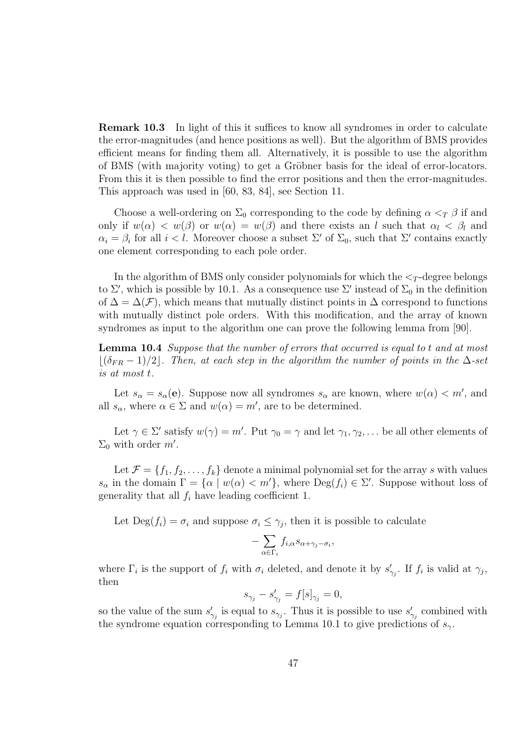**Remark 10.3** In light of this it suffices to know all syndromes in order to calculate the error-magnitudes (and hence positions as well). But the algorithm of BMS provides efficient means for finding them all. Alternatively, it is possible to use the algorithm of BMS (with majority voting) to get a Gröbner basis for the ideal of error-locators. From this it is then possible to find the error positions and then the error-magnitudes. This approach was used in [60, 83, 84], see Section 11.

Choose a well-ordering on $\Sigma_0$ corresponding to the code by defining $\alpha <_T \beta$ if and only if $w(\alpha) < w(\beta)$ or $w(\alpha) = w(\beta)$ and there exists an $l$ such that $\alpha_l < \beta_l$ and $\alpha_i = \beta_i$ for all $i < l$. Moreover choose a subset $\Sigma'$ of $\Sigma_0$, such that $\Sigma'$ contains exactly one element corresponding to each pole order.

In the algorithm of BMS only consider polynomials for which the $<_T$-degree belongs to $\Sigma'$, which is possible by 10.1. As a consequence use $\Sigma'$ instead of $\Sigma_0$ in the definition of $\Delta = \Delta(\mathcal{F})$, which means that mutually distinct points in $\Delta$ correspond to functions with mutually distinct pole orders. With this modification, and the array of known syndromes as input to the algorithm one can prove the following lemma from [90].

**Lemma 10.4** *Suppose that the number of errors that occurred is equal to $t$ and at most $\lfloor(\delta_{FR} - 1)/2\rfloor$. Then, at each step in the algorithm the number of points in the $\Delta$-set is at most $t$.*

Let $s_\alpha = s_\alpha(\mathbf{e})$. Suppose now all syndromes $s_\alpha$ are known, where $w(\alpha) < m'$, and all $s_\alpha$, where $\alpha \in \Sigma$ and $w(\alpha) = m'$, are to be determined.

Let $\gamma \in \Sigma'$ satisfy $w(\gamma) = m'$. Put $\gamma_0 = \gamma$ and let $\gamma_1, \gamma_2, \ldots$ be all other elements of $\Sigma_0$ with order $m'$.

Let $\mathcal{F} = \{f_1, f_2, \ldots, f_k\}$ denote a minimal polynomial set for the array $s$ with values $s_\alpha$ in the domain $\Gamma = \{\alpha \mid w(\alpha) < m'\}$, where $\mathrm{Deg}(f_i) \in \Sigma'$. Suppose without loss of generality that all $f_i$ have leading coefficient 1.

Let $\mathrm{Deg}(f_i) = \sigma_i$ and suppose $\sigma_i \leq \gamma_j$, then it is possible to calculate

$$-\sum_{\alpha \in \Gamma_i} f_{i,\alpha} s_{\alpha + \gamma_j - \sigma_i},$$

where $\Gamma_i$ is the support of $f_i$ with $\sigma_i$ deleted, and denote it by $s'_{\gamma_j}$. If $f_i$ is valid at $\gamma_j$, then

$$s_{\gamma_j} - s'_{\gamma_j} = f[s]_{\gamma_j} = 0,$$

so the value of the sum $s'_{\gamma_j}$ is equal to $s_{\gamma_j}$. Thus it is possible to use $s'_{\gamma_j}$ combined with the syndrome equation corresponding to Lemma 10.1 to give predictions of $s_\gamma$.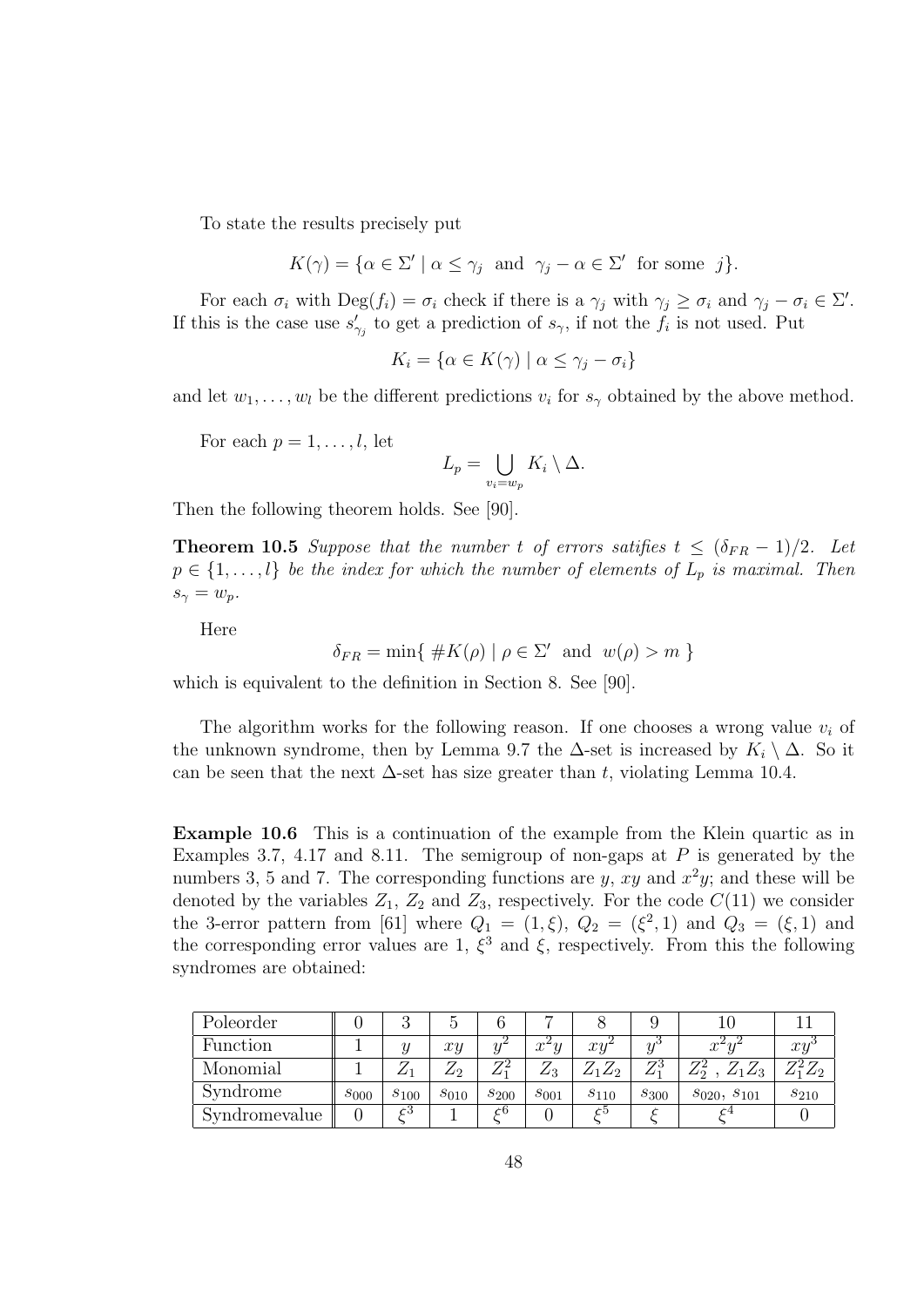To state the results precisely put

$$K(\gamma) = \{\alpha \in \Sigma' \mid \alpha \leq \gamma_j \text{ and } \gamma_j - \alpha \in \Sigma' \text{ for some } j\}.$$

For each $\sigma_i$ with $\mathrm{Deg}(f_i) = \sigma_i$ check if there is a $\gamma_j$ with $\gamma_j \geq \sigma_i$ and $\gamma_j - \sigma_i \in \Sigma'$. If this is the case use $s'_{\gamma_j}$ to get a prediction of $s_\gamma$, if not the $f_i$ is not used. Put

$$K_i = \{\alpha \in K(\gamma) \mid \alpha \leq \gamma_j - \sigma_i\}$$

and let $w_1, \ldots, w_l$ be the different predictions $v_i$ for $s_\gamma$ obtained by the above method.

For each $p = 1, \ldots, l$, let

$$L_p = \bigcup_{v_i = w_p} K_i \setminus \Delta.$$

Then the following theorem holds. See [90].

**Theorem 10.5** *Suppose that the number $t$ of errors satifies $t \leq (\delta_{FR} - 1)/2$. Let $p \in \{1, \ldots, l\}$ be the index for which the number of elements of $L_p$ is maximal. Then $s_\gamma = w_p$.*

Here

$$\delta_{FR} = \min\{\ \#K(\rho) \mid \rho \in \Sigma' \text{ and } w(\rho) > m\ \}$$

which is equivalent to the definition in Section 8. See [90].

The algorithm works for the following reason. If one chooses a wrong value $v_i$ of the unknown syndrome, then by Lemma 9.7 the $\Delta$-set is increased by $K_i \setminus \Delta$. So it can be seen that the next $\Delta$-set has size greater than $t$, violating Lemma 10.4.

**Example 10.6** This is a continuation of the example from the Klein quartic as in Examples 3.7, 4.17 and 8.11. The semigroup of non-gaps at $P$ is generated by the numbers 3, 5 and 7. The corresponding functions are $y$, $xy$ and $x^2y$; and these will be denoted by the variables $Z_1$, $Z_2$ and $Z_3$, respectively. For the code $C(11)$ we consider the 3-error pattern from [61] where $Q_1 = (1, \xi)$, $Q_2 = (\xi^2, 1)$ and $Q_3 = (\xi, 1)$ and the corresponding error values are 1, $\xi^3$ and $\xi$, respectively. From this the following syndromes are obtained:

| Poleorder | 0 | 3 | 5 | 6 | 7 | 8 | 9 | 10 | 11 |
|---|---|---|---|---|---|---|---|---|---|
| Function | 1 | $y$ | $xy$ | $y^2$ | $x^2y$ | $xy^2$ | $y^3$ | $x^2y^2$ | $xy^3$ |
| Monomial | 1 | $Z_1$ | $Z_2$ | $Z_1^2$ | $Z_3$ | $Z_1Z_2$ | $Z_1^3$ | $Z_2^2$ , $Z_1Z_3$ | $Z_1^2Z_2$ |
| Syndrome | $s_{000}$ | $s_{100}$ | $s_{010}$ | $s_{200}$ | $s_{001}$ | $s_{110}$ | $s_{300}$ | $s_{020}$, $s_{101}$ | $s_{210}$ |
| Syndromevalue | 0 | $\xi^3$ | 1 | $\xi^6$ | 0 | $\xi^5$ | $\xi$ | $\xi^4$ | 0 |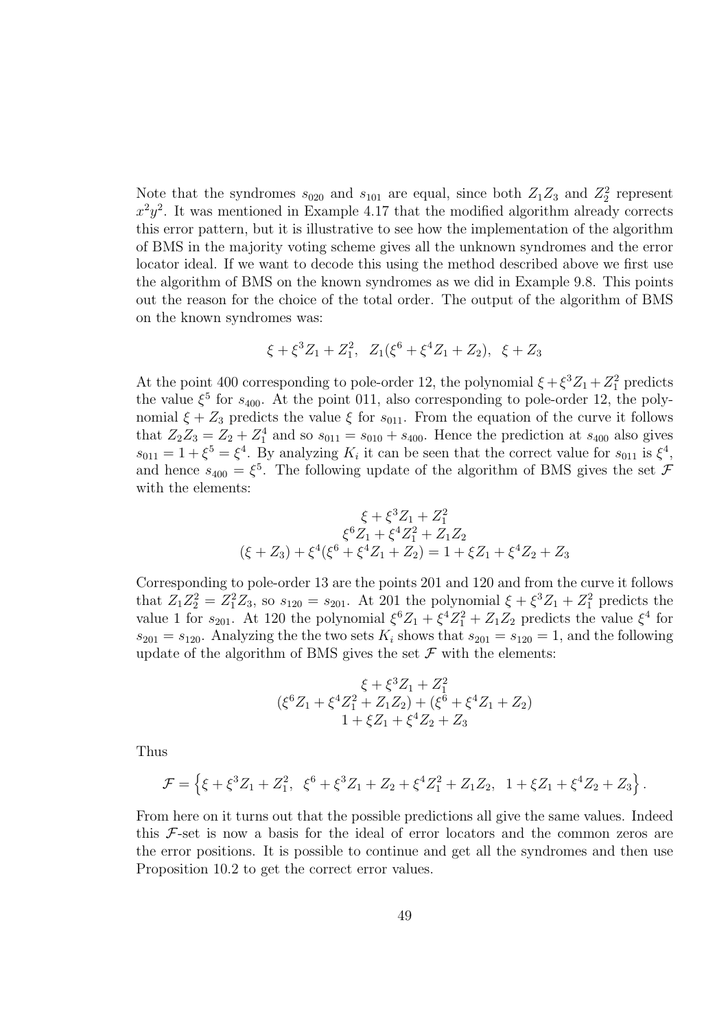Note that the syndromes $s_{020}$ and $s_{101}$ are equal, since both $Z_1Z_3$ and $Z_2^2$ represent $x^2y^2$. It was mentioned in Example 4.17 that the modified algorithm already corrects this error pattern, but it is illustrative to see how the implementation of the algorithm of BMS in the majority voting scheme gives all the unknown syndromes and the error locator ideal. If we want to decode this using the method described above we first use the algorithm of BMS on the known syndromes as we did in Example 9.8. This points out the reason for the choice of the total order. The output of the algorithm of BMS on the known syndromes was:

$$\xi + \xi^3 Z_1 + Z_1^2, \;\; Z_1(\xi^6 + \xi^4 Z_1 + Z_2), \;\; \xi + Z_3$$

At the point 400 corresponding to pole-order 12, the polynomial $\xi + \xi^3 Z_1 + Z_1^2$ predicts the value $\xi^5$ for $s_{400}$. At the point 011, also corresponding to pole-order 12, the polynomial $\xi + Z_3$ predicts the value $\xi$ for $s_{011}$. From the equation of the curve it follows that $Z_2 Z_3 = Z_2 + Z_1^4$ and so $s_{011} = s_{010} + s_{400}$. Hence the prediction at $s_{400}$ also gives $s_{011} = 1 + \xi^5 = \xi^4$. By analyzing $K_i$ it can be seen that the correct value for $s_{011}$ is $\xi^4$, and hence $s_{400} = \xi^5$. The following update of the algorithm of BMS gives the set $\mathcal{F}$ with the elements:

$$\begin{gathered} \xi + \xi^3 Z_1 + Z_1^2 \\ \xi^6 Z_1 + \xi^4 Z_1^2 + Z_1 Z_2 \\ (\xi + Z_3) + \xi^4(\xi^6 + \xi^4 Z_1 + Z_2) = 1 + \xi Z_1 + \xi^4 Z_2 + Z_3 \end{gathered}$$

Corresponding to pole-order 13 are the points 201 and 120 and from the curve it follows that $Z_1 Z_2^2 = Z_1^2 Z_3$, so $s_{120} = s_{201}$. At 201 the polynomial $\xi + \xi^3 Z_1 + Z_1^2$ predicts the value 1 for $s_{201}$. At 120 the polynomial $\xi^6 Z_1 + \xi^4 Z_1^2 + Z_1 Z_2$ predicts the value $\xi^4$ for $s_{201} = s_{120}$. Analyzing the the two sets $K_i$ shows that $s_{201} = s_{120} = 1$, and the following update of the algorithm of BMS gives the set $\mathcal{F}$ with the elements:

$$\begin{gathered} \xi + \xi^3 Z_1 + Z_1^2 \\ (\xi^6 Z_1 + \xi^4 Z_1^2 + Z_1 Z_2) + (\xi^6 + \xi^4 Z_1 + Z_2) \\ 1 + \xi Z_1 + \xi^4 Z_2 + Z_3 \end{gathered}$$

Thus

$$\mathcal{F} = \left\{ \xi + \xi^3 Z_1 + Z_1^2, \;\; \xi^6 + \xi^3 Z_1 + Z_2 + \xi^4 Z_1^2 + Z_1 Z_2, \;\; 1 + \xi Z_1 + \xi^4 Z_2 + Z_3 \right\}.$$

From here on it turns out that the possible predictions all give the same values. Indeed this $\mathcal{F}$-set is now a basis for the ideal of error locators and the common zeros are the error positions. It is possible to continue and get all the syndromes and then use Proposition 10.2 to get the correct error values.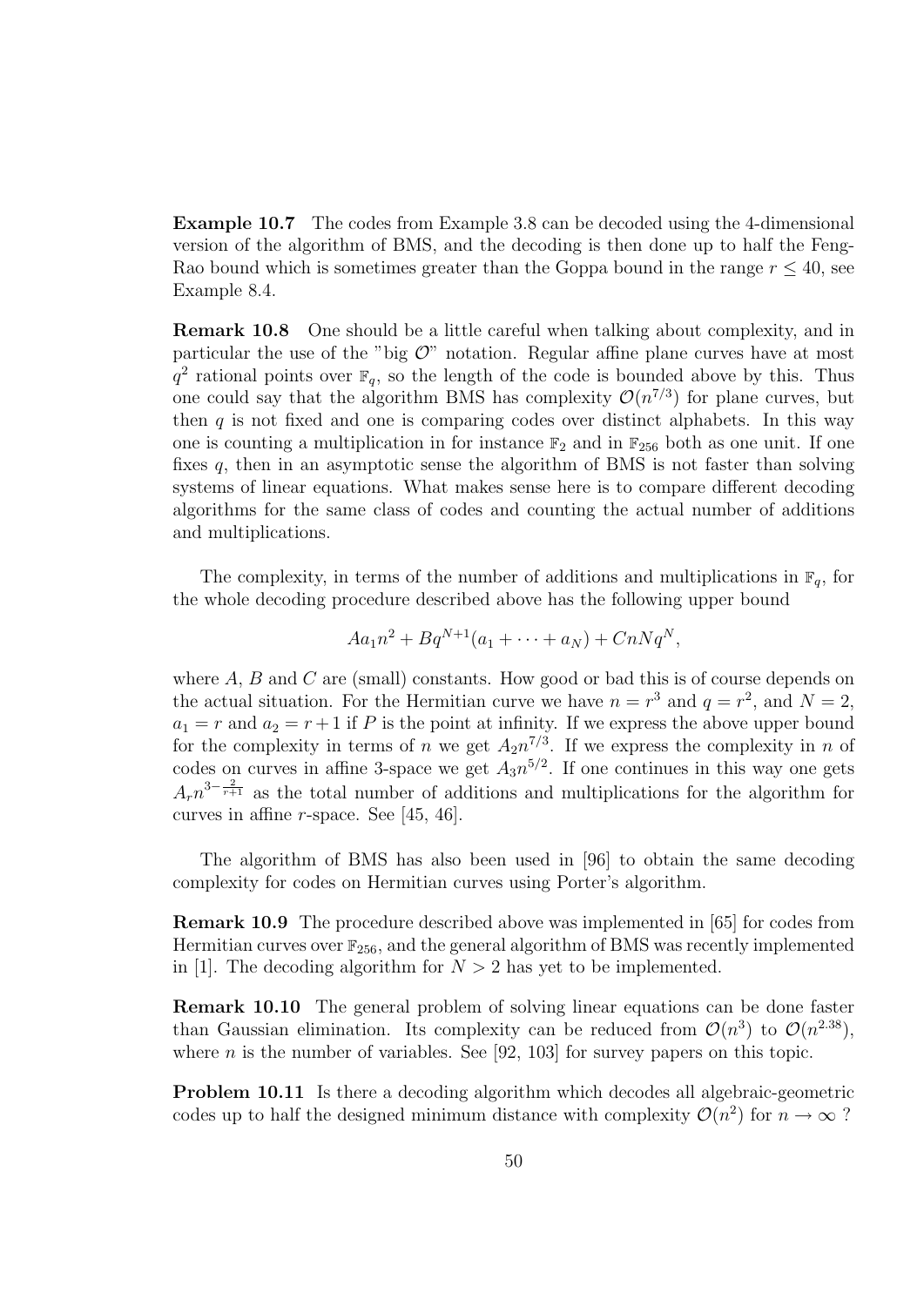**Example 10.7** The codes from Example 3.8 can be decoded using the 4-dimensional version of the algorithm of BMS, and the decoding is then done up to half the Feng-Rao bound which is sometimes greater than the Goppa bound in the range $r \leq 40$, see Example 8.4.

**Remark 10.8** One should be a little careful when talking about complexity, and in particular the use of the "big $\mathcal{O}$" notation. Regular affine plane curves have at most $q^2$ rational points over $\mathbb{F}_q$, so the length of the code is bounded above by this. Thus one could say that the algorithm BMS has complexity $\mathcal{O}(n^{7/3})$ for plane curves, but then $q$ is not fixed and one is comparing codes over distinct alphabets. In this way one is counting a multiplication in for instance $\mathbb{F}_2$ and in $\mathbb{F}_{256}$ both as one unit. If one fixes $q$, then in an asymptotic sense the algorithm of BMS is not faster than solving systems of linear equations. What makes sense here is to compare different decoding algorithms for the same class of codes and counting the actual number of additions and multiplications.

The complexity, in terms of the number of additions and multiplications in $\mathbb{F}_q$, for the whole decoding procedure described above has the following upper bound

$$Aa_1n^2 + Bq^{N+1}(a_1 + \cdots + a_N) + CnNq^N,$$

where $A$, $B$ and $C$ are (small) constants. How good or bad this is of course depends on the actual situation. For the Hermitian curve we have $n = r^3$ and $q = r^2$, and $N = 2$, $a_1 = r$ and $a_2 = r+1$ if $P$ is the point at infinity. If we express the above upper bound for the complexity in terms of $n$ we get $A_2n^{7/3}$. If we express the complexity in $n$ of codes on curves in affine 3-space we get $A_3n^{5/2}$. If one continues in this way one gets $A_rn^{3-\frac{2}{r+1}}$ as the total number of additions and multiplications for the algorithm for curves in affine $r$-space. See [45, 46].

The algorithm of BMS has also been used in [96] to obtain the same decoding complexity for codes on Hermitian curves using Porter's algorithm.

**Remark 10.9** The procedure described above was implemented in [65] for codes from Hermitian curves over $\mathbb{F}_{256}$, and the general algorithm of BMS was recently implemented in [1]. The decoding algorithm for $N > 2$ has yet to be implemented.

**Remark 10.10** The general problem of solving linear equations can be done faster than Gaussian elimination. Its complexity can be reduced from $\mathcal{O}(n^3)$ to $\mathcal{O}(n^{2.38})$, where $n$ is the number of variables. See [92, 103] for survey papers on this topic.

**Problem 10.11** Is there a decoding algorithm which decodes all algebraic-geometric codes up to half the designed minimum distance with complexity $\mathcal{O}(n^2)$ for $n \to \infty$ ?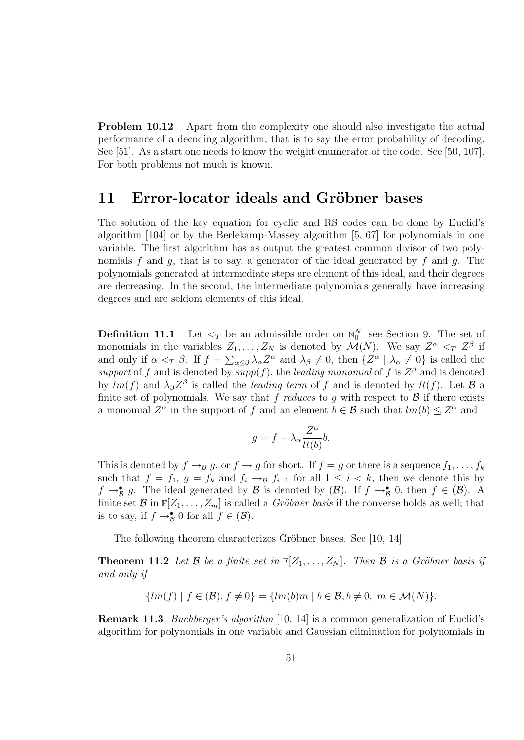**Problem 10.12** Apart from the complexity one should also investigate the actual performance of a decoding algorithm, that is to say the error probability of decoding. See [51]. As a start one needs to know the weight enumerator of the code. See [50, 107]. For both problems not much is known.

# 11 Error-locator ideals and Gröbner bases

The solution of the key equation for cyclic and RS codes can be done by Euclid's algorithm [104] or by the Berlekamp-Massey algorithm [5, 67] for polynomials in one variable. The first algorithm has as output the greatest common divisor of two polynomials $f$ and $g$, that is to say, a generator of the ideal generated by $f$ and $g$. The polynomials generated at intermediate steps are element of this ideal, and their degrees are decreasing. In the second, the intermediate polynomials generally have increasing degrees and are seldom elements of this ideal.

**Definition 11.1** Let $<_T$ be an admissible order on $\mathbb{N}_0^N$, see Section 9. The set of monomials in the variables $Z_1, \ldots, Z_N$ is denoted by $\mathcal{M}(N)$. We say $Z^\alpha <_T Z^\beta$ if and only if $\alpha <_T \beta$. If $f = \sum_{\alpha \leq \beta} \lambda_\alpha Z^\alpha$ and $\lambda_\beta \neq 0$, then $\{Z^\alpha \mid \lambda_\alpha \neq 0\}$ is called the *support* of $f$ and is denoted by *supp*$(f)$, the *leading monomial* of $f$ is $Z^\beta$ and is denoted by $lm(f)$ and $\lambda_\beta Z^\beta$ is called the *leading term* of $f$ and is denoted by $lt(f)$. Let $\mathcal{B}$ a finite set of polynomials. We say that $f$ *reduces* to $g$ with respect to $\mathcal{B}$ if there exists a monomial $Z^\alpha$ in the support of $f$ and an element $b \in \mathcal{B}$ such that $lm(b) \leq Z^\alpha$ and

$$g = f - \lambda_\alpha \frac{Z^\alpha}{lt(b)} b.$$

This is denoted by $f \rightarrow_\mathcal{B} g$, or $f \rightarrow g$ for short. If $f = g$ or there is a sequence $f_1, \ldots, f_k$ such that $f = f_1$, $g = f_k$ and $f_i \rightarrow_\mathcal{B} f_{i+1}$ for all $1 \leq i < k$, then we denote this by $f \rightarrow_\mathcal{B}^\bullet g$. The ideal generated by $\mathcal{B}$ is denoted by $(\mathcal{B})$. If $f \rightarrow_\mathcal{B}^\bullet 0$, then $f \in (\mathcal{B})$. A finite set $\mathcal{B}$ in $\mathbb{F}[Z_1, \ldots, Z_m]$ is called a *Gröbner basis* if the converse holds as well; that is to say, if $f \rightarrow_\mathcal{B}^\bullet 0$ for all $f \in (\mathcal{B})$.

The following theorem characterizes Gröbner bases. See [10, 14].

**Theorem 11.2** *Let $\mathcal{B}$ be a finite set in $\mathbb{F}[Z_1, \ldots, Z_N]$. Then $\mathcal{B}$ is a Gröbner basis if and only if*

$$\{lm(f) \mid f \in (\mathcal{B}), f \neq 0\} = \{lm(b)m \mid b \in \mathcal{B}, b \neq 0,\ m \in \mathcal{M}(N)\}.$$

**Remark 11.3** *Buchberger's algorithm* [10, 14] is a common generalization of Euclid's algorithm for polynomials in one variable and Gaussian elimination for polynomials in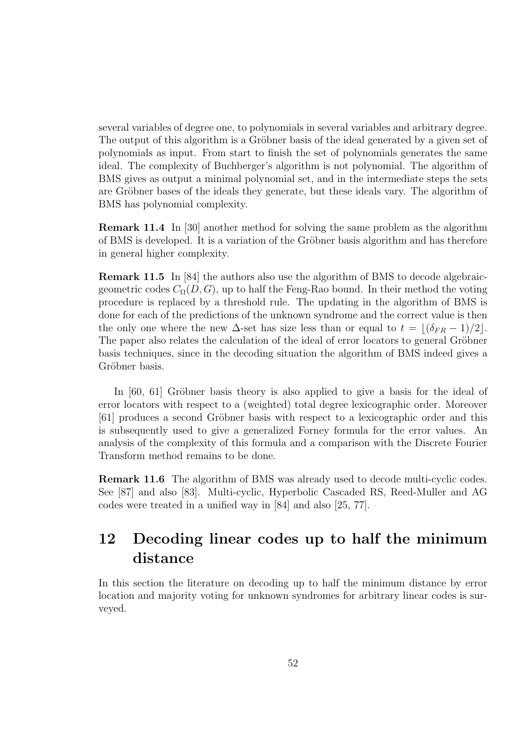several variables of degree one, to polynomials in several variables and arbitrary degree. The output of this algorithm is a Gröbner basis of the ideal generated by a given set of polynomials as input. From start to finish the set of polynomials generates the same ideal. The complexity of Buchberger's algorithm is not polynomial. The algorithm of BMS gives as output a minimal polynomial set, and in the intermediate steps the sets are Gröbner bases of the ideals they generate, but these ideals vary. The algorithm of BMS has polynomial complexity.

**Remark 11.4** In [30] another method for solving the same problem as the algorithm of BMS is developed. It is a variation of the Gröbner basis algorithm and has therefore in general higher complexity.

**Remark 11.5** In [84] the authors also use the algorithm of BMS to decode algebraic-geometric codes $C_\Omega(D, G)$, up to half the Feng-Rao bound. In their method the voting procedure is replaced by a threshold rule. The updating in the algorithm of BMS is done for each of the predictions of the unknown syndrome and the correct value is then the only one where the new $\Delta$-set has size less than or equal to $t = \lfloor(\delta_{FR} - 1)/2\rfloor$. The paper also relates the calculation of the ideal of error locators to general Gröbner basis techniques, since in the decoding situation the algorithm of BMS indeed gives a Gröbner basis.

In [60, 61] Gröbner basis theory is also applied to give a basis for the ideal of error locators with respect to a (weighted) total degree lexicographic order. Moreover [61] produces a second Gröbner basis with respect to a lexicographic order and this is subsequently used to give a generalized Forney formula for the error values. An analysis of the complexity of this formula and a comparison with the Discrete Fourier Transform method remains to be done.

**Remark 11.6** The algorithm of BMS was already used to decode multi-cyclic codes. See [87] and also [83]. Multi-cyclic, Hyperbolic Cascaded RS, Reed-Muller and AG codes were treated in a unified way in [84] and also [25, 77].

# 12 Decoding linear codes up to half the minimum distance

In this section the literature on decoding up to half the minimum distance by error location and majority voting for unknown syndromes for arbitrary linear codes is surveyed.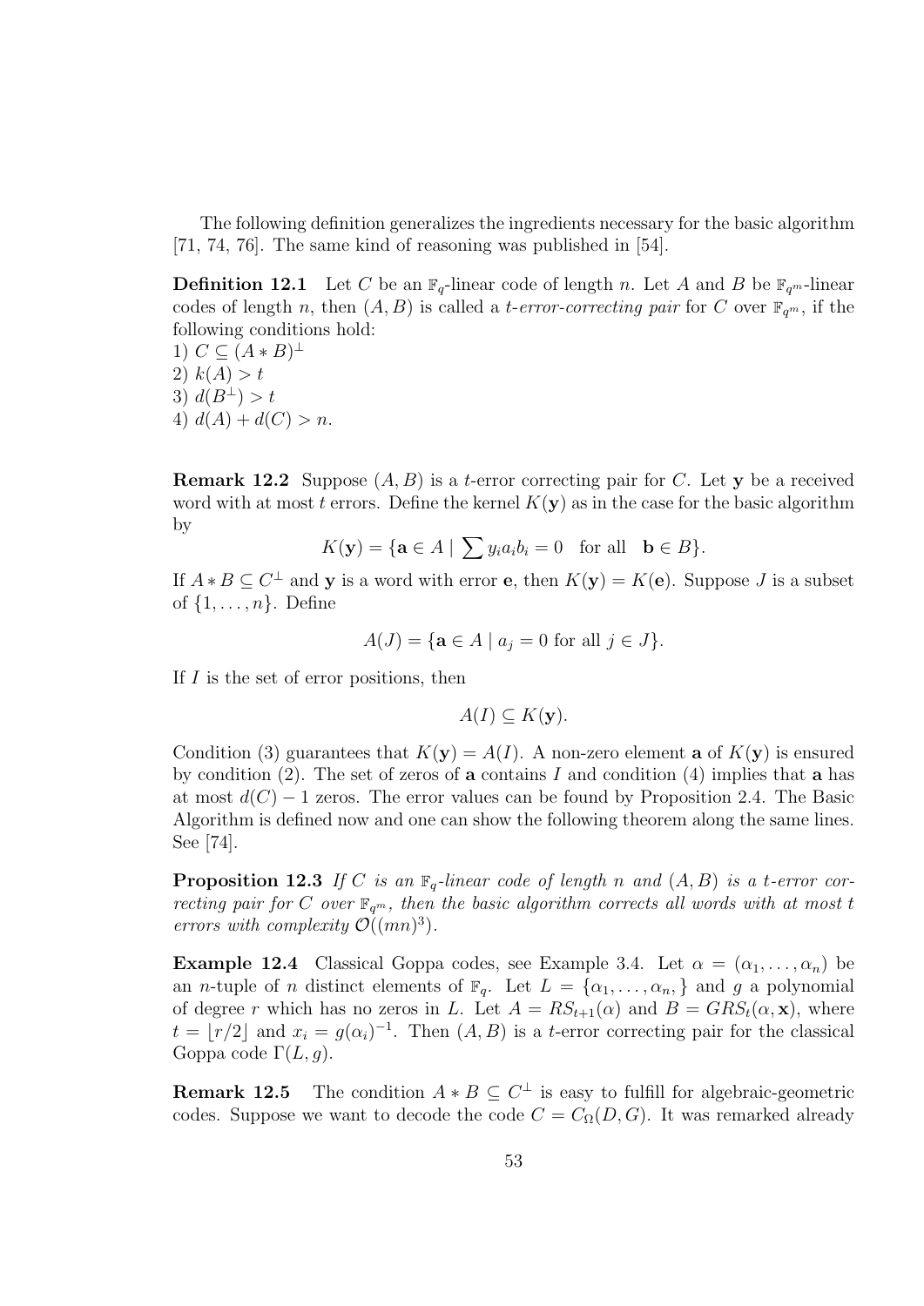The following definition generalizes the ingredients necessary for the basic algorithm [71, 74, 76]. The same kind of reasoning was published in [54].

**Definition 12.1** Let $C$ be an $\mathbb{F}_q$-linear code of length $n$. Let $A$ and $B$ be $\mathbb{F}_{q^m}$-linear codes of length $n$, then $(A, B)$ is called a *t-error-correcting pair* for $C$ over $\mathbb{F}_{q^m}$, if the following conditions hold:
1) $C \subseteq (A * B)^\perp$
2) $k(A) > t$
3) $d(B^\perp) > t$
4) $d(A) + d(C) > n$.

**Remark 12.2** Suppose $(A, B)$ is a $t$-error correcting pair for $C$. Let $\mathbf{y}$ be a received word with at most $t$ errors. Define the kernel $K(\mathbf{y})$ as in the case for the basic algorithm by

$$K(\mathbf{y}) = \{\mathbf{a} \in A \mid \sum y_i a_i b_i = 0 \quad \text{for all} \quad \mathbf{b} \in B\}.$$

If $A * B \subseteq C^\perp$ and $\mathbf{y}$ is a word with error $\mathbf{e}$, then $K(\mathbf{y}) = K(\mathbf{e})$. Suppose $J$ is a subset of $\{1, \ldots, n\}$. Define

$$A(J) = \{\mathbf{a} \in A \mid a_j = 0 \text{ for all } j \in J\}.$$

If $I$ is the set of error positions, then

$$A(I) \subseteq K(\mathbf{y}).$$

Condition (3) guarantees that $K(\mathbf{y}) = A(I)$. A non-zero element $\mathbf{a}$ of $K(\mathbf{y})$ is ensured by condition (2). The set of zeros of $\mathbf{a}$ contains $I$ and condition (4) implies that $\mathbf{a}$ has at most $d(C) - 1$ zeros. The error values can be found by Proposition 2.4. The Basic Algorithm is defined now and one can show the following theorem along the same lines. See [74].

**Proposition 12.3** *If $C$ is an $\mathbb{F}_q$-linear code of length $n$ and $(A, B)$ is a $t$-error correcting pair for $C$ over $\mathbb{F}_{q^m}$, then the basic algorithm corrects all words with at most $t$ errors with complexity $\mathcal{O}((mn)^3)$.*

**Example 12.4** Classical Goppa codes, see Example 3.4. Let $\alpha = (\alpha_1, \ldots, \alpha_n)$ be an $n$-tuple of $n$ distinct elements of $\mathbb{F}_q$. Let $L = \{\alpha_1, \ldots, \alpha_n, \}$ and $g$ a polynomial of degree $r$ which has no zeros in $L$. Let $A = RS_{t+1}(\alpha)$ and $B = GRS_t(\alpha, \mathbf{x})$, where $t = \lfloor r/2 \rfloor$ and $x_i = g(\alpha_i)^{-1}$. Then $(A, B)$ is a $t$-error correcting pair for the classical Goppa code $\Gamma(L, g)$.

**Remark 12.5** The condition $A * B \subseteq C^\perp$ is easy to fulfill for algebraic-geometric codes. Suppose we want to decode the code $C = C_\Omega(D, G)$. It was remarked already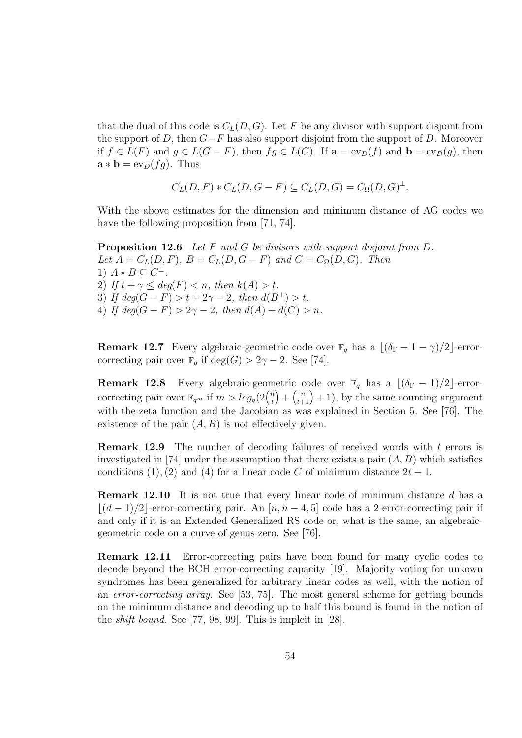that the dual of this code is $C_L(D,G)$. Let $F$ be any divisor with support disjoint from the support of $D$, then $G-F$ has also support disjoint from the support of $D$. Moreover if $f \in L(F)$ and $g \in L(G-F)$, then $fg \in L(G)$. If $\mathbf{a} = \mathrm{ev}_D(f)$ and $\mathbf{b} = \mathrm{ev}_D(g)$, then $\mathbf{a} * \mathbf{b} = \mathrm{ev}_D(fg)$. Thus

$$C_L(D,F) * C_L(D,G-F) \subseteq C_L(D,G) = C_\Omega(D,G)^\perp.$$

With the above estimates for the dimension and minimum distance of AG codes we have the following proposition from [71, 74].

**Proposition 12.6** *Let $F$ and $G$ be divisors with support disjoint from $D$. Let $A = C_L(D,F)$, $B = C_L(D,G-F)$ and $C = C_\Omega(D,G)$. Then*
*1) $A * B \subseteq C^\perp$.*
*2) If $t + \gamma \leq deg(F) < n$, then $k(A) > t$.*
*3) If $deg(G-F) > t + 2\gamma - 2$, then $d(B^\perp) > t$.*
*4) If $deg(G-F) > 2\gamma - 2$, then $d(A) + d(C) > n$.*

**Remark 12.7** Every algebraic-geometric code over $\mathbb{F}_q$ has a $\lfloor(\delta_\Gamma - 1 - \gamma)/2\rfloor$-error-correcting pair over $\mathbb{F}_q$ if $\deg(G) > 2\gamma - 2$. See [74].

**Remark 12.8** Every algebraic-geometric code over $\mathbb{F}_q$ has a $\lfloor(\delta_\Gamma - 1)/2\rfloor$-error-correcting pair over $\mathbb{F}_{q^m}$ if $m > log_q(2\binom{n}{t} + \binom{n}{t+1} + 1)$, by the same counting argument with the zeta function and the Jacobian as was explained in Section 5. See [76]. The existence of the pair $(A,B)$ is not effectively given.

**Remark 12.9** The number of decoding failures of received words with $t$ errors is investigated in [74] under the assumption that there exists a pair $(A,B)$ which satisfies conditions $(1)$, $(2)$ and $(4)$ for a linear code $C$ of minimum distance $2t+1$.

**Remark 12.10** It is not true that every linear code of minimum distance $d$ has a $\lfloor(d-1)/2\rfloor$-error-correcting pair. An $[n, n-4, 5]$ code has a 2-error-correcting pair if and only if it is an Extended Generalized RS code or, what is the same, an algebraic-geometric code on a curve of genus zero. See [76].

**Remark 12.11** Error-correcting pairs have been found for many cyclic codes to decode beyond the BCH error-correcting capacity [19]. Majority voting for unkown syndromes has been generalized for arbitrary linear codes as well, with the notion of an *error-correcting array*. See [53, 75]. The most general scheme for getting bounds on the minimum distance and decoding up to half this bound is found in the notion of the *shift bound*. See [77, 98, 99]. This is implcit in [28].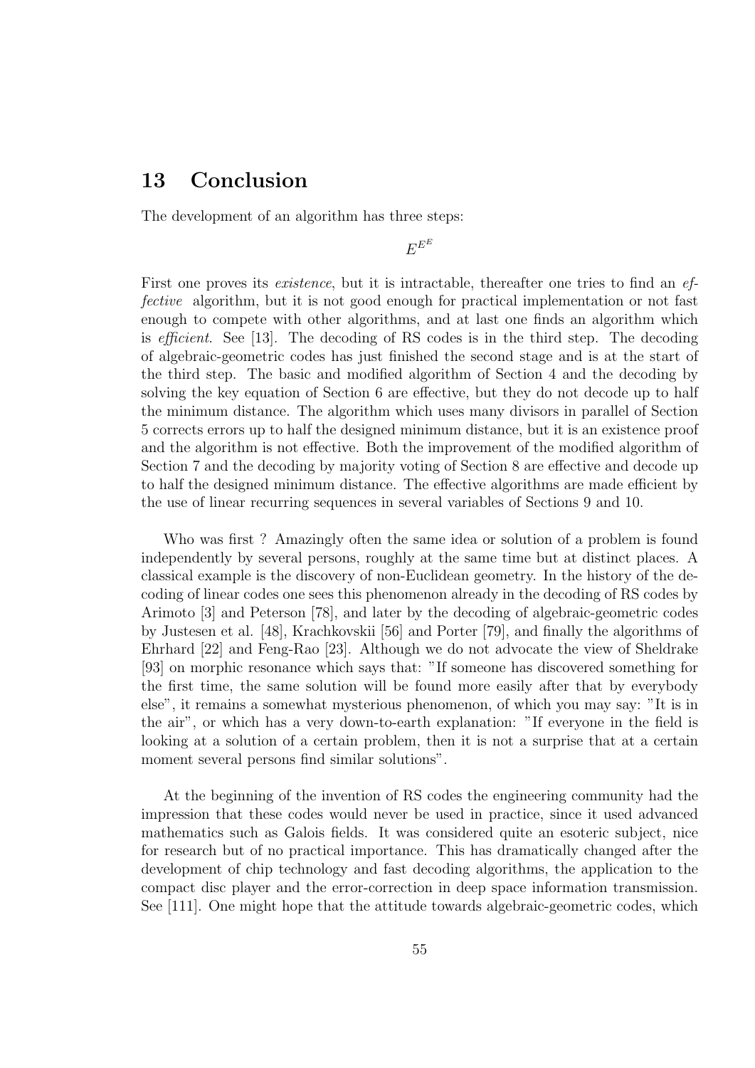## 13 Conclusion

The development of an algorithm has three steps:

$$E^{E^E}$$

First one proves its *existence*, but it is intractable, thereafter one tries to find an *effective* algorithm, but it is not good enough for practical implementation or not fast enough to compete with other algorithms, and at last one finds an algorithm which is *efficient*. See [13]. The decoding of RS codes is in the third step. The decoding of algebraic-geometric codes has just finished the second stage and is at the start of the third step. The basic and modified algorithm of Section 4 and the decoding by solving the key equation of Section 6 are effective, but they do not decode up to half the minimum distance. The algorithm which uses many divisors in parallel of Section 5 corrects errors up to half the designed minimum distance, but it is an existence proof and the algorithm is not effective. Both the improvement of the modified algorithm of Section 7 and the decoding by majority voting of Section 8 are effective and decode up to half the designed minimum distance. The effective algorithms are made efficient by the use of linear recurring sequences in several variables of Sections 9 and 10.

Who was first ? Amazingly often the same idea or solution of a problem is found independently by several persons, roughly at the same time but at distinct places. A classical example is the discovery of non-Euclidean geometry. In the history of the decoding of linear codes one sees this phenomenon already in the decoding of RS codes by Arimoto [3] and Peterson [78], and later by the decoding of algebraic-geometric codes by Justesen et al. [48], Krachkovskii [56] and Porter [79], and finally the algorithms of Ehrhard [22] and Feng-Rao [23]. Although we do not advocate the view of Sheldrake [93] on morphic resonance which says that: "If someone has discovered something for the first time, the same solution will be found more easily after that by everybody else", it remains a somewhat mysterious phenomenon, of which you may say: "It is in the air", or which has a very down-to-earth explanation: "If everyone in the field is looking at a solution of a certain problem, then it is not a surprise that at a certain moment several persons find similar solutions".

At the beginning of the invention of RS codes the engineering community had the impression that these codes would never be used in practice, since it used advanced mathematics such as Galois fields. It was considered quite an esoteric subject, nice for research but of no practical importance. This has dramatically changed after the development of chip technology and fast decoding algorithms, the application to the compact disc player and the error-correction in deep space information transmission. See [111]. One might hope that the attitude towards algebraic-geometric codes, which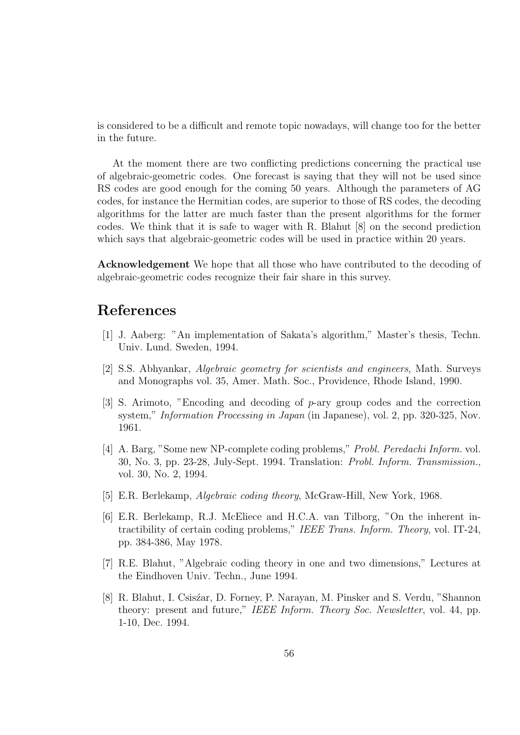is considered to be a difficult and remote topic nowadays, will change too for the better in the future.

At the moment there are two conflicting predictions concerning the practical use of algebraic-geometric codes. One forecast is saying that they will not be used since RS codes are good enough for the coming 50 years. Although the parameters of AG codes, for instance the Hermitian codes, are superior to those of RS codes, the decoding algorithms for the latter are much faster than the present algorithms for the former codes. We think that it is safe to wager with R. Blahut [8] on the second prediction which says that algebraic-geometric codes will be used in practice within 20 years.

**Acknowledgement** We hope that all those who have contributed to the decoding of algebraic-geometric codes recognize their fair share in this survey.

# References

[1] J. Aaberg: "An implementation of Sakata's algorithm," Master's thesis, Techn. Univ. Lund. Sweden, 1994.

[2] S.S. Abhyankar, *Algebraic geometry for scientists and engineers*, Math. Surveys and Monographs vol. 35, Amer. Math. Soc., Providence, Rhode Island, 1990.

[3] S. Arimoto, "Encoding and decoding of $p$-ary group codes and the correction system," *Information Processing in Japan* (in Japanese), vol. 2, pp. 320-325, Nov. 1961.

[4] A. Barg, "Some new NP-complete coding problems," *Probl. Peredachi Inform.* vol. 30, No. 3, pp. 23-28, July-Sept. 1994. Translation: *Probl. Inform. Transmission.*, vol. 30, No. 2, 1994.

[5] E.R. Berlekamp, *Algebraic coding theory*, McGraw-Hill, New York, 1968.

[6] E.R. Berlekamp, R.J. McEliece and H.C.A. van Tilborg, "On the inherent intractibility of certain coding problems," *IEEE Trans. Inform. Theory*, vol. IT-24, pp. 384-386, May 1978.

[7] R.E. Blahut, "Algebraic coding theory in one and two dimensions," Lectures at the Eindhoven Univ. Techn., June 1994.

[8] R. Blahut, I. Csisźar, D. Forney, P. Narayan, M. Pinsker and S. Verdu, "Shannon theory: present and future," *IEEE Inform. Theory Soc. Newsletter*, vol. 44, pp. 1-10, Dec. 1994.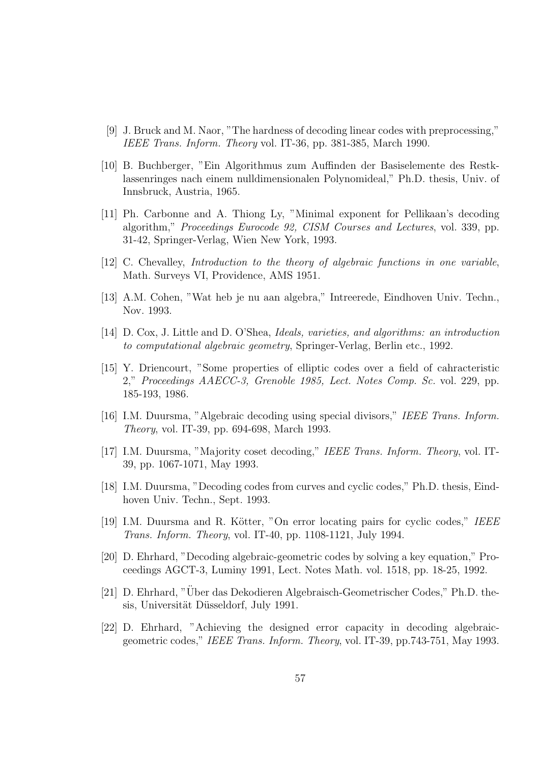[9] J. Bruck and M. Naor, "The hardness of decoding linear codes with preprocessing," *IEEE Trans. Inform. Theory* vol. IT-36, pp. 381-385, March 1990.

[10] B. Buchberger, "Ein Algorithmus zum Auffinden der Basiselemente des Restklassenringes nach einem nulldimensionalen Polynomideal," Ph.D. thesis, Univ. of Innsbruck, Austria, 1965.

[11] Ph. Carbonne and A. Thiong Ly, "Minimal exponent for Pellikaan's decoding algorithm," *Proceedings Eurocode 92, CISM Courses and Lectures*, vol. 339, pp. 31-42, Springer-Verlag, Wien New York, 1993.

[12] C. Chevalley, *Introduction to the theory of algebraic functions in one variable*, Math. Surveys VI, Providence, AMS 1951.

[13] A.M. Cohen, "Wat heb je nu aan algebra," Intreerede, Eindhoven Univ. Techn., Nov. 1993.

[14] D. Cox, J. Little and D. O'Shea, *Ideals, varieties, and algorithms: an introduction to computational algebraic geometry*, Springer-Verlag, Berlin etc., 1992.

[15] Y. Driencourt, "Some properties of elliptic codes over a field of cahracteristic 2," *Proceedings AAECC-3, Grenoble 1985, Lect. Notes Comp. Sc.* vol. 229, pp. 185-193, 1986.

[16] I.M. Duursma, "Algebraic decoding using special divisors," *IEEE Trans. Inform. Theory*, vol. IT-39, pp. 694-698, March 1993.

[17] I.M. Duursma, "Majority coset decoding," *IEEE Trans. Inform. Theory*, vol. IT-39, pp. 1067-1071, May 1993.

[18] I.M. Duursma, "Decoding codes from curves and cyclic codes," Ph.D. thesis, Eindhoven Univ. Techn., Sept. 1993.

[19] I.M. Duursma and R. Kötter, "On error locating pairs for cyclic codes," *IEEE Trans. Inform. Theory*, vol. IT-40, pp. 1108-1121, July 1994.

[20] D. Ehrhard, "Decoding algebraic-geometric codes by solving a key equation," Proceedings AGCT-3, Luminy 1991, Lect. Notes Math. vol. 1518, pp. 18-25, 1992.

[21] D. Ehrhard, "Über das Dekodieren Algebraisch-Geometrischer Codes," Ph.D. thesis, Universität Düsseldorf, July 1991.

[22] D. Ehrhard, "Achieving the designed error capacity in decoding algebraic-geometric codes," *IEEE Trans. Inform. Theory*, vol. IT-39, pp.743-751, May 1993.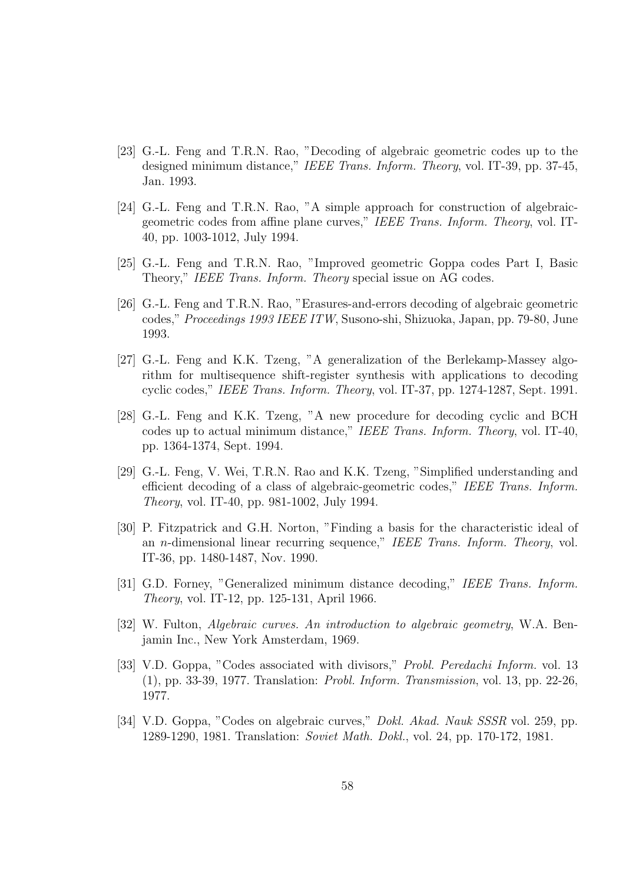[23] G.-L. Feng and T.R.N. Rao, "Decoding of algebraic geometric codes up to the designed minimum distance," *IEEE Trans. Inform. Theory*, vol. IT-39, pp. 37-45, Jan. 1993.

[24] G.-L. Feng and T.R.N. Rao, "A simple approach for construction of algebraic-geometric codes from affine plane curves," *IEEE Trans. Inform. Theory*, vol. IT-40, pp. 1003-1012, July 1994.

[25] G.-L. Feng and T.R.N. Rao, "Improved geometric Goppa codes Part I, Basic Theory," *IEEE Trans. Inform. Theory* special issue on AG codes.

[26] G.-L. Feng and T.R.N. Rao, "Erasures-and-errors decoding of algebraic geometric codes," *Proceedings 1993 IEEE ITW*, Susono-shi, Shizuoka, Japan, pp. 79-80, June 1993.

[27] G.-L. Feng and K.K. Tzeng, "A generalization of the Berlekamp-Massey algorithm for multisequence shift-register synthesis with applications to decoding cyclic codes," *IEEE Trans. Inform. Theory*, vol. IT-37, pp. 1274-1287, Sept. 1991.

[28] G.-L. Feng and K.K. Tzeng, "A new procedure for decoding cyclic and BCH codes up to actual minimum distance," *IEEE Trans. Inform. Theory*, vol. IT-40, pp. 1364-1374, Sept. 1994.

[29] G.-L. Feng, V. Wei, T.R.N. Rao and K.K. Tzeng, "Simplified understanding and efficient decoding of a class of algebraic-geometric codes," *IEEE Trans. Inform. Theory*, vol. IT-40, pp. 981-1002, July 1994.

[30] P. Fitzpatrick and G.H. Norton, "Finding a basis for the characteristic ideal of an $n$-dimensional linear recurring sequence," *IEEE Trans. Inform. Theory*, vol. IT-36, pp. 1480-1487, Nov. 1990.

[31] G.D. Forney, "Generalized minimum distance decoding," *IEEE Trans. Inform. Theory*, vol. IT-12, pp. 125-131, April 1966.

[32] W. Fulton, *Algebraic curves. An introduction to algebraic geometry*, W.A. Benjamin Inc., New York Amsterdam, 1969.

[33] V.D. Goppa, "Codes associated with divisors," *Probl. Peredachi Inform.* vol. 13 (1), pp. 33-39, 1977. Translation: *Probl. Inform. Transmission*, vol. 13, pp. 22-26, 1977.

[34] V.D. Goppa, "Codes on algebraic curves," *Dokl. Akad. Nauk SSSR* vol. 259, pp. 1289-1290, 1981. Translation: *Soviet Math. Dokl.*, vol. 24, pp. 170-172, 1981.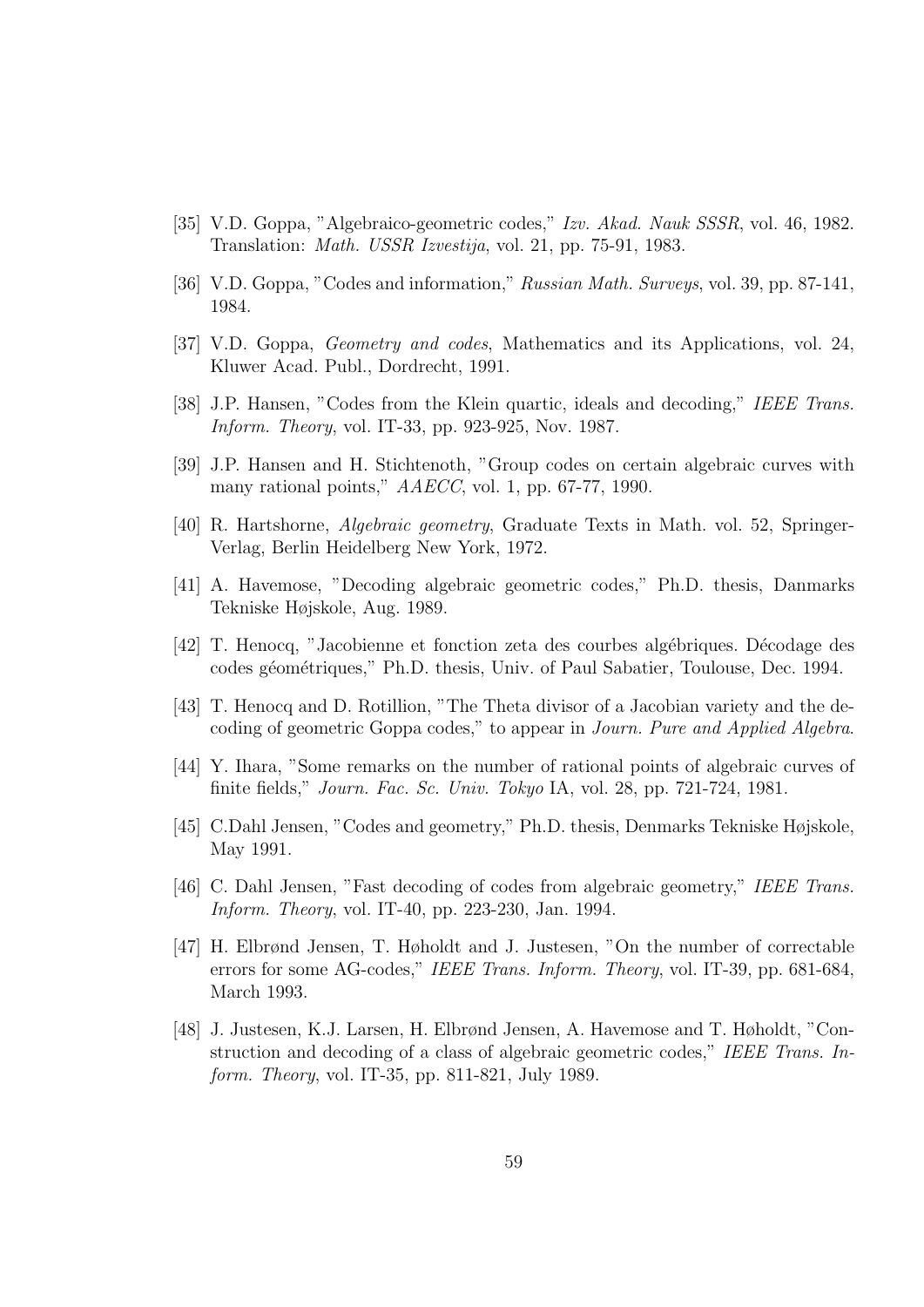[35] V.D. Goppa, "Algebraico-geometric codes," *Izv. Akad. Nauk SSSR*, vol. 46, 1982. Translation: *Math. USSR Izvestija*, vol. 21, pp. 75-91, 1983.

[36] V.D. Goppa, "Codes and information," *Russian Math. Surveys*, vol. 39, pp. 87-141, 1984.

[37] V.D. Goppa, *Geometry and codes*, Mathematics and its Applications, vol. 24, Kluwer Acad. Publ., Dordrecht, 1991.

[38] J.P. Hansen, "Codes from the Klein quartic, ideals and decoding," *IEEE Trans. Inform. Theory*, vol. IT-33, pp. 923-925, Nov. 1987.

[39] J.P. Hansen and H. Stichtenoth, "Group codes on certain algebraic curves with many rational points," *AAECC*, vol. 1, pp. 67-77, 1990.

[40] R. Hartshorne, *Algebraic geometry*, Graduate Texts in Math. vol. 52, Springer-Verlag, Berlin Heidelberg New York, 1972.

[41] A. Havemose, "Decoding algebraic geometric codes," Ph.D. thesis, Danmarks Tekniske Højskole, Aug. 1989.

[42] T. Henocq, "Jacobienne et fonction zeta des courbes algébriques. Décodage des codes géométriques," Ph.D. thesis, Univ. of Paul Sabatier, Toulouse, Dec. 1994.

[43] T. Henocq and D. Rotillion, "The Theta divisor of a Jacobian variety and the decoding of geometric Goppa codes," to appear in *Journ. Pure and Applied Algebra*.

[44] Y. Ihara, "Some remarks on the number of rational points of algebraic curves of finite fields," *Journ. Fac. Sc. Univ. Tokyo* IA, vol. 28, pp. 721-724, 1981.

[45] C.Dahl Jensen, "Codes and geometry," Ph.D. thesis, Denmarks Tekniske Højskole, May 1991.

[46] C. Dahl Jensen, "Fast decoding of codes from algebraic geometry," *IEEE Trans. Inform. Theory*, vol. IT-40, pp. 223-230, Jan. 1994.

[47] H. Elbrønd Jensen, T. Høholdt and J. Justesen, "On the number of correctable errors for some AG-codes," *IEEE Trans. Inform. Theory*, vol. IT-39, pp. 681-684, March 1993.

[48] J. Justesen, K.J. Larsen, H. Elbrønd Jensen, A. Havemose and T. Høholdt, "Construction and decoding of a class of algebraic geometric codes," *IEEE Trans. Inform. Theory*, vol. IT-35, pp. 811-821, July 1989.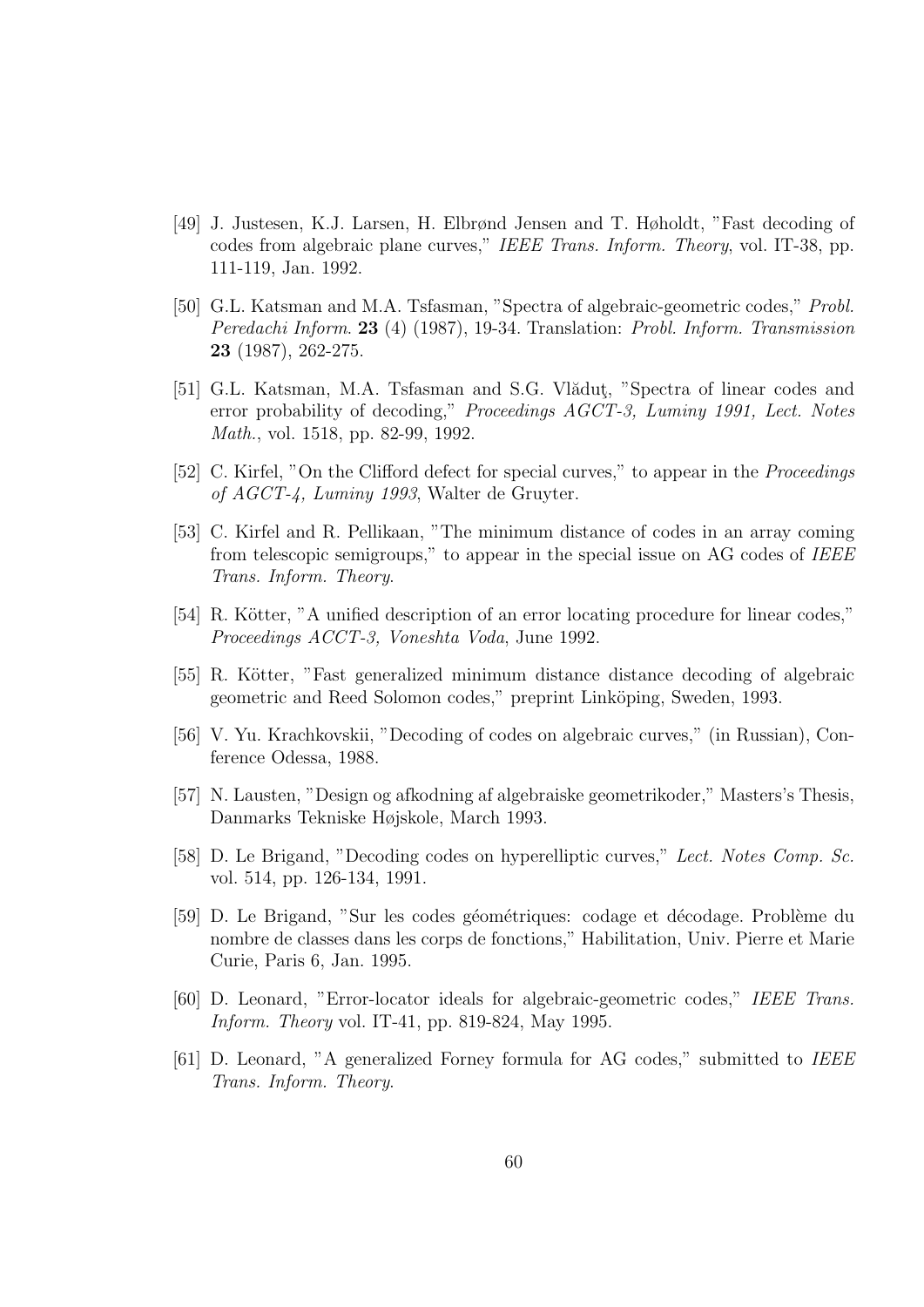[49] J. Justesen, K.J. Larsen, H. Elbrønd Jensen and T. Høholdt, "Fast decoding of codes from algebraic plane curves," *IEEE Trans. Inform. Theory*, vol. IT-38, pp. 111-119, Jan. 1992.

[50] G.L. Katsman and M.A. Tsfasman, "Spectra of algebraic-geometric codes," *Probl. Peredachi Inform.* **23** (4) (1987), 19-34. Translation: *Probl. Inform. Transmission* **23** (1987), 262-275.

[51] G.L. Katsman, M.A. Tsfasman and S.G. Vlăduţ, "Spectra of linear codes and error probability of decoding," *Proceedings AGCT-3, Luminy 1991, Lect. Notes Math.*, vol. 1518, pp. 82-99, 1992.

[52] C. Kirfel, "On the Clifford defect for special curves," to appear in the *Proceedings of AGCT-4, Luminy 1993*, Walter de Gruyter.

[53] C. Kirfel and R. Pellikaan, "The minimum distance of codes in an array coming from telescopic semigroups," to appear in the special issue on AG codes of *IEEE Trans. Inform. Theory*.

[54] R. Kötter, "A unified description of an error locating procedure for linear codes," *Proceedings ACCT-3, Voneshta Voda*, June 1992.

[55] R. Kötter, "Fast generalized minimum distance distance decoding of algebraic geometric and Reed Solomon codes," preprint Linköping, Sweden, 1993.

[56] V. Yu. Krachkovskii, "Decoding of codes on algebraic curves," (in Russian), Conference Odessa, 1988.

[57] N. Lausten, "Design og afkodning af algebraiske geometrikoder," Masters's Thesis, Danmarks Tekniske Højskole, March 1993.

[58] D. Le Brigand, "Decoding codes on hyperelliptic curves," *Lect. Notes Comp. Sc.* vol. 514, pp. 126-134, 1991.

[59] D. Le Brigand, "Sur les codes géométriques: codage et décodage. Problème du nombre de classes dans les corps de fonctions," Habilitation, Univ. Pierre et Marie Curie, Paris 6, Jan. 1995.

[60] D. Leonard, "Error-locator ideals for algebraic-geometric codes," *IEEE Trans. Inform. Theory* vol. IT-41, pp. 819-824, May 1995.

[61] D. Leonard, "A generalized Forney formula for AG codes," submitted to *IEEE Trans. Inform. Theory*.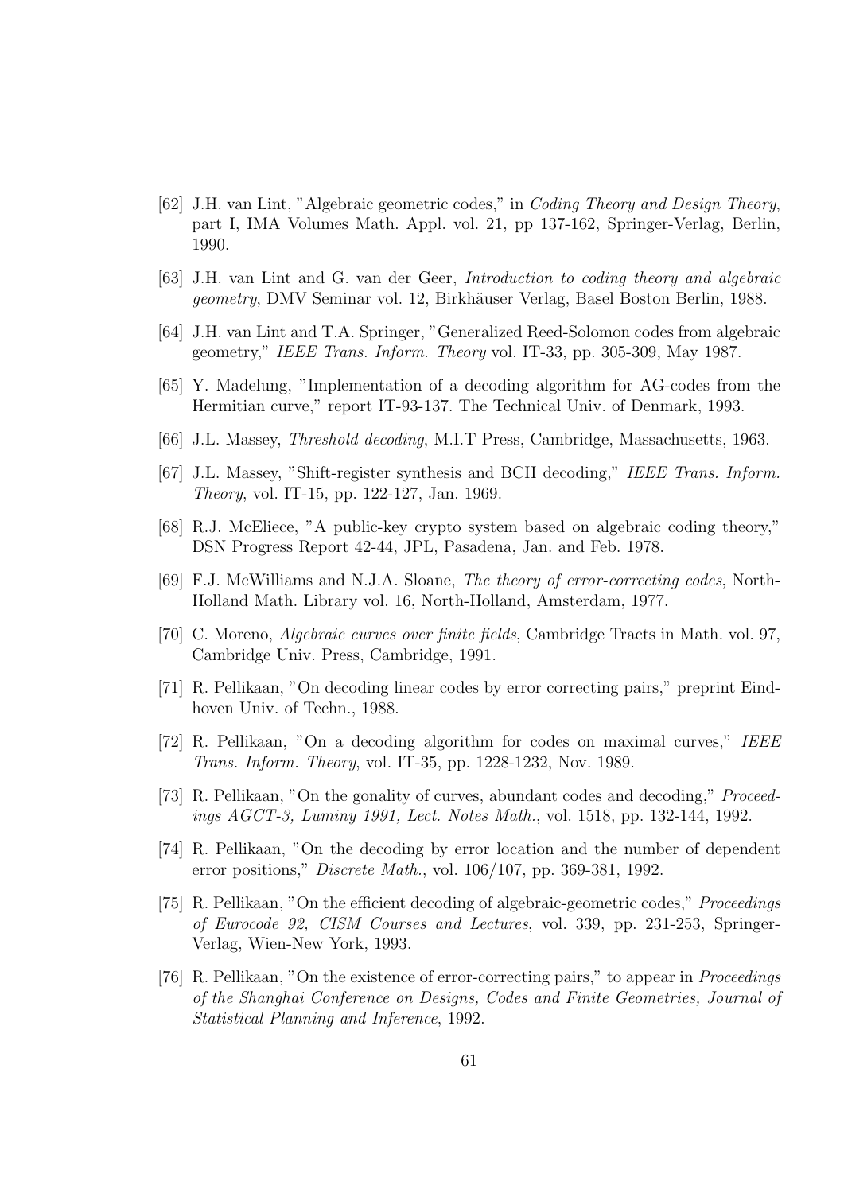[62] J.H. van Lint, "Algebraic geometric codes," in *Coding Theory and Design Theory*, part I, IMA Volumes Math. Appl. vol. 21, pp 137-162, Springer-Verlag, Berlin, 1990.

[63] J.H. van Lint and G. van der Geer, *Introduction to coding theory and algebraic geometry*, DMV Seminar vol. 12, Birkhäuser Verlag, Basel Boston Berlin, 1988.

[64] J.H. van Lint and T.A. Springer, "Generalized Reed-Solomon codes from algebraic geometry," *IEEE Trans. Inform. Theory* vol. IT-33, pp. 305-309, May 1987.

[65] Y. Madelung, "Implementation of a decoding algorithm for AG-codes from the Hermitian curve," report IT-93-137. The Technical Univ. of Denmark, 1993.

[66] J.L. Massey, *Threshold decoding*, M.I.T Press, Cambridge, Massachusetts, 1963.

[67] J.L. Massey, "Shift-register synthesis and BCH decoding," *IEEE Trans. Inform. Theory*, vol. IT-15, pp. 122-127, Jan. 1969.

[68] R.J. McEliece, "A public-key crypto system based on algebraic coding theory," DSN Progress Report 42-44, JPL, Pasadena, Jan. and Feb. 1978.

[69] F.J. McWilliams and N.J.A. Sloane, *The theory of error-correcting codes*, North-Holland Math. Library vol. 16, North-Holland, Amsterdam, 1977.

[70] C. Moreno, *Algebraic curves over finite fields*, Cambridge Tracts in Math. vol. 97, Cambridge Univ. Press, Cambridge, 1991.

[71] R. Pellikaan, "On decoding linear codes by error correcting pairs," preprint Eindhoven Univ. of Techn., 1988.

[72] R. Pellikaan, "On a decoding algorithm for codes on maximal curves," *IEEE Trans. Inform. Theory*, vol. IT-35, pp. 1228-1232, Nov. 1989.

[73] R. Pellikaan, "On the gonality of curves, abundant codes and decoding," *Proceedings AGCT-3, Luminy 1991, Lect. Notes Math.*, vol. 1518, pp. 132-144, 1992.

[74] R. Pellikaan, "On the decoding by error location and the number of dependent error positions," *Discrete Math.*, vol. 106/107, pp. 369-381, 1992.

[75] R. Pellikaan, "On the efficient decoding of algebraic-geometric codes," *Proceedings of Eurocode 92, CISM Courses and Lectures*, vol. 339, pp. 231-253, Springer-Verlag, Wien-New York, 1993.

[76] R. Pellikaan, "On the existence of error-correcting pairs," to appear in *Proceedings of the Shanghai Conference on Designs, Codes and Finite Geometries, Journal of Statistical Planning and Inference*, 1992.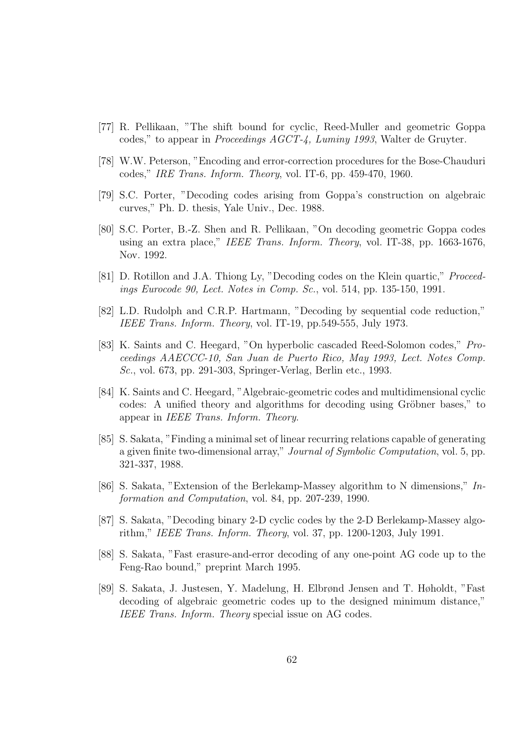[77] R. Pellikaan, "The shift bound for cyclic, Reed-Muller and geometric Goppa codes," to appear in *Proceedings AGCT-4, Luminy 1993*, Walter de Gruyter.

[78] W.W. Peterson, "Encoding and error-correction procedures for the Bose-Chauduri codes," *IRE Trans. Inform. Theory*, vol. IT-6, pp. 459-470, 1960.

[79] S.C. Porter, "Decoding codes arising from Goppa's construction on algebraic curves," Ph. D. thesis, Yale Univ., Dec. 1988.

[80] S.C. Porter, B.-Z. Shen and R. Pellikaan, "On decoding geometric Goppa codes using an extra place," *IEEE Trans. Inform. Theory*, vol. IT-38, pp. 1663-1676, Nov. 1992.

[81] D. Rotillon and J.A. Thiong Ly, "Decoding codes on the Klein quartic," *Proceedings Eurocode 90, Lect. Notes in Comp. Sc.*, vol. 514, pp. 135-150, 1991.

[82] L.D. Rudolph and C.R.P. Hartmann, "Decoding by sequential code reduction," *IEEE Trans. Inform. Theory*, vol. IT-19, pp.549-555, July 1973.

[83] K. Saints and C. Heegard, "On hyperbolic cascaded Reed-Solomon codes," *Proceedings AAECCC-10, San Juan de Puerto Rico, May 1993, Lect. Notes Comp. Sc.*, vol. 673, pp. 291-303, Springer-Verlag, Berlin etc., 1993.

[84] K. Saints and C. Heegard, "Algebraic-geometric codes and multidimensional cyclic codes: A unified theory and algorithms for decoding using Gröbner bases," to appear in *IEEE Trans. Inform. Theory*.

[85] S. Sakata, "Finding a minimal set of linear recurring relations capable of generating a given finite two-dimensional array," *Journal of Symbolic Computation*, vol. 5, pp. 321-337, 1988.

[86] S. Sakata, "Extension of the Berlekamp-Massey algorithm to N dimensions," *Information and Computation*, vol. 84, pp. 207-239, 1990.

[87] S. Sakata, "Decoding binary 2-D cyclic codes by the 2-D Berlekamp-Massey algorithm," *IEEE Trans. Inform. Theory*, vol. 37, pp. 1200-1203, July 1991.

[88] S. Sakata, "Fast erasure-and-error decoding of any one-point AG code up to the Feng-Rao bound," preprint March 1995.

[89] S. Sakata, J. Justesen, Y. Madelung, H. Elbrønd Jensen and T. Høholdt, "Fast decoding of algebraic geometric codes up to the designed minimum distance," *IEEE Trans. Inform. Theory* special issue on AG codes.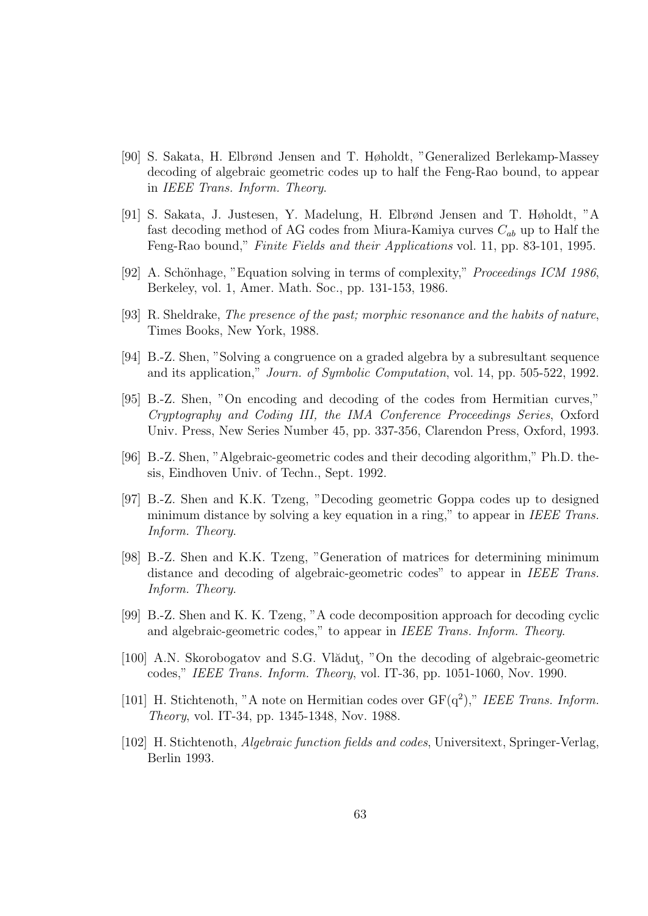[90] S. Sakata, H. Elbrønd Jensen and T. Høholdt, "Generalized Berlekamp-Massey decoding of algebraic geometric codes up to half the Feng-Rao bound, to appear in *IEEE Trans. Inform. Theory*.

[91] S. Sakata, J. Justesen, Y. Madelung, H. Elbrønd Jensen and T. Høholdt, "A fast decoding method of AG codes from Miura-Kamiya curves $C_{ab}$ up to Half the Feng-Rao bound," *Finite Fields and their Applications* vol. 11, pp. 83-101, 1995.

[92] A. Schönhage, "Equation solving in terms of complexity," *Proceedings ICM 1986*, Berkeley, vol. 1, Amer. Math. Soc., pp. 131-153, 1986.

[93] R. Sheldrake, *The presence of the past; morphic resonance and the habits of nature*, Times Books, New York, 1988.

[94] B.-Z. Shen, "Solving a congruence on a graded algebra by a subresultant sequence and its application," *Journ. of Symbolic Computation*, vol. 14, pp. 505-522, 1992.

[95] B.-Z. Shen, "On encoding and decoding of the codes from Hermitian curves," *Cryptography and Coding III, the IMA Conference Proceedings Series*, Oxford Univ. Press, New Series Number 45, pp. 337-356, Clarendon Press, Oxford, 1993.

[96] B.-Z. Shen, "Algebraic-geometric codes and their decoding algorithm," Ph.D. thesis, Eindhoven Univ. of Techn., Sept. 1992.

[97] B.-Z. Shen and K.K. Tzeng, "Decoding geometric Goppa codes up to designed minimum distance by solving a key equation in a ring," to appear in *IEEE Trans. Inform. Theory*.

[98] B.-Z. Shen and K.K. Tzeng, "Generation of matrices for determining minimum distance and decoding of algebraic-geometric codes" to appear in *IEEE Trans. Inform. Theory*.

[99] B.-Z. Shen and K. K. Tzeng, "A code decomposition approach for decoding cyclic and algebraic-geometric codes," to appear in *IEEE Trans. Inform. Theory*.

[100] A.N. Skorobogatov and S.G. Vlăduţ, "On the decoding of algebraic-geometric codes," *IEEE Trans. Inform. Theory*, vol. IT-36, pp. 1051-1060, Nov. 1990.

[101] H. Stichtenoth, "A note on Hermitian codes over GF($q^2$)," *IEEE Trans. Inform. Theory*, vol. IT-34, pp. 1345-1348, Nov. 1988.

[102] H. Stichtenoth, *Algebraic function fields and codes*, Universitext, Springer-Verlag, Berlin 1993.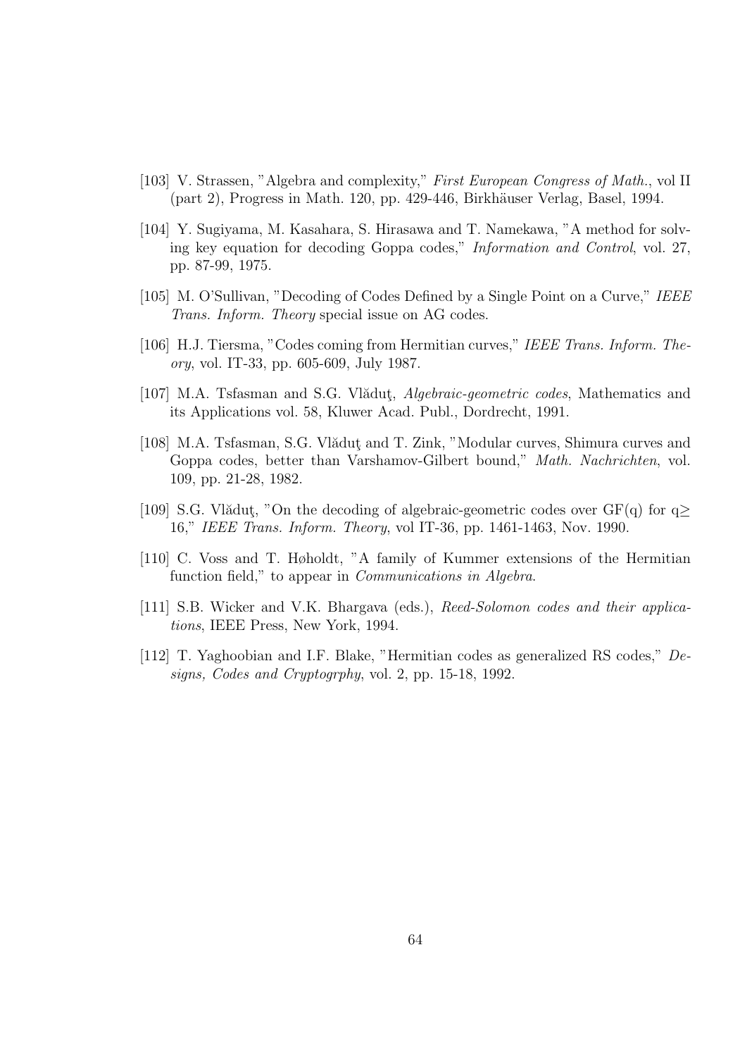[103] V. Strassen, "Algebra and complexity," *First European Congress of Math.*, vol II (part 2), Progress in Math. 120, pp. 429-446, Birkhäuser Verlag, Basel, 1994.

[104] Y. Sugiyama, M. Kasahara, S. Hirasawa and T. Namekawa, "A method for solving key equation for decoding Goppa codes," *Information and Control*, vol. 27, pp. 87-99, 1975.

[105] M. O'Sullivan, "Decoding of Codes Defined by a Single Point on a Curve," *IEEE Trans. Inform. Theory* special issue on AG codes.

[106] H.J. Tiersma, "Codes coming from Hermitian curves," *IEEE Trans. Inform. Theory*, vol. IT-33, pp. 605-609, July 1987.

[107] M.A. Tsfasman and S.G. Vlăduţ, *Algebraic-geometric codes*, Mathematics and its Applications vol. 58, Kluwer Acad. Publ., Dordrecht, 1991.

[108] M.A. Tsfasman, S.G. Vlăduţ and T. Zink, "Modular curves, Shimura curves and Goppa codes, better than Varshamov-Gilbert bound," *Math. Nachrichten*, vol. 109, pp. 21-28, 1982.

[109] S.G. Vlăduţ, "On the decoding of algebraic-geometric codes over GF(q) for $q \geq 16$," *IEEE Trans. Inform. Theory*, vol IT-36, pp. 1461-1463, Nov. 1990.

[110] C. Voss and T. Høholdt, "A family of Kummer extensions of the Hermitian function field," to appear in *Communications in Algebra*.

[111] S.B. Wicker and V.K. Bhargava (eds.), *Reed-Solomon codes and their applications*, IEEE Press, New York, 1994.

[112] T. Yaghoobian and I.F. Blake, "Hermitian codes as generalized RS codes," *Designs, Codes and Cryptogrphy*, vol. 2, pp. 15-18, 1992.